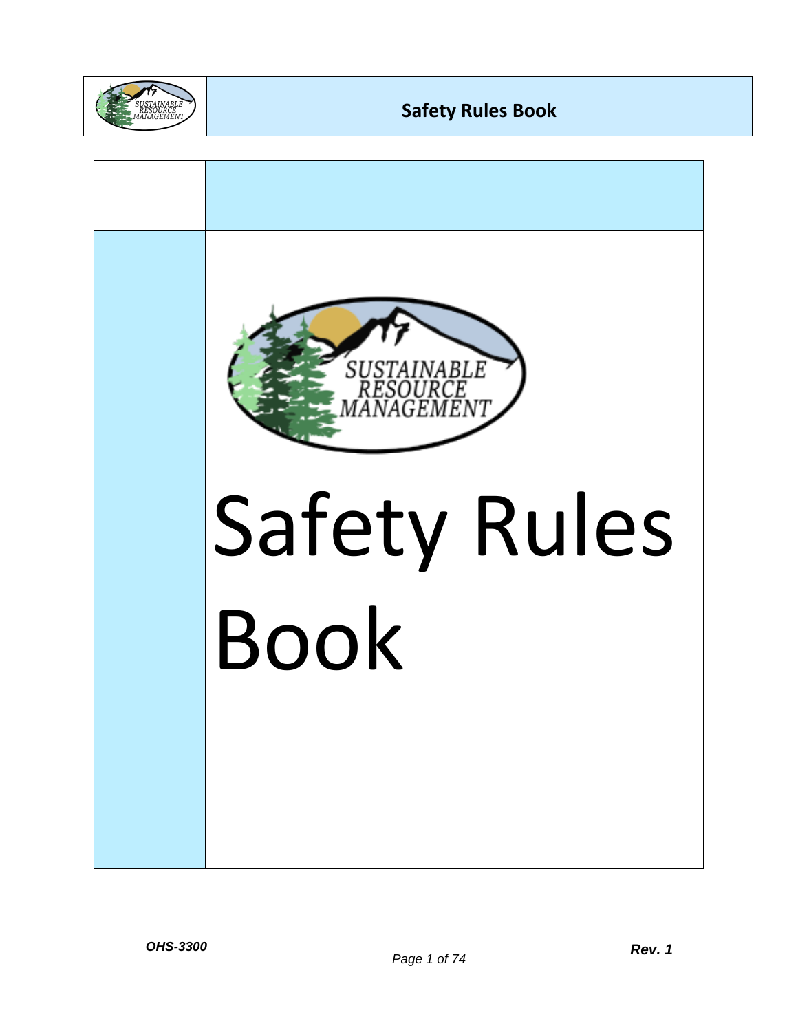SUSTAINABLE RESOURCE MANAGEMENT

# Safety Rules Book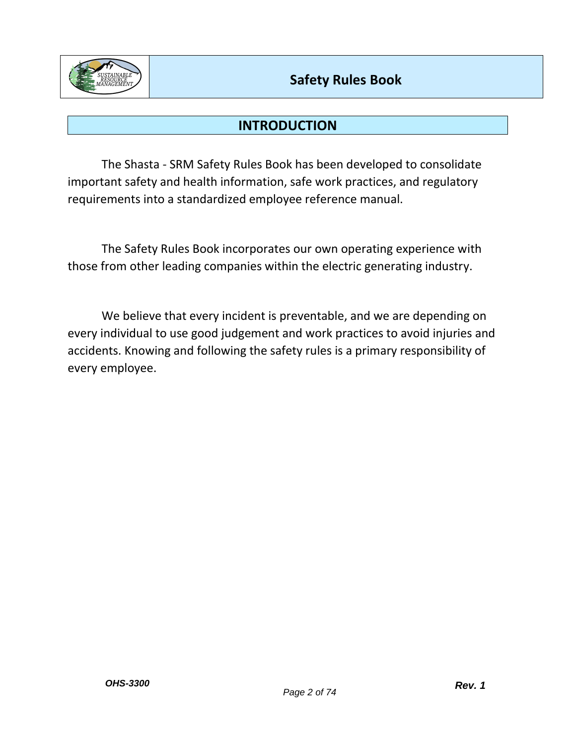# INTRODUCTION

The Shasta - SRM Safety Rules Book has been developed to consolidate important safety and health information, safe work practices, and regulatory requirements into a standardized employee reference manual.

The Safety Rules Book incorporates our own operating experience with those from other leading companies within the electric generating industry.

We believe that every incident is preventable, and we are depending on every individual to use good judgement and work practices to avoid injuries and accidents. Knowing and following the safety rules is a primary responsibility of every employee.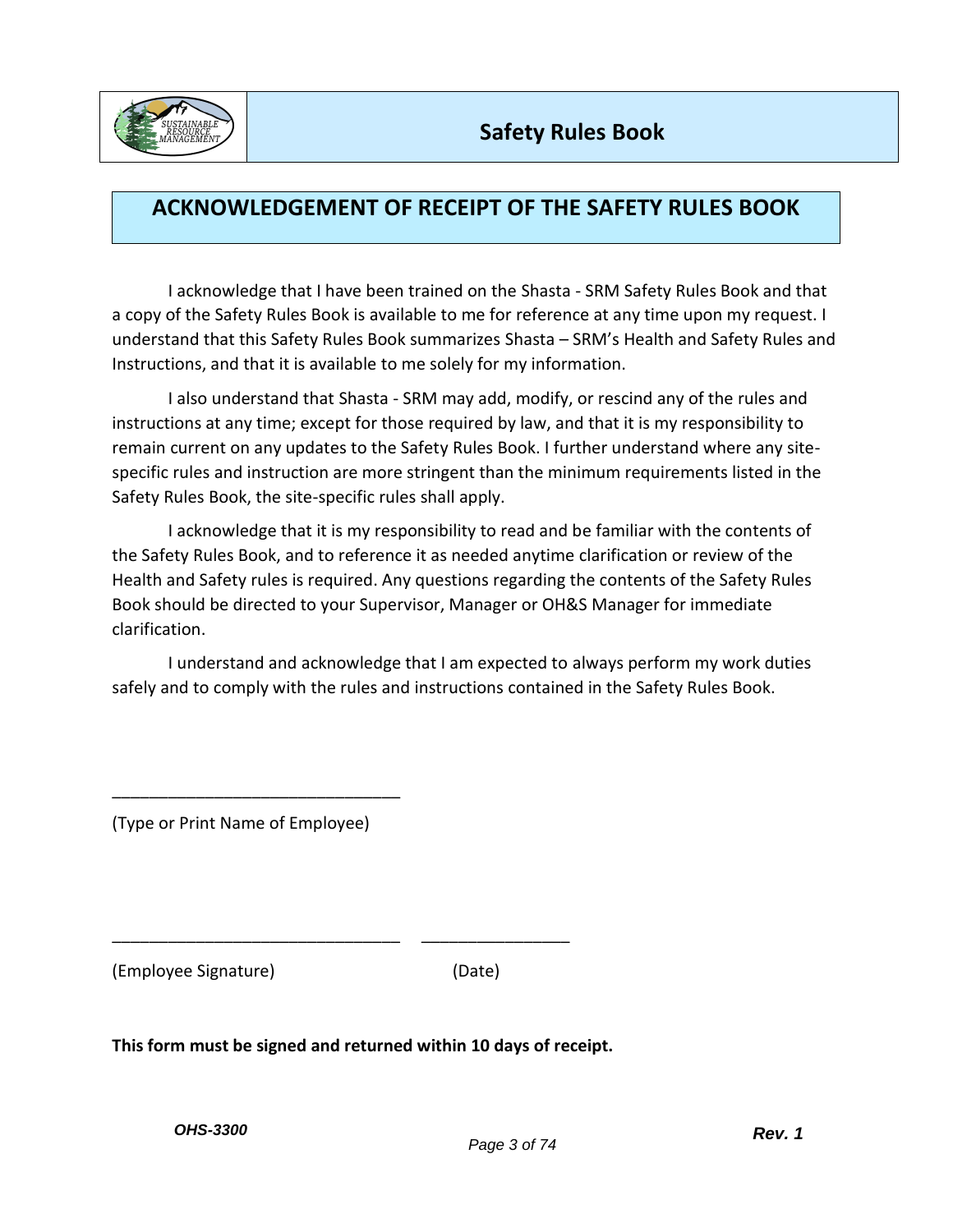## ACKNOWLEDGEMENT OF RECEIPT OF THE SAFETY RULES BOOK

I acknowledge that I have been trained on the Shasta - SRM Safety Rules Book and that a copy of the Safety Rules Book is available to me for reference at any time upon my request. I understand that this Safety Rules Book summarizes Shasta – SRM's Health and Safety Rules and Instructions, and that it is available to me solely for my information.

I also understand that Shasta - SRM may add, modify, or rescind any of the rules and instructions at any time; except for those required by law, and that it is my responsibility to remain current on any updates to the Safety Rules Book. I further understand where any site-specific rules and instruction are more stringent than the minimum requirements listed in the Safety Rules Book, the site-specific rules shall apply.

I acknowledge that it is my responsibility to read and be familiar with the contents of the Safety Rules Book, and to reference it as needed anytime clarification or review of the Health and Safety rules is required. Any questions regarding the contents of the Safety Rules Book should be directed to your Supervisor, Manager or OH&S Manager for immediate clarification.

I understand and acknowledge that I am expected to always perform my work duties safely and to comply with the rules and instructions contained in the Safety Rules Book.

_______________________________

(Type or Print Name of Employee)

_______________________________ ________________

(Employee Signature) (Date)

**This form must be signed and returned within 10 days of receipt.**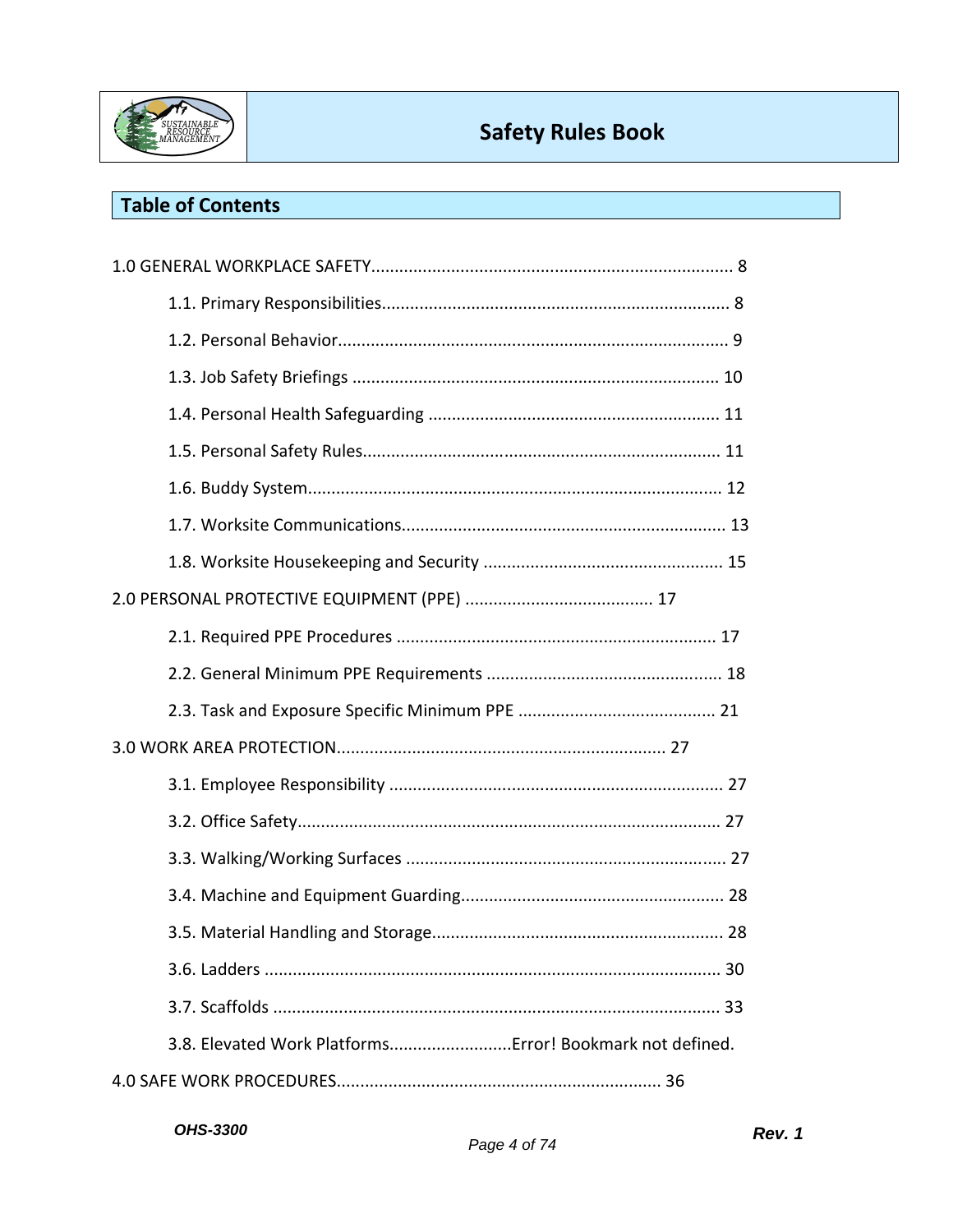## Table of Contents

1.0 GENERAL WORKPLACE SAFETY........................................................................... 8

- 1.1. Primary Responsibilities......................................................................... 8
- 1.2. Personal Behavior.................................................................................. 9
- 1.3. Job Safety Briefings ............................................................................ 10
- 1.4. Personal Health Safeguarding ............................................................. 11
- 1.5. Personal Safety Rules........................................................................... 11
- 1.6. Buddy System....................................................................................... 12
- 1.7. Worksite Communications.................................................................... 13
- 1.8. Worksite Housekeeping and Security ................................................... 15

2.0 PERSONAL PROTECTIVE EQUIPMENT (PPE) ........................................ 17

- 2.1. Required PPE Procedures .................................................................... 17
- 2.2. General Minimum PPE Requirements .................................................. 18
- 2.3. Task and Exposure Specific Minimum PPE .......................................... 21

3.0 WORK AREA PROTECTION..................................................................... 27

- 3.1. Employee Responsibility ...................................................................... 27
- 3.2. Office Safety......................................................................................... 27
- 3.3. Walking/Working Surfaces ................................................................... 27
- 3.4. Machine and Equipment Guarding....................................................... 28
- 3.5. Material Handling and Storage............................................................. 28
- 3.6. Ladders ................................................................................................ 30
- 3.7. Scaffolds .............................................................................................. 33
- 3.8. Elevated Work Platforms..........................Error! Bookmark not defined.

4.0 SAFE WORK PROCEDURES.................................................................... 36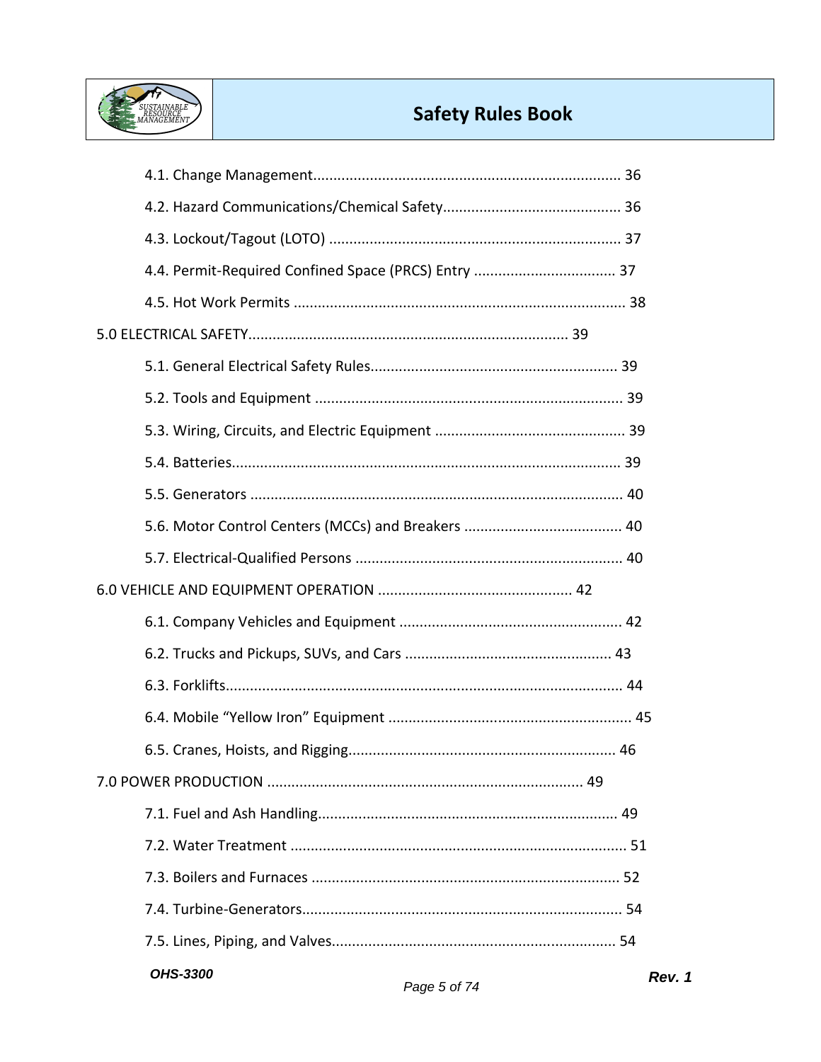4.1. Change Management........................................................................... 36

4.2. Hazard Communications/Chemical Safety........................................... 36

4.3. Lockout/Tagout (LOTO) ....................................................................... 37

4.4. Permit-Required Confined Space (PRCS) Entry .................................. 37

4.5. Hot Work Permits ................................................................................ 38

5.0 ELECTRICAL SAFETY............................................................................. 39

5.1. General Electrical Safety Rules............................................................ 39

5.2. Tools and Equipment ........................................................................... 39

5.3. Wiring, Circuits, and Electric Equipment .............................................. 39

5.4. Batteries............................................................................................... 39

5.5. Generators ........................................................................................... 40

5.6. Motor Control Centers (MCCs) and Breakers ....................................... 40

5.7. Electrical-Qualified Persons ................................................................. 40

6.0 VEHICLE AND EQUIPMENT OPERATION ............................................... 42

6.1. Company Vehicles and Equipment ...................................................... 42

6.2. Trucks and Pickups, SUVs, and Cars .................................................. 43

6.3. Forklifts................................................................................................ 44

6.4. Mobile “Yellow Iron” Equipment ........................................................... 45

6.5. Cranes, Hoists, and Rigging................................................................. 46

7.0 POWER PRODUCTION ............................................................................ 49

7.1. Fuel and Ash Handling......................................................................... 49

7.2. Water Treatment .................................................................................. 51

7.3. Boilers and Furnaces ........................................................................... 52

7.4. Turbine-Generators.............................................................................. 54

7.5. Lines, Piping, and Valves..................................................................... 54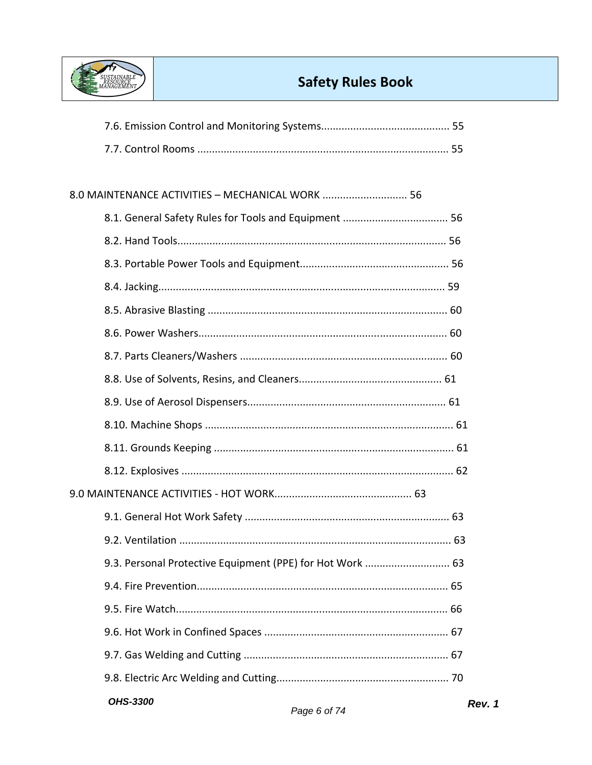7.6. Emission Control and Monitoring Systems............................................ 55

7.7. Control Rooms ..................................................................................... 55

8.0 MAINTENANCE ACTIVITIES – MECHANICAL WORK ............................. 56

8.1. General Safety Rules for Tools and Equipment .................................... 56

8.2. Hand Tools........................................................................................... 56

8.3. Portable Power Tools and Equipment................................................... 56

8.4. Jacking................................................................................................. 59

8.5. Abrasive Blasting ................................................................................. 60

8.6. Power Washers..................................................................................... 60

8.7. Parts Cleaners/Washers ...................................................................... 60

8.8. Use of Solvents, Resins, and Cleaners................................................. 61

8.9. Use of Aerosol Dispensers................................................................... 61

8.10. Machine Shops .................................................................................... 61

8.11. Grounds Keeping ................................................................................. 61

8.12. Explosives ............................................................................................ 62

9.0 MAINTENANCE ACTIVITIES - HOT WORK.............................................. 63

9.1. General Hot Work Safety ..................................................................... 63

9.2. Ventilation ............................................................................................ 63

9.3. Personal Protective Equipment (PPE) for Hot Work ............................. 63

9.4. Fire Prevention..................................................................................... 65

9.5. Fire Watch............................................................................................ 66

9.6. Hot Work in Confined Spaces ............................................................... 67

9.7. Gas Welding and Cutting ...................................................................... 67

9.8. Electric Arc Welding and Cutting........................................................... 70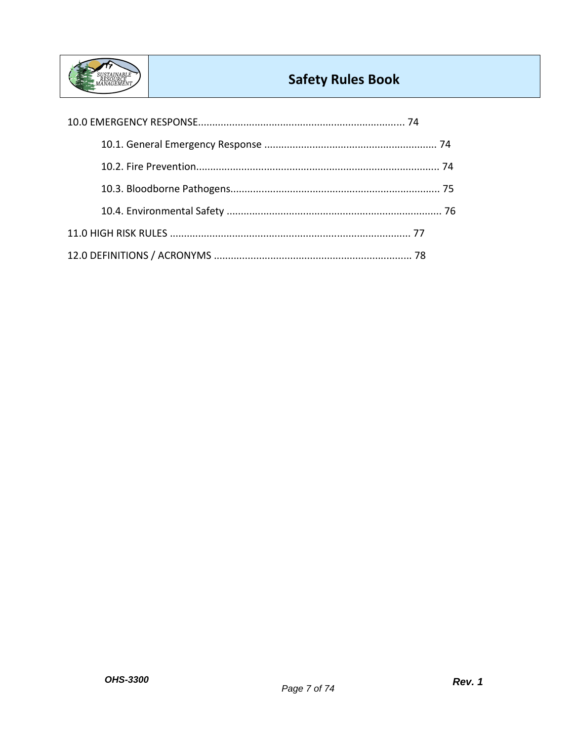10.0 EMERGENCY RESPONSE........................................................................ 74

- 10.1. General Emergency Response ............................................................ 74
- 10.2. Fire Prevention..................................................................................... 74
- 10.3. Bloodborne Pathogens......................................................................... 75
- 10.4. Environmental Safety ........................................................................... 76

11.0 HIGH RISK RULES .................................................................................... 77

12.0 DEFINITIONS / ACRONYMS ..................................................................... 78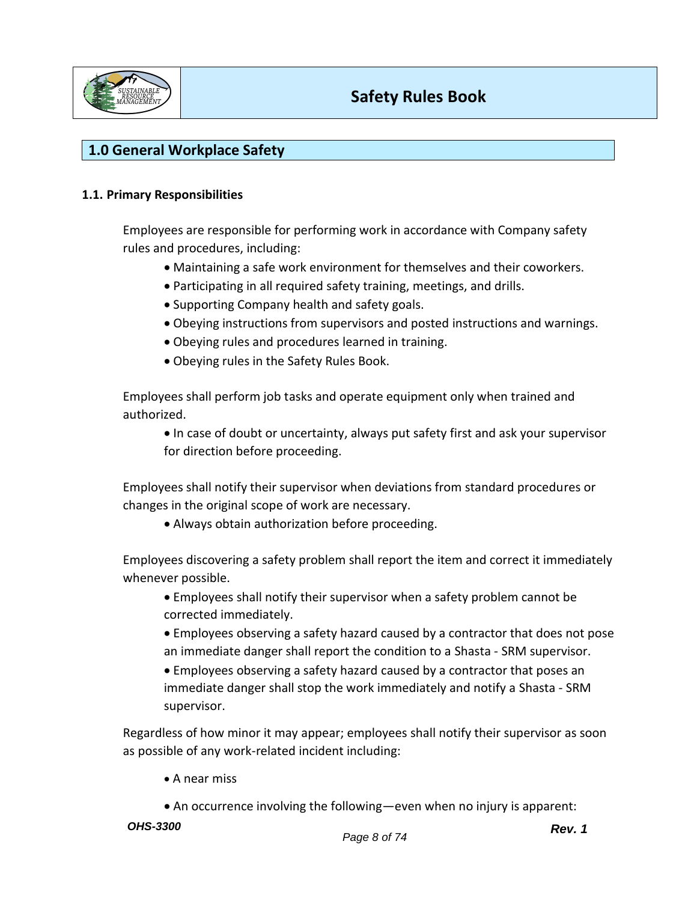## 1.0 General Workplace Safety

### 1.1. Primary Responsibilities

Employees are responsible for performing work in accordance with Company safety rules and procedures, including:

- Maintaining a safe work environment for themselves and their coworkers.
- Participating in all required safety training, meetings, and drills.
- Supporting Company health and safety goals.
- Obeying instructions from supervisors and posted instructions and warnings.
- Obeying rules and procedures learned in training.
- Obeying rules in the Safety Rules Book.

Employees shall perform job tasks and operate equipment only when trained and authorized.

- In case of doubt or uncertainty, always put safety first and ask your supervisor for direction before proceeding.

Employees shall notify their supervisor when deviations from standard procedures or changes in the original scope of work are necessary.

- Always obtain authorization before proceeding.

Employees discovering a safety problem shall report the item and correct it immediately whenever possible.

- Employees shall notify their supervisor when a safety problem cannot be corrected immediately.
- Employees observing a safety hazard caused by a contractor that does not pose an immediate danger shall report the condition to a Shasta - SRM supervisor.
- Employees observing a safety hazard caused by a contractor that poses an immediate danger shall stop the work immediately and notify a Shasta - SRM supervisor.

Regardless of how minor it may appear; employees shall notify their supervisor as soon as possible of any work-related incident including:

- A near miss
- An occurrence involving the following—even when no injury is apparent: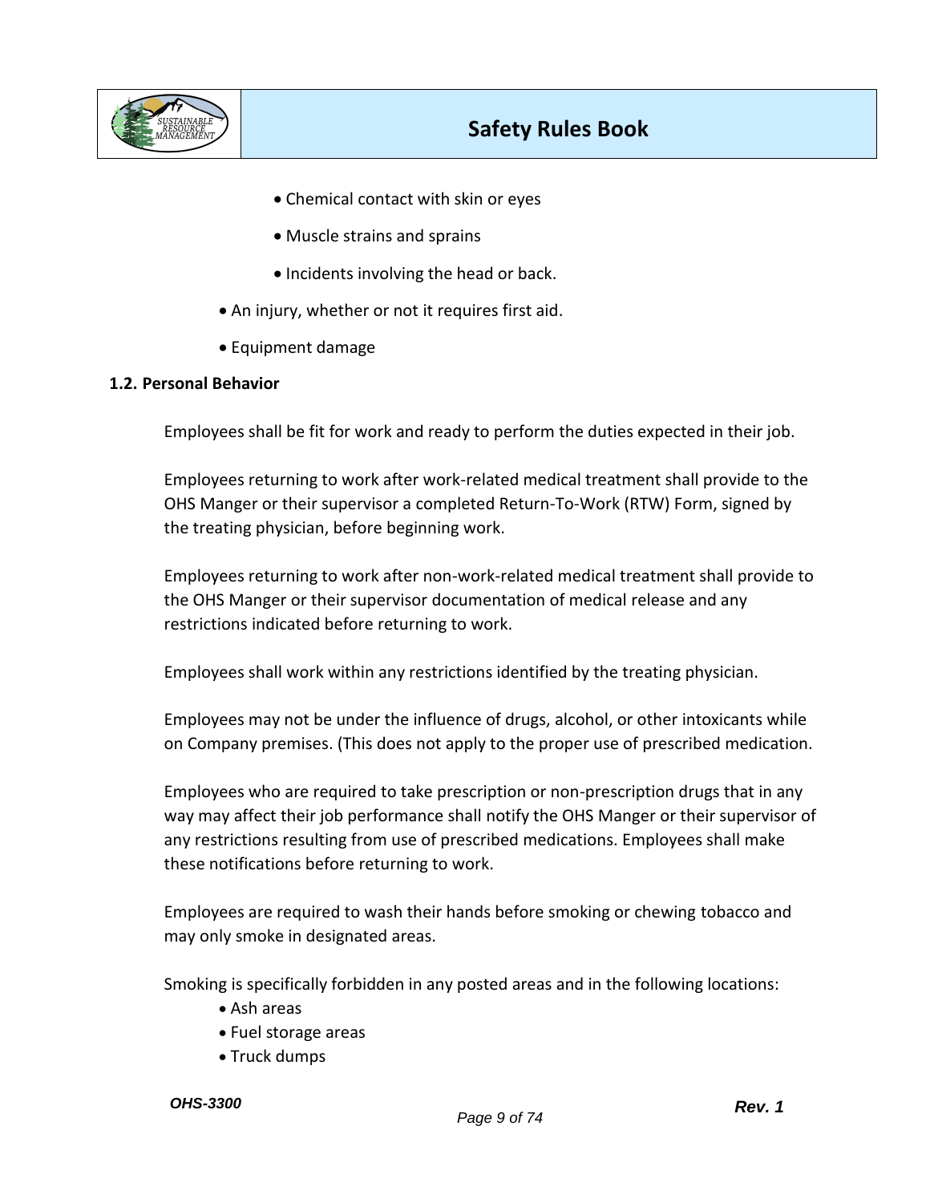- Chemical contact with skin or eyes
  - Muscle strains and sprains
  - Incidents involving the head or back.
- An injury, whether or not it requires first aid.
- Equipment damage

**1.2. Personal Behavior**

Employees shall be fit for work and ready to perform the duties expected in their job.

Employees returning to work after work-related medical treatment shall provide to the OHS Manger or their supervisor a completed Return-To-Work (RTW) Form, signed by the treating physician, before beginning work.

Employees returning to work after non-work-related medical treatment shall provide to the OHS Manger or their supervisor documentation of medical release and any restrictions indicated before returning to work.

Employees shall work within any restrictions identified by the treating physician.

Employees may not be under the influence of drugs, alcohol, or other intoxicants while on Company premises. (This does not apply to the proper use of prescribed medication.

Employees who are required to take prescription or non-prescription drugs that in any way may affect their job performance shall notify the OHS Manger or their supervisor of any restrictions resulting from use of prescribed medications. Employees shall make these notifications before returning to work.

Employees are required to wash their hands before smoking or chewing tobacco and may only smoke in designated areas.

Smoking is specifically forbidden in any posted areas and in the following locations:

- Ash areas
- Fuel storage areas
- Truck dumps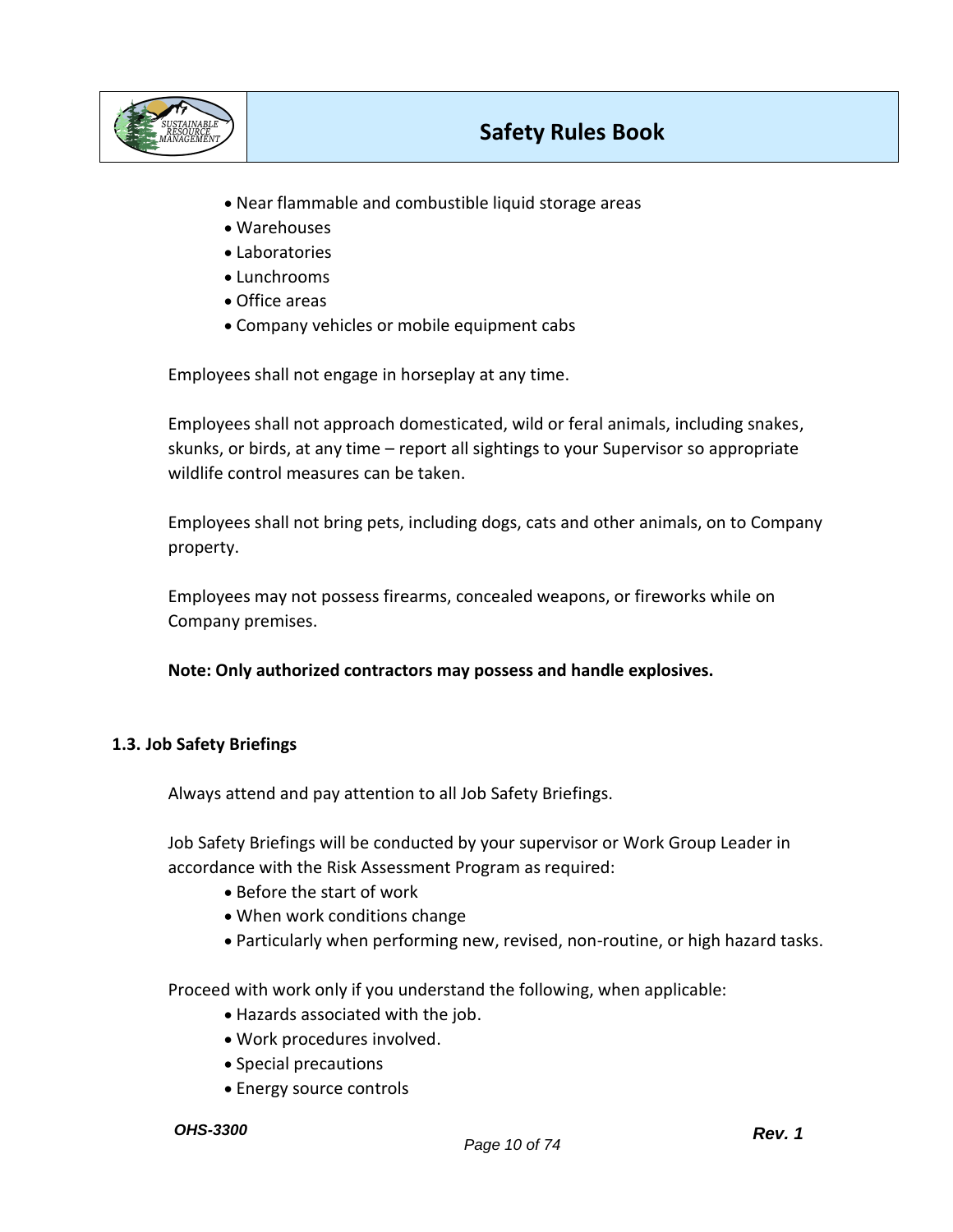- Near flammable and combustible liquid storage areas
- Warehouses
- Laboratories
- Lunchrooms
- Office areas
- Company vehicles or mobile equipment cabs

Employees shall not engage in horseplay at any time.

Employees shall not approach domesticated, wild or feral animals, including snakes, skunks, or birds, at any time – report all sightings to your Supervisor so appropriate wildlife control measures can be taken.

Employees shall not bring pets, including dogs, cats and other animals, on to Company property.

Employees may not possess firearms, concealed weapons, or fireworks while on Company premises.

**Note: Only authorized contractors may possess and handle explosives.**

### 1.3. Job Safety Briefings

Always attend and pay attention to all Job Safety Briefings.

Job Safety Briefings will be conducted by your supervisor or Work Group Leader in accordance with the Risk Assessment Program as required:

- Before the start of work
- When work conditions change
- Particularly when performing new, revised, non-routine, or high hazard tasks.

Proceed with work only if you understand the following, when applicable:

- Hazards associated with the job.
- Work procedures involved.
- Special precautions
- Energy source controls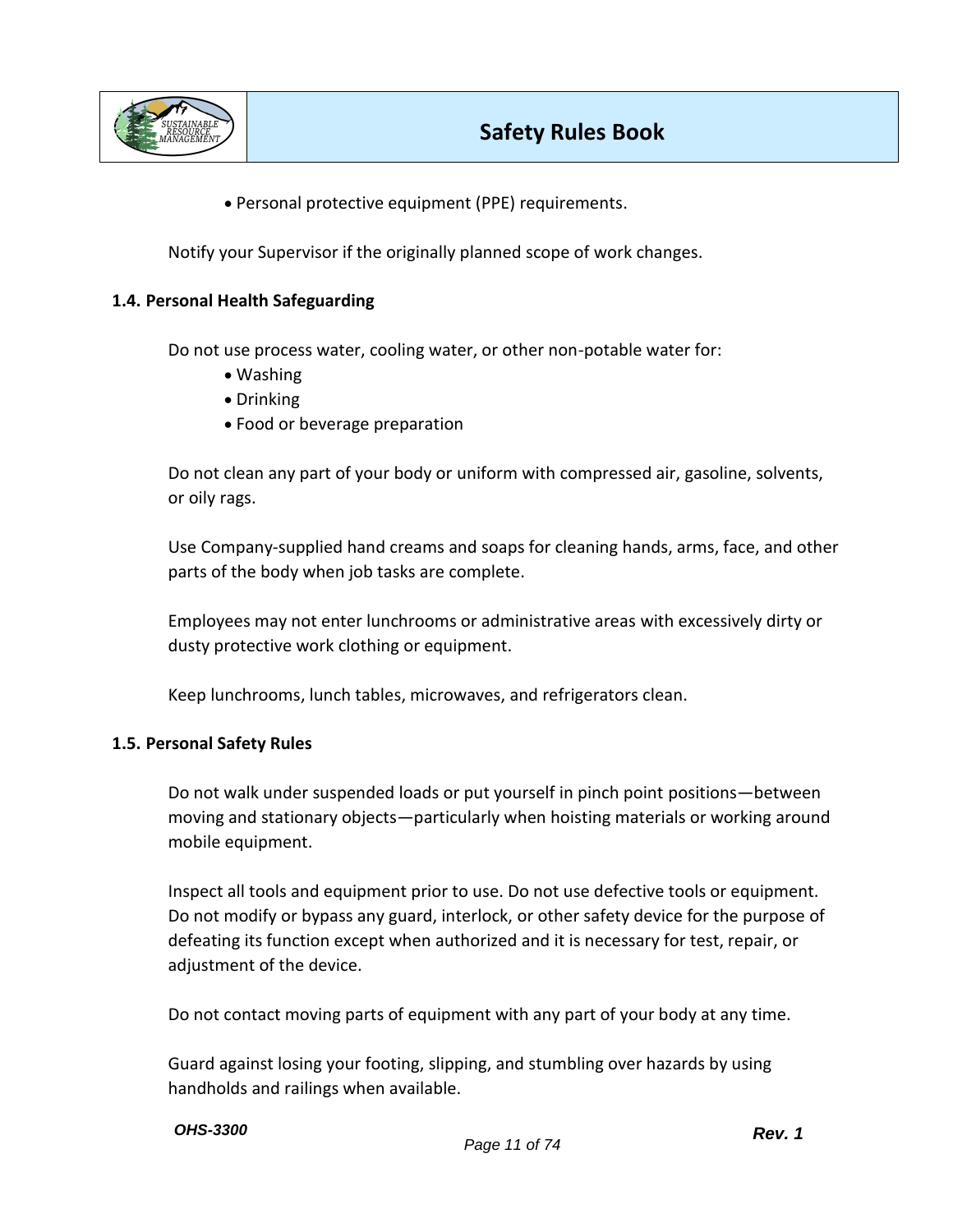- Personal protective equipment (PPE) requirements.

Notify your Supervisor if the originally planned scope of work changes.

### 1.4. Personal Health Safeguarding

Do not use process water, cooling water, or other non-potable water for:

- Washing
- Drinking
- Food or beverage preparation

Do not clean any part of your body or uniform with compressed air, gasoline, solvents, or oily rags.

Use Company-supplied hand creams and soaps for cleaning hands, arms, face, and other parts of the body when job tasks are complete.

Employees may not enter lunchrooms or administrative areas with excessively dirty or dusty protective work clothing or equipment.

Keep lunchrooms, lunch tables, microwaves, and refrigerators clean.

### 1.5. Personal Safety Rules

Do not walk under suspended loads or put yourself in pinch point positions—between moving and stationary objects—particularly when hoisting materials or working around mobile equipment.

Inspect all tools and equipment prior to use. Do not use defective tools or equipment. Do not modify or bypass any guard, interlock, or other safety device for the purpose of defeating its function except when authorized and it is necessary for test, repair, or adjustment of the device.

Do not contact moving parts of equipment with any part of your body at any time.

Guard against losing your footing, slipping, and stumbling over hazards by using handholds and railings when available.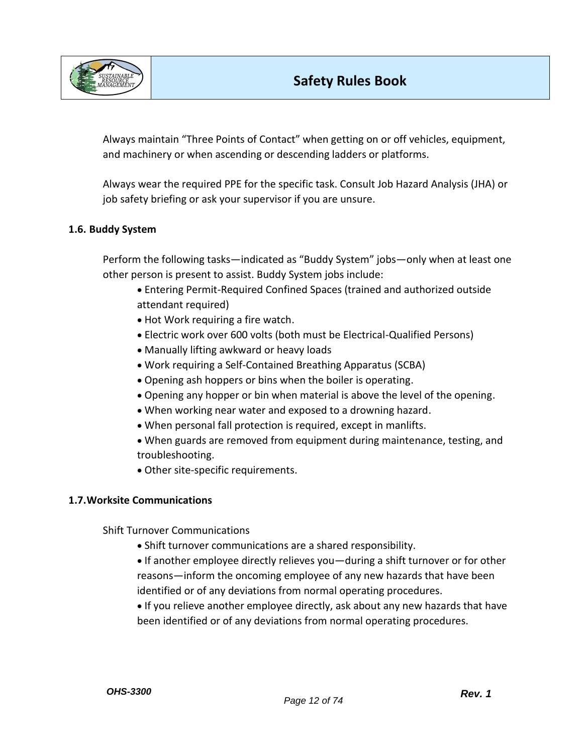Always maintain “Three Points of Contact” when getting on or off vehicles, equipment, and machinery or when ascending or descending ladders or platforms.

Always wear the required PPE for the specific task. Consult Job Hazard Analysis (JHA) or job safety briefing or ask your supervisor if you are unsure.

**1.6. Buddy System**

Perform the following tasks—indicated as “Buddy System” jobs—only when at least one other person is present to assist. Buddy System jobs include:

- Entering Permit-Required Confined Spaces (trained and authorized outside attendant required)
- Hot Work requiring a fire watch.
- Electric work over 600 volts (both must be Electrical-Qualified Persons)
- Manually lifting awkward or heavy loads
- Work requiring a Self-Contained Breathing Apparatus (SCBA)
- Opening ash hoppers or bins when the boiler is operating.
- Opening any hopper or bin when material is above the level of the opening.
- When working near water and exposed to a drowning hazard.
- When personal fall protection is required, except in manlifts.
- When guards are removed from equipment during maintenance, testing, and troubleshooting.
- Other site-specific requirements.

**1.7.Worksite Communications**

Shift Turnover Communications

- Shift turnover communications are a shared responsibility.
- If another employee directly relieves you—during a shift turnover or for other reasons—inform the oncoming employee of any new hazards that have been identified or of any deviations from normal operating procedures.
- If you relieve another employee directly, ask about any new hazards that have been identified or of any deviations from normal operating procedures.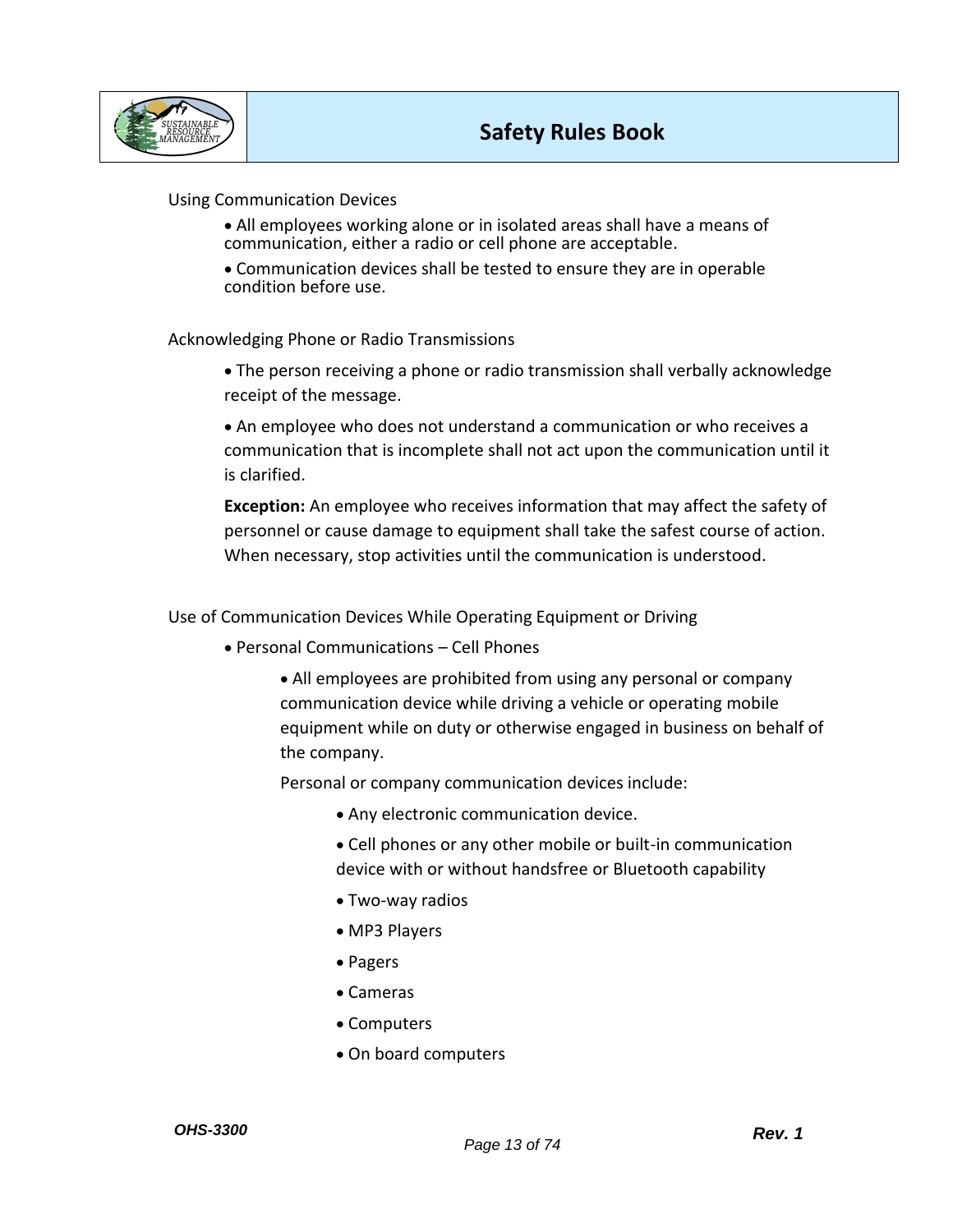Using Communication Devices

- All employees working alone or in isolated areas shall have a means of communication, either a radio or cell phone are acceptable.
- Communication devices shall be tested to ensure they are in operable condition before use.

Acknowledging Phone or Radio Transmissions

- The person receiving a phone or radio transmission shall verbally acknowledge receipt of the message.
- An employee who does not understand a communication or who receives a communication that is incomplete shall not act upon the communication until it is clarified.

**Exception:** An employee who receives information that may affect the safety of personnel or cause damage to equipment shall take the safest course of action. When necessary, stop activities until the communication is understood.

Use of Communication Devices While Operating Equipment or Driving

- Personal Communications – Cell Phones
  - All employees are prohibited from using any personal or company communication device while driving a vehicle or operating mobile equipment while on duty or otherwise engaged in business on behalf of the company.

  Personal or company communication devices include:

    - Any electronic communication device.
    - Cell phones or any other mobile or built-in communication device with or without handsfree or Bluetooth capability
    - Two-way radios
    - MP3 Players
    - Pagers
    - Cameras
    - Computers
    - On board computers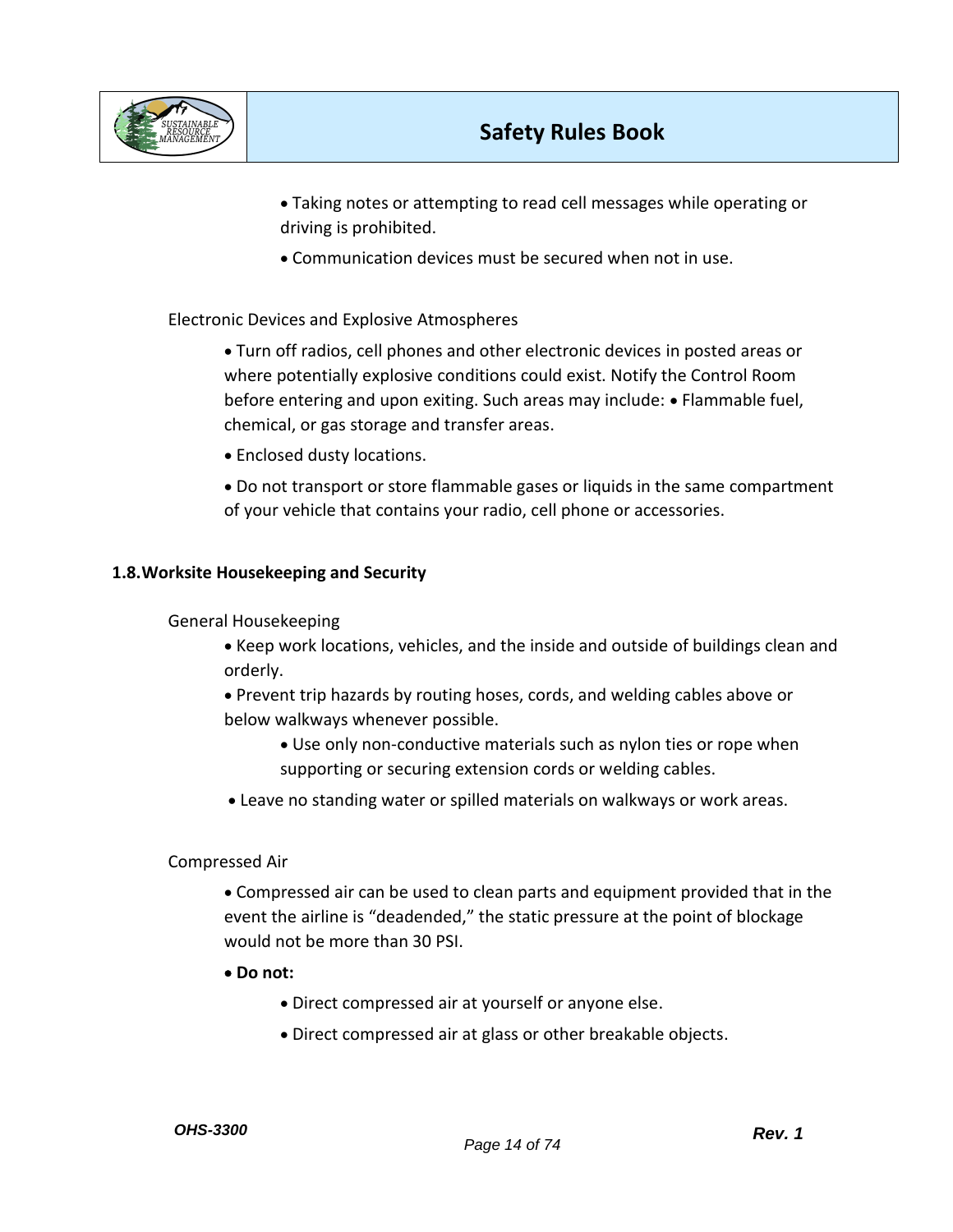- Taking notes or attempting to read cell messages while operating or driving is prohibited.
- Communication devices must be secured when not in use.

Electronic Devices and Explosive Atmospheres

- Turn off radios, cell phones and other electronic devices in posted areas or where potentially explosive conditions could exist. Notify the Control Room before entering and upon exiting. Such areas may include: • Flammable fuel, chemical, or gas storage and transfer areas.
- Enclosed dusty locations.
- Do not transport or store flammable gases or liquids in the same compartment of your vehicle that contains your radio, cell phone or accessories.

## 1.8. Worksite Housekeeping and Security

General Housekeeping

- Keep work locations, vehicles, and the inside and outside of buildings clean and orderly.
- Prevent trip hazards by routing hoses, cords, and welding cables above or below walkways whenever possible.
    - Use only non-conductive materials such as nylon ties or rope when supporting or securing extension cords or welding cables.
- Leave no standing water or spilled materials on walkways or work areas.

Compressed Air

- Compressed air can be used to clean parts and equipment provided that in the event the airline is "deadended," the static pressure at the point of blockage would not be more than 30 PSI.
- **Do not:**
    - Direct compressed air at yourself or anyone else.
    - Direct compressed air at glass or other breakable objects.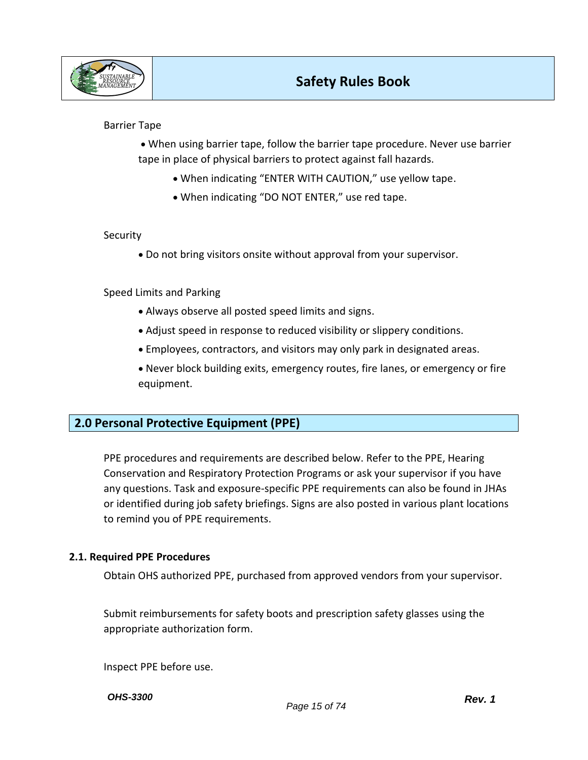Barrier Tape

- When using barrier tape, follow the barrier tape procedure. Never use barrier tape in place of physical barriers to protect against fall hazards.
    - When indicating “ENTER WITH CAUTION,” use yellow tape.
    - When indicating “DO NOT ENTER,” use red tape.

Security

- Do not bring visitors onsite without approval from your supervisor.

Speed Limits and Parking

- Always observe all posted speed limits and signs.
- Adjust speed in response to reduced visibility or slippery conditions.
- Employees, contractors, and visitors may only park in designated areas.
- Never block building exits, emergency routes, fire lanes, or emergency or fire equipment.

## 2.0 Personal Protective Equipment (PPE)

PPE procedures and requirements are described below. Refer to the PPE, Hearing Conservation and Respiratory Protection Programs or ask your supervisor if you have any questions. Task and exposure-specific PPE requirements can also be found in JHAs or identified during job safety briefings. Signs are also posted in various plant locations to remind you of PPE requirements.

### 2.1. Required PPE Procedures

Obtain OHS authorized PPE, purchased from approved vendors from your supervisor.

Submit reimbursements for safety boots and prescription safety glasses using the appropriate authorization form.

Inspect PPE before use.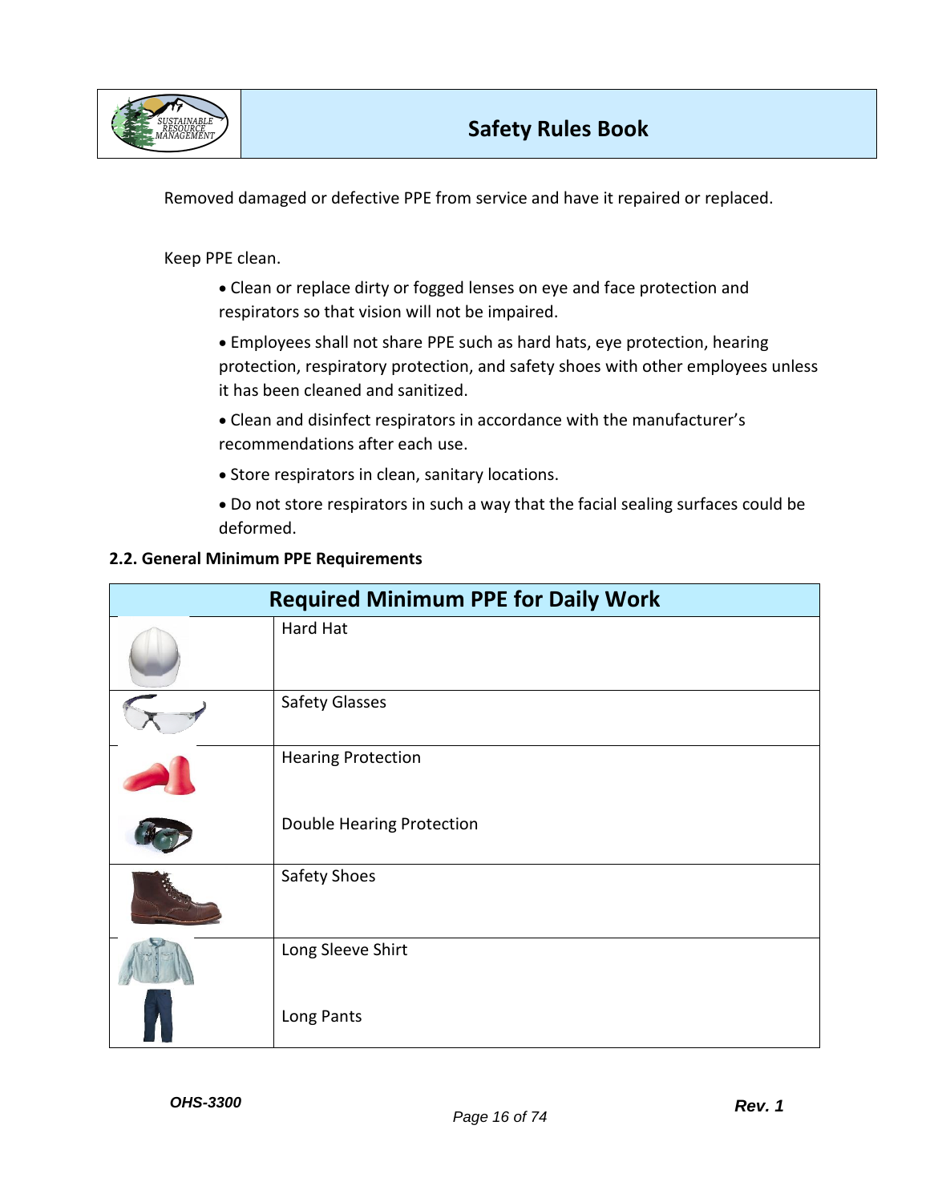Removed damaged or defective PPE from service and have it repaired or replaced.

Keep PPE clean.

- Clean or replace dirty or fogged lenses on eye and face protection and respirators so that vision will not be impaired.
- Employees shall not share PPE such as hard hats, eye protection, hearing protection, respiratory protection, and safety shoes with other employees unless it has been cleaned and sanitized.
- Clean and disinfect respirators in accordance with the manufacturer's recommendations after each use.
- Store respirators in clean, sanitary locations.
- Do not store respirators in such a way that the facial sealing surfaces could be deformed.

### 2.2. General Minimum PPE Requirements

| Required Minimum PPE for Daily Work | |
|---|---|
| | Hard Hat |
| | Safety Glasses |
| | Hearing Protection<br><br>Double Hearing Protection |
| | Safety Shoes |
| | Long Sleeve Shirt<br><br>Long Pants |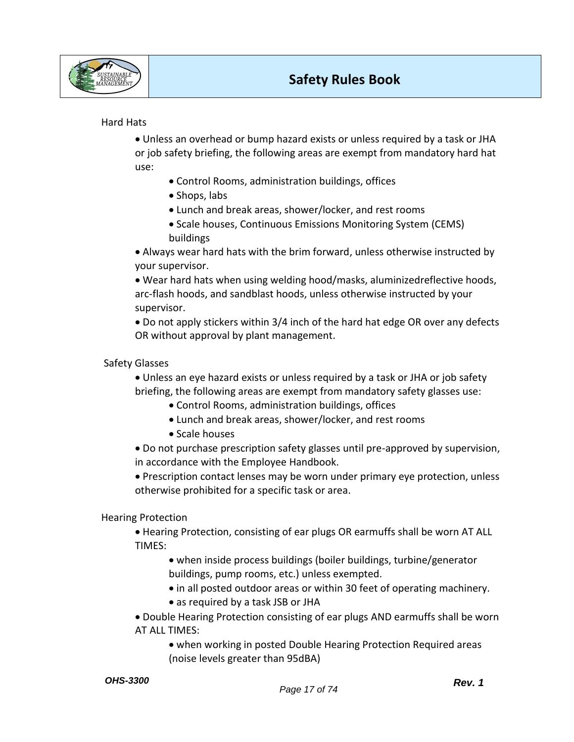Hard Hats

- Unless an overhead or bump hazard exists or unless required by a task or JHA or job safety briefing, the following areas are exempt from mandatory hard hat use:
  - Control Rooms, administration buildings, offices
  - Shops, labs
  - Lunch and break areas, shower/locker, and rest rooms
  - Scale houses, Continuous Emissions Monitoring System (CEMS) buildings
- Always wear hard hats with the brim forward, unless otherwise instructed by your supervisor.
- Wear hard hats when using welding hood/masks, aluminizedreflective hoods, arc-flash hoods, and sandblast hoods, unless otherwise instructed by your supervisor.
- Do not apply stickers within 3/4 inch of the hard hat edge OR over any defects OR without approval by plant management.

Safety Glasses

- Unless an eye hazard exists or unless required by a task or JHA or job safety briefing, the following areas are exempt from mandatory safety glasses use:
  - Control Rooms, administration buildings, offices
  - Lunch and break areas, shower/locker, and rest rooms
  - Scale houses
- Do not purchase prescription safety glasses until pre-approved by supervision, in accordance with the Employee Handbook.
- Prescription contact lenses may be worn under primary eye protection, unless otherwise prohibited for a specific task or area.

Hearing Protection

- Hearing Protection, consisting of ear plugs OR earmuffs shall be worn AT ALL TIMES:
  - when inside process buildings (boiler buildings, turbine/generator buildings, pump rooms, etc.) unless exempted.
  - in all posted outdoor areas or within 30 feet of operating machinery.
  - as required by a task JSB or JHA
- Double Hearing Protection consisting of ear plugs AND earmuffs shall be worn AT ALL TIMES:
  - when working in posted Double Hearing Protection Required areas (noise levels greater than 95dBA)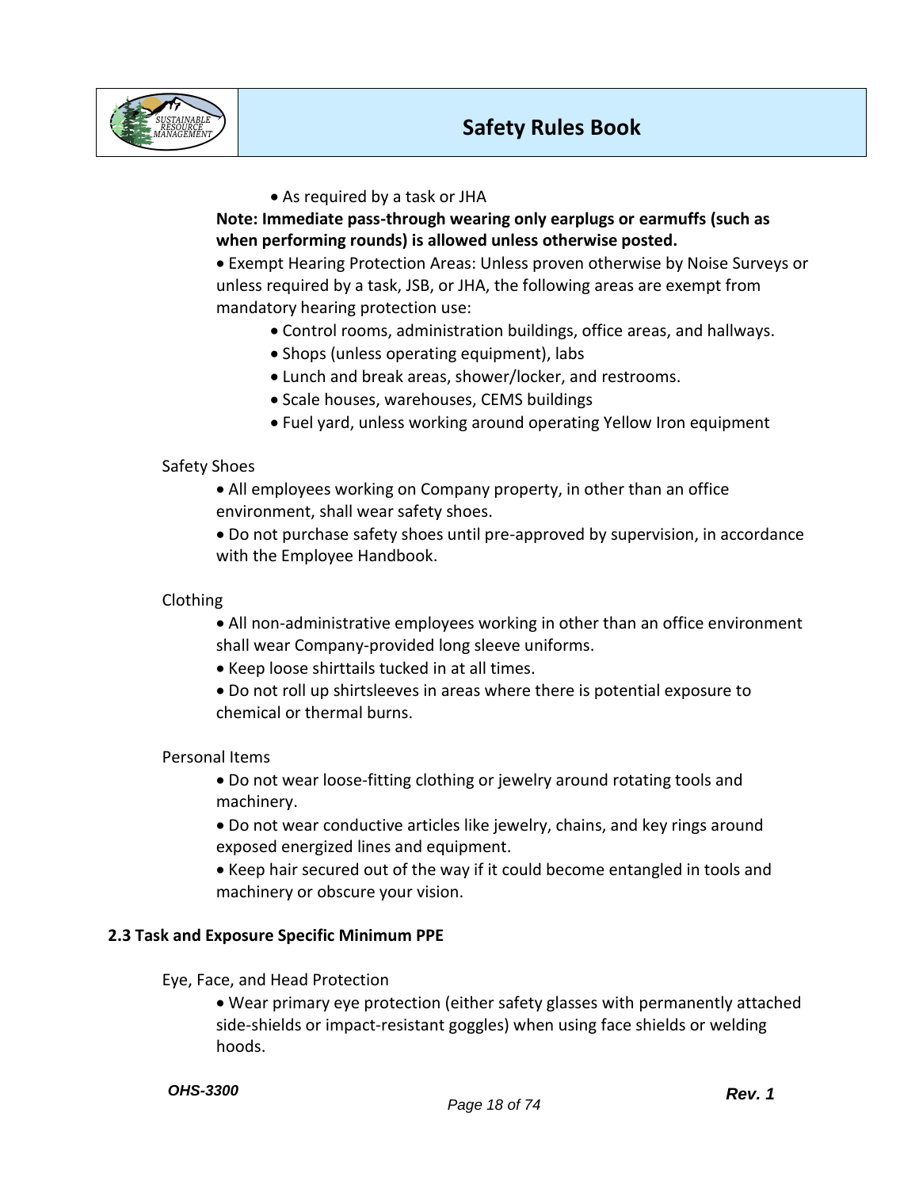- As required by a task or JHA

**Note: Immediate pass-through wearing only earplugs or earmuffs (such as when performing rounds) is allowed unless otherwise posted.**

- Exempt Hearing Protection Areas: Unless proven otherwise by Noise Surveys or unless required by a task, JSB, or JHA, the following areas are exempt from mandatory hearing protection use:
  - Control rooms, administration buildings, office areas, and hallways.
  - Shops (unless operating equipment), labs
  - Lunch and break areas, shower/locker, and restrooms.
  - Scale houses, warehouses, CEMS buildings
  - Fuel yard, unless working around operating Yellow Iron equipment

Safety Shoes

- All employees working on Company property, in other than an office environment, shall wear safety shoes.
- Do not purchase safety shoes until pre-approved by supervision, in accordance with the Employee Handbook.

Clothing

- All non-administrative employees working in other than an office environment shall wear Company-provided long sleeve uniforms.
- Keep loose shirttails tucked in at all times.
- Do not roll up shirtsleeves in areas where there is potential exposure to chemical or thermal burns.

Personal Items

- Do not wear loose-fitting clothing or jewelry around rotating tools and machinery.
- Do not wear conductive articles like jewelry, chains, and key rings around exposed energized lines and equipment.
- Keep hair secured out of the way if it could become entangled in tools and machinery or obscure your vision.

### 2.3 Task and Exposure Specific Minimum PPE

Eye, Face, and Head Protection

- Wear primary eye protection (either safety glasses with permanently attached side-shields or impact-resistant goggles) when using face shields or welding hoods.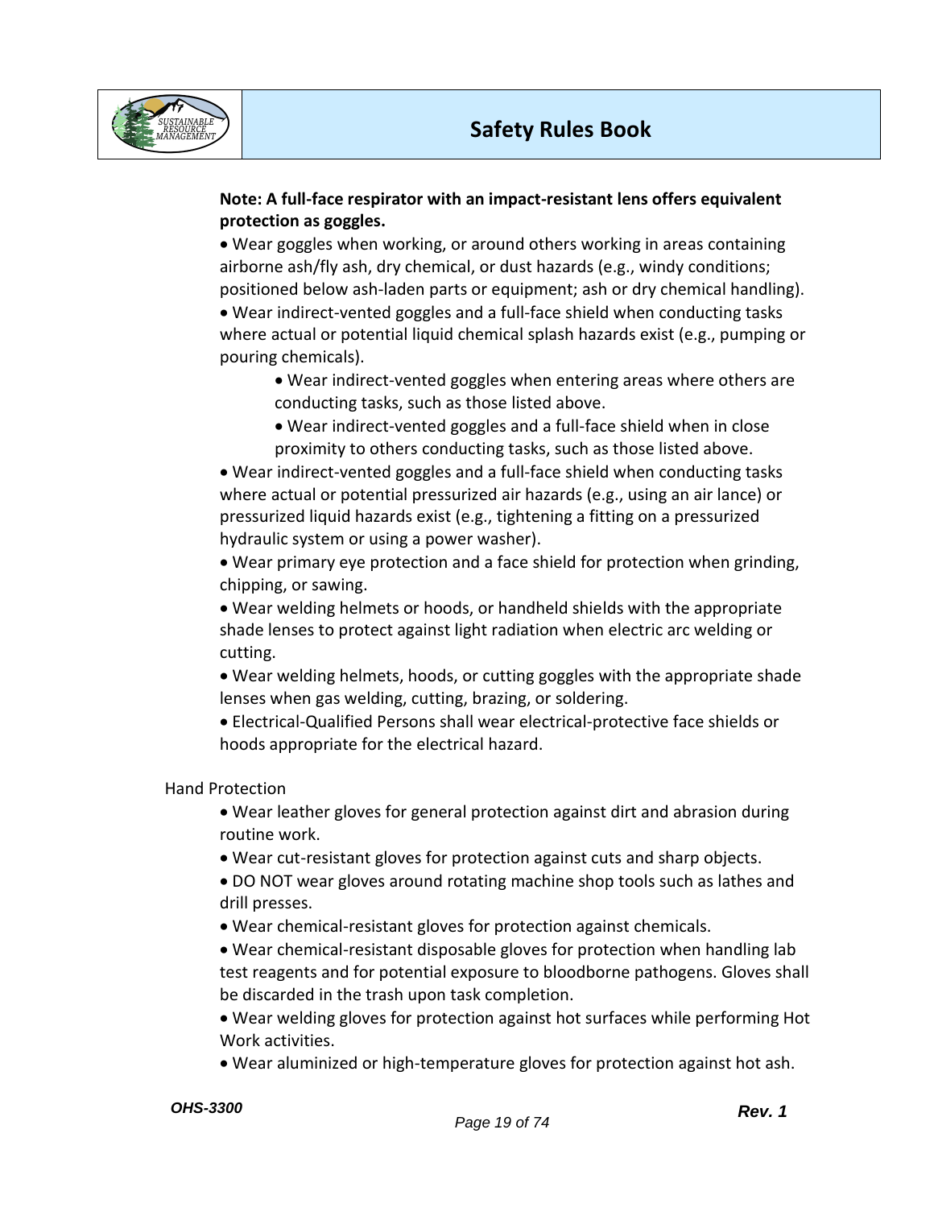**Note: A full-face respirator with an impact-resistant lens offers equivalent protection as goggles.**

- Wear goggles when working, or around others working in areas containing airborne ash/fly ash, dry chemical, or dust hazards (e.g., windy conditions; positioned below ash-laden parts or equipment; ash or dry chemical handling).
- Wear indirect-vented goggles and a full-face shield when conducting tasks where actual or potential liquid chemical splash hazards exist (e.g., pumping or pouring chemicals).
  - Wear indirect-vented goggles when entering areas where others are conducting tasks, such as those listed above.
  - Wear indirect-vented goggles and a full-face shield when in close proximity to others conducting tasks, such as those listed above.
- Wear indirect-vented goggles and a full-face shield when conducting tasks where actual or potential pressurized air hazards (e.g., using an air lance) or pressurized liquid hazards exist (e.g., tightening a fitting on a pressurized hydraulic system or using a power washer).
- Wear primary eye protection and a face shield for protection when grinding, chipping, or sawing.
- Wear welding helmets or hoods, or handheld shields with the appropriate shade lenses to protect against light radiation when electric arc welding or cutting.
- Wear welding helmets, hoods, or cutting goggles with the appropriate shade lenses when gas welding, cutting, brazing, or soldering.
- Electrical-Qualified Persons shall wear electrical-protective face shields or hoods appropriate for the electrical hazard.

Hand Protection

- Wear leather gloves for general protection against dirt and abrasion during routine work.
- Wear cut-resistant gloves for protection against cuts and sharp objects.
- DO NOT wear gloves around rotating machine shop tools such as lathes and drill presses.
- Wear chemical-resistant gloves for protection against chemicals.
- Wear chemical-resistant disposable gloves for protection when handling lab test reagents and for potential exposure to bloodborne pathogens. Gloves shall be discarded in the trash upon task completion.
- Wear welding gloves for protection against hot surfaces while performing Hot Work activities.
- Wear aluminized or high-temperature gloves for protection against hot ash.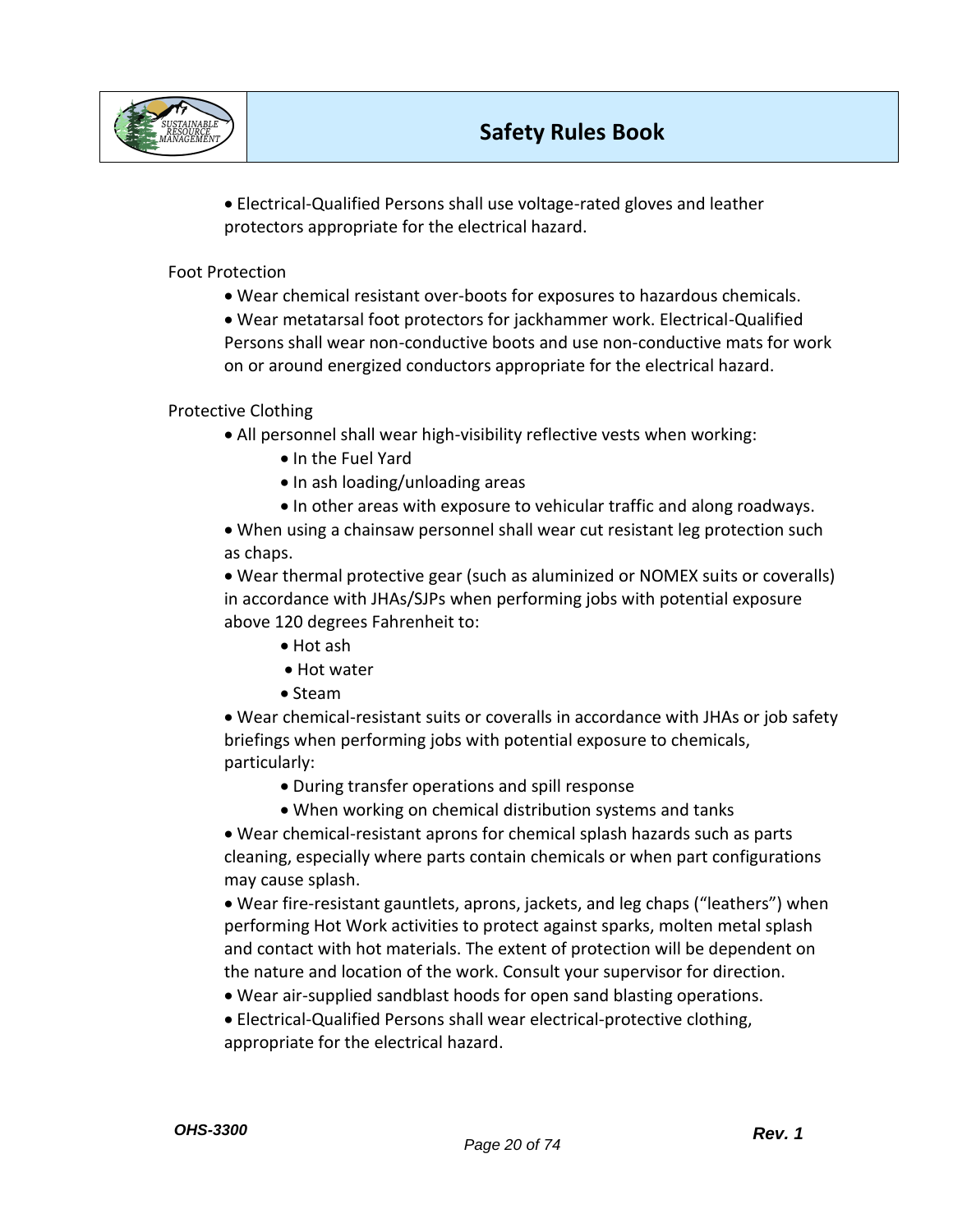- Electrical-Qualified Persons shall use voltage-rated gloves and leather protectors appropriate for the electrical hazard.

Foot Protection

- Wear chemical resistant over-boots for exposures to hazardous chemicals.
- Wear metatarsal foot protectors for jackhammer work. Electrical-Qualified Persons shall wear non-conductive boots and use non-conductive mats for work on or around energized conductors appropriate for the electrical hazard.

Protective Clothing

- All personnel shall wear high-visibility reflective vests when working:
    - In the Fuel Yard
    - In ash loading/unloading areas
    - In other areas with exposure to vehicular traffic and along roadways.
- When using a chainsaw personnel shall wear cut resistant leg protection such as chaps.
- Wear thermal protective gear (such as aluminized or NOMEX suits or coveralls) in accordance with JHAs/SJPs when performing jobs with potential exposure above 120 degrees Fahrenheit to:
    - Hot ash
    - Hot water
    - Steam
- Wear chemical-resistant suits or coveralls in accordance with JHAs or job safety briefings when performing jobs with potential exposure to chemicals, particularly:
    - During transfer operations and spill response
    - When working on chemical distribution systems and tanks
- Wear chemical-resistant aprons for chemical splash hazards such as parts cleaning, especially where parts contain chemicals or when part configurations may cause splash.
- Wear fire-resistant gauntlets, aprons, jackets, and leg chaps ("leathers") when performing Hot Work activities to protect against sparks, molten metal splash and contact with hot materials. The extent of protection will be dependent on the nature and location of the work. Consult your supervisor for direction.
- Wear air-supplied sandblast hoods for open sand blasting operations.
- Electrical-Qualified Persons shall wear electrical-protective clothing, appropriate for the electrical hazard.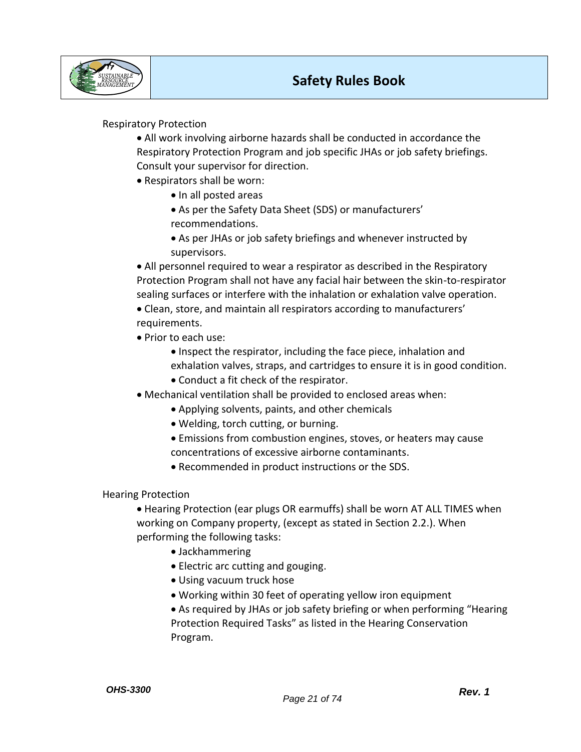Respiratory Protection

- All work involving airborne hazards shall be conducted in accordance the Respiratory Protection Program and job specific JHAs or job safety briefings. Consult your supervisor for direction.
- Respirators shall be worn:
    - In all posted areas
    - As per the Safety Data Sheet (SDS) or manufacturers' recommendations.
    - As per JHAs or job safety briefings and whenever instructed by supervisors.
- All personnel required to wear a respirator as described in the Respiratory Protection Program shall not have any facial hair between the skin-to-respirator sealing surfaces or interfere with the inhalation or exhalation valve operation.
- Clean, store, and maintain all respirators according to manufacturers' requirements.
- Prior to each use:
    - Inspect the respirator, including the face piece, inhalation and exhalation valves, straps, and cartridges to ensure it is in good condition.
    - Conduct a fit check of the respirator.
- Mechanical ventilation shall be provided to enclosed areas when:
    - Applying solvents, paints, and other chemicals
    - Welding, torch cutting, or burning.
    - Emissions from combustion engines, stoves, or heaters may cause concentrations of excessive airborne contaminants.
    - Recommended in product instructions or the SDS.

Hearing Protection

- Hearing Protection (ear plugs OR earmuffs) shall be worn AT ALL TIMES when working on Company property, (except as stated in Section 2.2.). When performing the following tasks:
    - Jackhammering
    - Electric arc cutting and gouging.
    - Using vacuum truck hose
    - Working within 30 feet of operating yellow iron equipment
    - As required by JHAs or job safety briefing or when performing "Hearing Protection Required Tasks" as listed in the Hearing Conservation Program.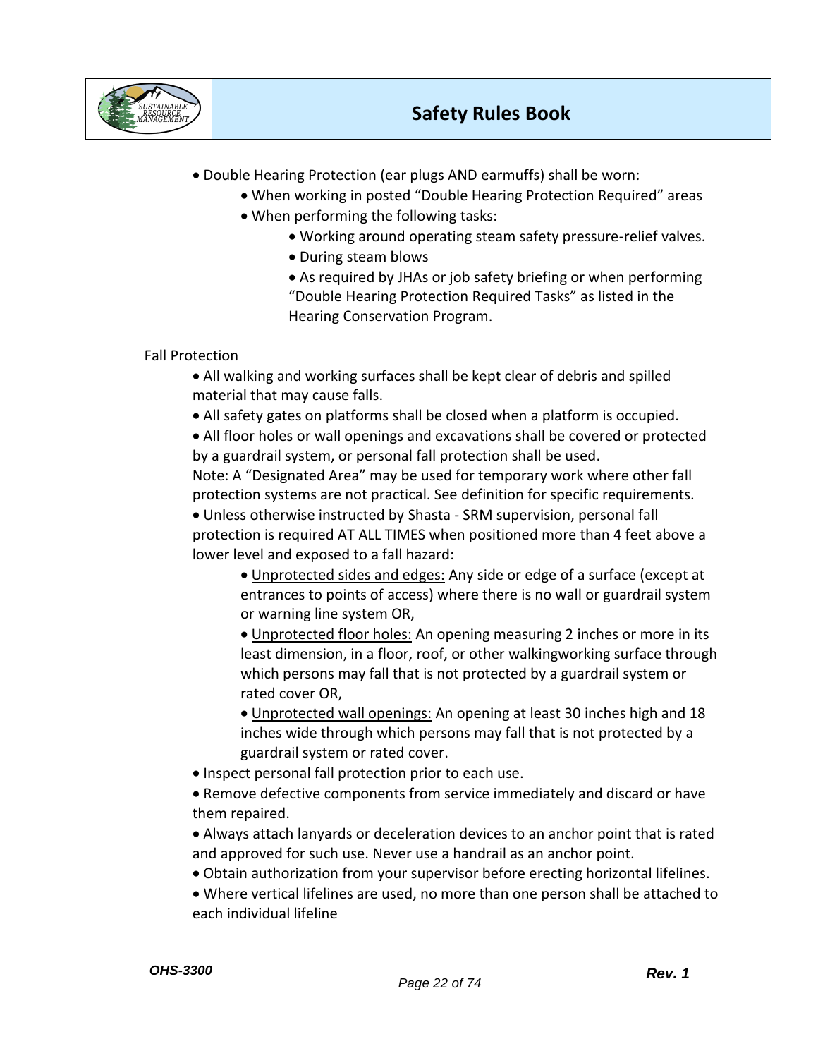- Double Hearing Protection (ear plugs AND earmuffs) shall be worn:
  - When working in posted "Double Hearing Protection Required" areas
  - When performing the following tasks:
    - Working around operating steam safety pressure-relief valves.
    - During steam blows
    - As required by JHAs or job safety briefing or when performing "Double Hearing Protection Required Tasks" as listed in the Hearing Conservation Program.

Fall Protection

- All walking and working surfaces shall be kept clear of debris and spilled material that may cause falls.
- All safety gates on platforms shall be closed when a platform is occupied.
- All floor holes or wall openings and excavations shall be covered or protected by a guardrail system, or personal fall protection shall be used.

  Note: A "Designated Area" may be used for temporary work where other fall protection systems are not practical. See definition for specific requirements.
- Unless otherwise instructed by Shasta - SRM supervision, personal fall protection is required AT ALL TIMES when positioned more than 4 feet above a lower level and exposed to a fall hazard:
  - <u>Unprotected sides and edges:</u> Any side or edge of a surface (except at entrances to points of access) where there is no wall or guardrail system or warning line system OR,
  - <u>Unprotected floor holes:</u> An opening measuring 2 inches or more in its least dimension, in a floor, roof, or other walkingworking surface through which persons may fall that is not protected by a guardrail system or rated cover OR,
  - <u>Unprotected wall openings:</u> An opening at least 30 inches high and 18 inches wide through which persons may fall that is not protected by a guardrail system or rated cover.
- Inspect personal fall protection prior to each use.
- Remove defective components from service immediately and discard or have them repaired.
- Always attach lanyards or deceleration devices to an anchor point that is rated and approved for such use. Never use a handrail as an anchor point.
- Obtain authorization from your supervisor before erecting horizontal lifelines.
- Where vertical lifelines are used, no more than one person shall be attached to each individual lifeline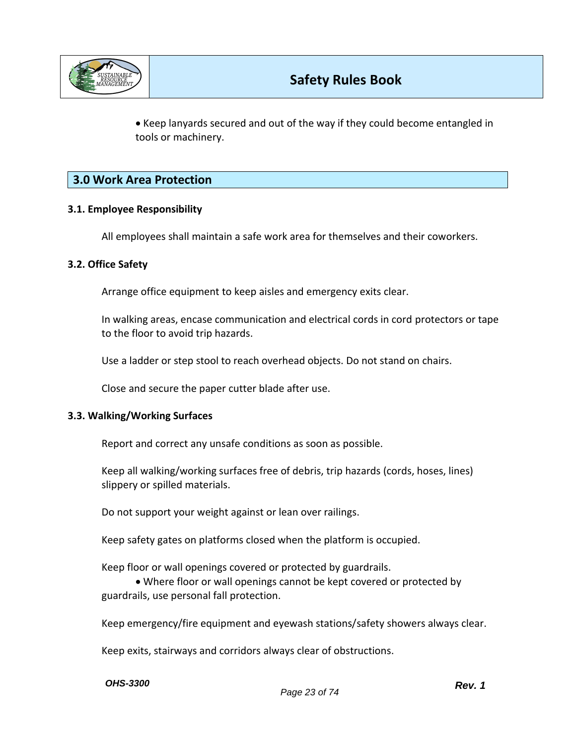- Keep lanyards secured and out of the way if they could become entangled in tools or machinery.

## 3.0 Work Area Protection

### 3.1. Employee Responsibility

All employees shall maintain a safe work area for themselves and their coworkers.

### 3.2. Office Safety

Arrange office equipment to keep aisles and emergency exits clear.

In walking areas, encase communication and electrical cords in cord protectors or tape to the floor to avoid trip hazards.

Use a ladder or step stool to reach overhead objects. Do not stand on chairs.

Close and secure the paper cutter blade after use.

### 3.3. Walking/Working Surfaces

Report and correct any unsafe conditions as soon as possible.

Keep all walking/working surfaces free of debris, trip hazards (cords, hoses, lines) slippery or spilled materials.

Do not support your weight against or lean over railings.

Keep safety gates on platforms closed when the platform is occupied.

Keep floor or wall openings covered or protected by guardrails.

- Where floor or wall openings cannot be kept covered or protected by guardrails, use personal fall protection.

Keep emergency/fire equipment and eyewash stations/safety showers always clear.

Keep exits, stairways and corridors always clear of obstructions.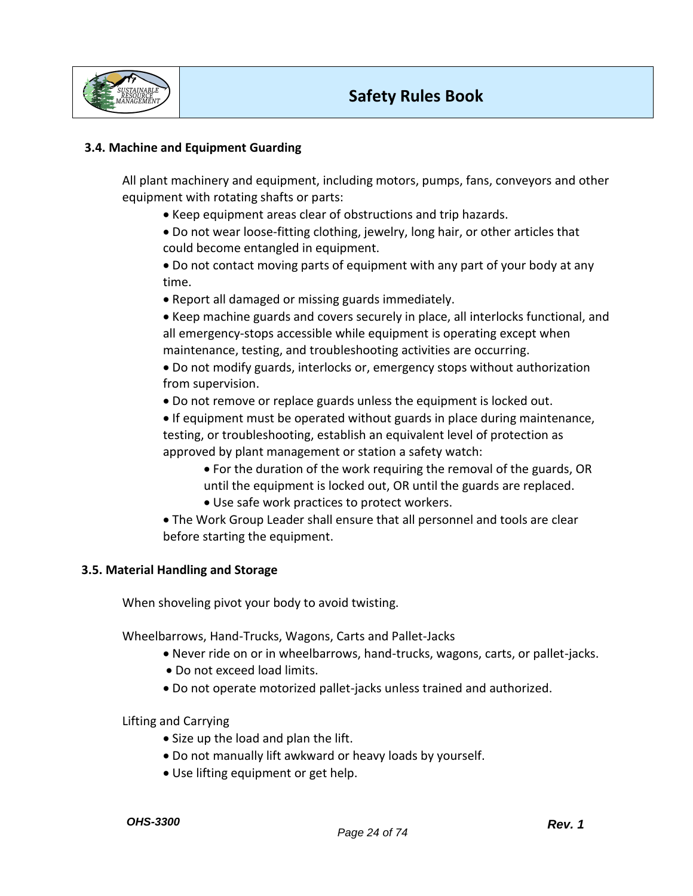### 3.4. Machine and Equipment Guarding

All plant machinery and equipment, including motors, pumps, fans, conveyors and other equipment with rotating shafts or parts:

- Keep equipment areas clear of obstructions and trip hazards.
- Do not wear loose-fitting clothing, jewelry, long hair, or other articles that could become entangled in equipment.
- Do not contact moving parts of equipment with any part of your body at any time.
- Report all damaged or missing guards immediately.
- Keep machine guards and covers securely in place, all interlocks functional, and all emergency-stops accessible while equipment is operating except when maintenance, testing, and troubleshooting activities are occurring.
- Do not modify guards, interlocks or, emergency stops without authorization from supervision.
- Do not remove or replace guards unless the equipment is locked out.
- If equipment must be operated without guards in place during maintenance, testing, or troubleshooting, establish an equivalent level of protection as approved by plant management or station a safety watch:
  - For the duration of the work requiring the removal of the guards, OR until the equipment is locked out, OR until the guards are replaced.
  - Use safe work practices to protect workers.
- The Work Group Leader shall ensure that all personnel and tools are clear before starting the equipment.

### 3.5. Material Handling and Storage

When shoveling pivot your body to avoid twisting.

Wheelbarrows, Hand-Trucks, Wagons, Carts and Pallet-Jacks

- Never ride on or in wheelbarrows, hand-trucks, wagons, carts, or pallet-jacks.
- Do not exceed load limits.
- Do not operate motorized pallet-jacks unless trained and authorized.

Lifting and Carrying

- Size up the load and plan the lift.
- Do not manually lift awkward or heavy loads by yourself.
- Use lifting equipment or get help.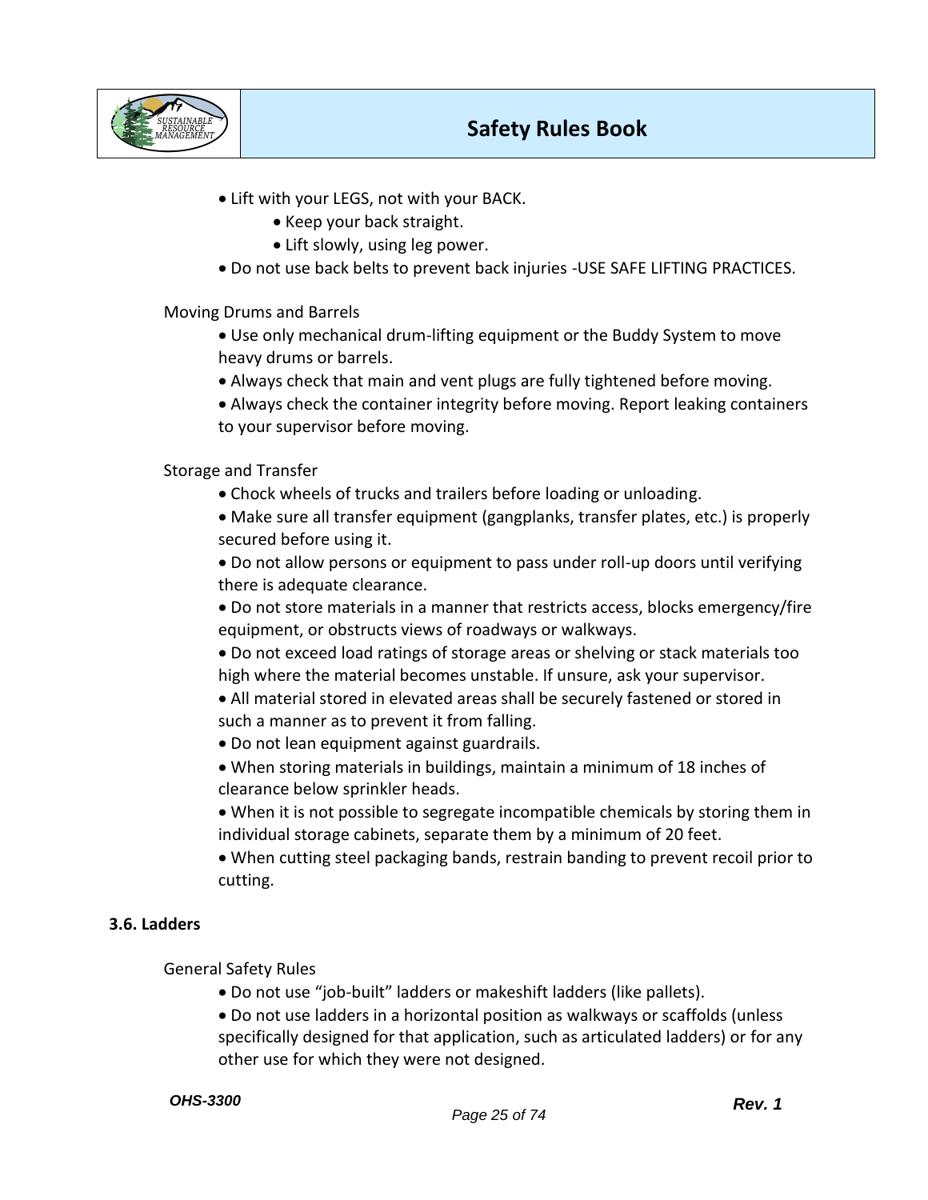- Lift with your LEGS, not with your BACK.
  - Keep your back straight.
  - Lift slowly, using leg power.
- Do not use back belts to prevent back injuries -USE SAFE LIFTING PRACTICES.

Moving Drums and Barrels

- Use only mechanical drum-lifting equipment or the Buddy System to move heavy drums or barrels.
- Always check that main and vent plugs are fully tightened before moving.
- Always check the container integrity before moving. Report leaking containers to your supervisor before moving.

Storage and Transfer

- Chock wheels of trucks and trailers before loading or unloading.
- Make sure all transfer equipment (gangplanks, transfer plates, etc.) is properly secured before using it.
- Do not allow persons or equipment to pass under roll-up doors until verifying there is adequate clearance.
- Do not store materials in a manner that restricts access, blocks emergency/fire equipment, or obstructs views of roadways or walkways.
- Do not exceed load ratings of storage areas or shelving or stack materials too high where the material becomes unstable. If unsure, ask your supervisor.
- All material stored in elevated areas shall be securely fastened or stored in such a manner as to prevent it from falling.
- Do not lean equipment against guardrails.
- When storing materials in buildings, maintain a minimum of 18 inches of clearance below sprinkler heads.
- When it is not possible to segregate incompatible chemicals by storing them in individual storage cabinets, separate them by a minimum of 20 feet.
- When cutting steel packaging bands, restrain banding to prevent recoil prior to cutting.

## 3.6. Ladders

General Safety Rules

- Do not use "job-built" ladders or makeshift ladders (like pallets).
- Do not use ladders in a horizontal position as walkways or scaffolds (unless specifically designed for that application, such as articulated ladders) or for any other use for which they were not designed.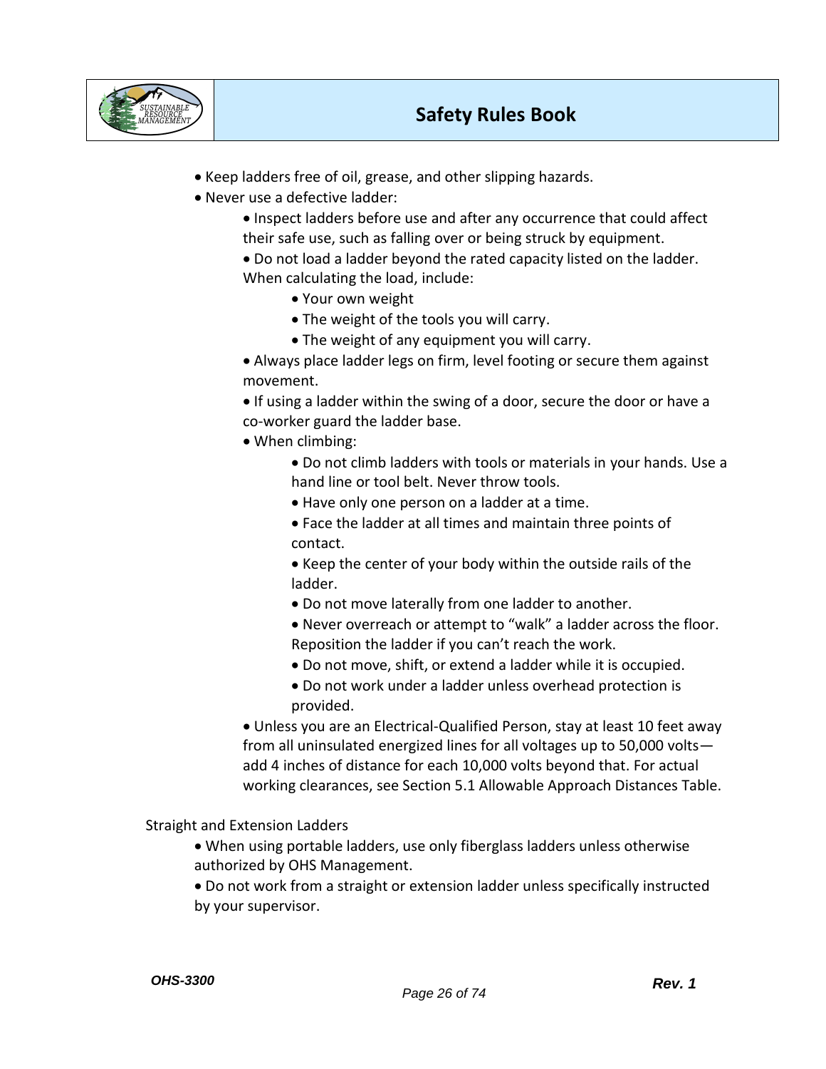- Keep ladders free of oil, grease, and other slipping hazards.
- Never use a defective ladder:
    - Inspect ladders before use and after any occurrence that could affect their safe use, such as falling over or being struck by equipment.
    - Do not load a ladder beyond the rated capacity listed on the ladder. When calculating the load, include:
        - Your own weight
        - The weight of the tools you will carry.
        - The weight of any equipment you will carry.
    - Always place ladder legs on firm, level footing or secure them against movement.
    - If using a ladder within the swing of a door, secure the door or have a co-worker guard the ladder base.
    - When climbing:
        - Do not climb ladders with tools or materials in your hands. Use a hand line or tool belt. Never throw tools.
        - Have only one person on a ladder at a time.
        - Face the ladder at all times and maintain three points of contact.
        - Keep the center of your body within the outside rails of the ladder.
        - Do not move laterally from one ladder to another.
        - Never overreach or attempt to "walk" a ladder across the floor. Reposition the ladder if you can't reach the work.
        - Do not move, shift, or extend a ladder while it is occupied.
        - Do not work under a ladder unless overhead protection is provided.
    - Unless you are an Electrical-Qualified Person, stay at least 10 feet away from all uninsulated energized lines for all voltages up to 50,000 volts—add 4 inches of distance for each 10,000 volts beyond that. For actual working clearances, see Section 5.1 Allowable Approach Distances Table.

Straight and Extension Ladders

- When using portable ladders, use only fiberglass ladders unless otherwise authorized by OHS Management.
- Do not work from a straight or extension ladder unless specifically instructed by your supervisor.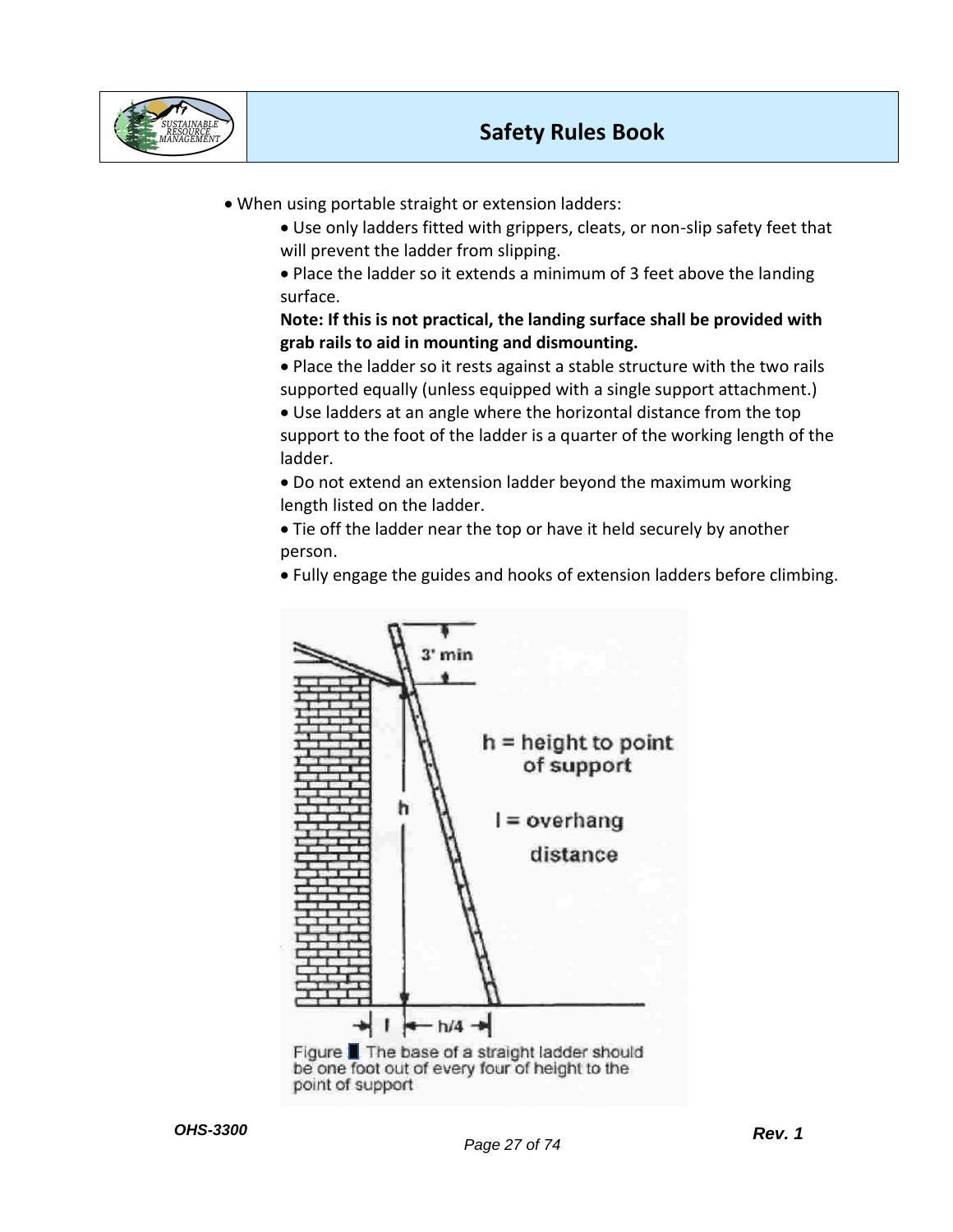- When using portable straight or extension ladders:
  - Use only ladders fitted with grippers, cleats, or non-slip safety feet that will prevent the ladder from slipping.
  - Place the ladder so it extends a minimum of 3 feet above the landing surface.

    **Note: If this is not practical, the landing surface shall be provided with grab rails to aid in mounting and dismounting.**
  - Place the ladder so it rests against a stable structure with the two rails supported equally (unless equipped with a single support attachment.)
  - Use ladders at an angle where the horizontal distance from the top support to the foot of the ladder is a quarter of the working length of the ladder.
  - Do not extend an extension ladder beyond the maximum working length listed on the ladder.
  - Tie off the ladder near the top or have it held securely by another person.
  - Fully engage the guides and hooks of extension ladders before climbing.

3' min

h = height to point of support

l = overhang distance

h

l    h/4

Figure ■ The base of a straight ladder should be one foot out of every four of height to the point of support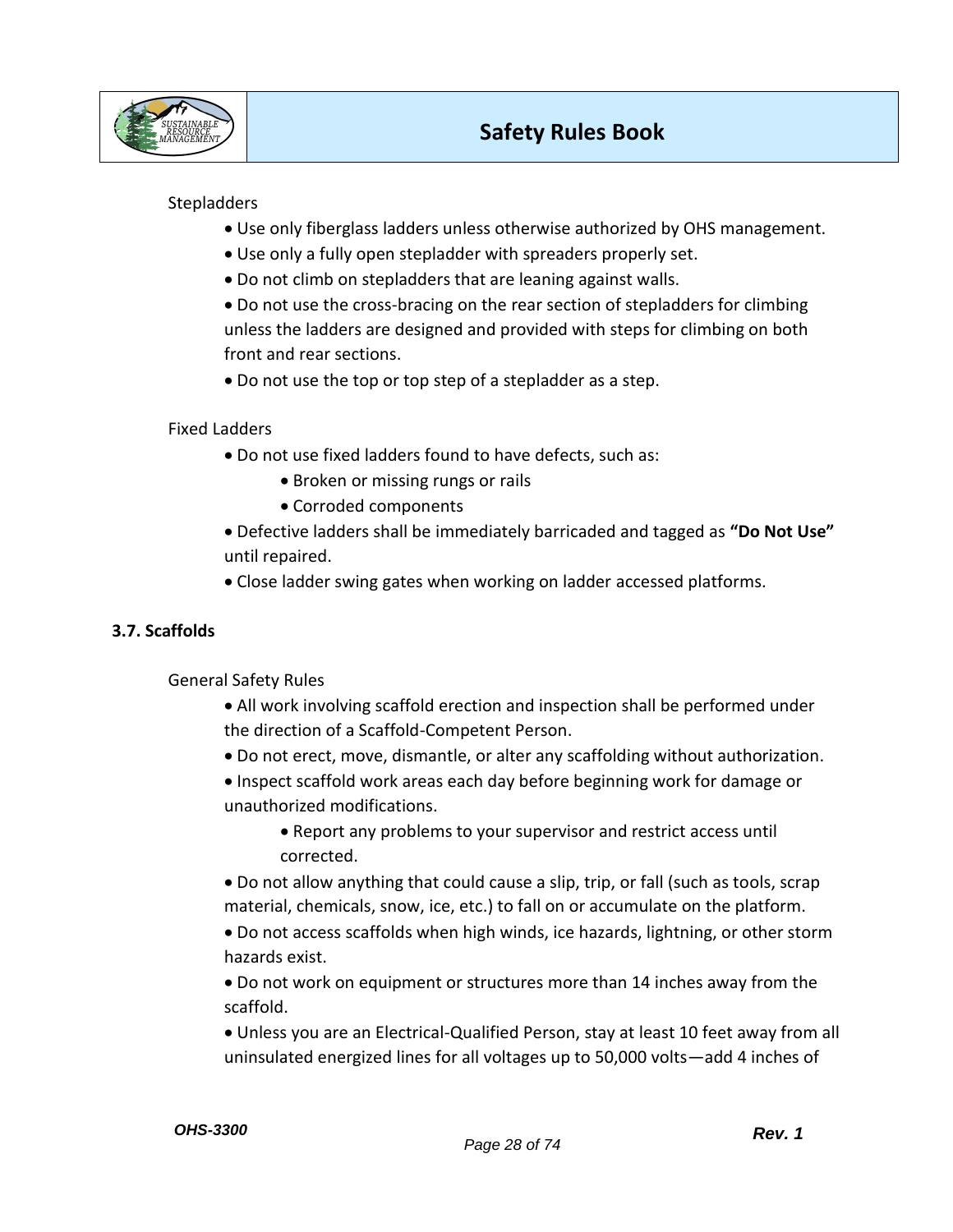Stepladders

- Use only fiberglass ladders unless otherwise authorized by OHS management.
- Use only a fully open stepladder with spreaders properly set.
- Do not climb on stepladders that are leaning against walls.
- Do not use the cross-bracing on the rear section of stepladders for climbing unless the ladders are designed and provided with steps for climbing on both front and rear sections.
- Do not use the top or top step of a stepladder as a step.

Fixed Ladders

- Do not use fixed ladders found to have defects, such as:
    - Broken or missing rungs or rails
    - Corroded components
- Defective ladders shall be immediately barricaded and tagged as **"Do Not Use"** until repaired.
- Close ladder swing gates when working on ladder accessed platforms.

### 3.7. Scaffolds

General Safety Rules

- All work involving scaffold erection and inspection shall be performed under the direction of a Scaffold-Competent Person.
- Do not erect, move, dismantle, or alter any scaffolding without authorization.
- Inspect scaffold work areas each day before beginning work for damage or unauthorized modifications.
    - Report any problems to your supervisor and restrict access until corrected.
- Do not allow anything that could cause a slip, trip, or fall (such as tools, scrap material, chemicals, snow, ice, etc.) to fall on or accumulate on the platform.
- Do not access scaffolds when high winds, ice hazards, lightning, or other storm hazards exist.
- Do not work on equipment or structures more than 14 inches away from the scaffold.
- Unless you are an Electrical-Qualified Person, stay at least 10 feet away from all uninsulated energized lines for all voltages up to 50,000 volts—add 4 inches of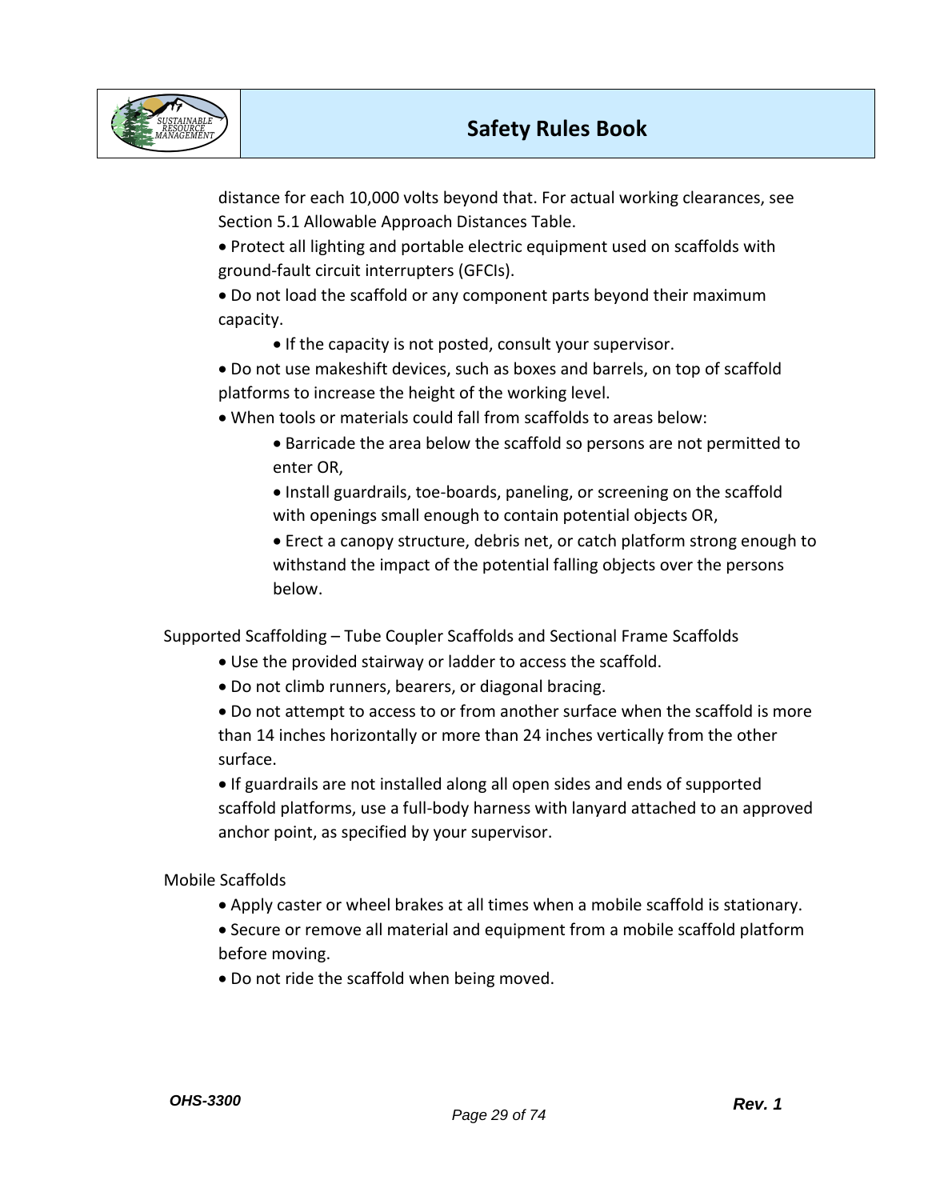distance for each 10,000 volts beyond that. For actual working clearances, see Section 5.1 Allowable Approach Distances Table.

- Protect all lighting and portable electric equipment used on scaffolds with ground-fault circuit interrupters (GFCIs).
- Do not load the scaffold or any component parts beyond their maximum capacity.
  - If the capacity is not posted, consult your supervisor.
- Do not use makeshift devices, such as boxes and barrels, on top of scaffold platforms to increase the height of the working level.
- When tools or materials could fall from scaffolds to areas below:
  - Barricade the area below the scaffold so persons are not permitted to enter OR,
  - Install guardrails, toe-boards, paneling, or screening on the scaffold with openings small enough to contain potential objects OR,
  - Erect a canopy structure, debris net, or catch platform strong enough to withstand the impact of the potential falling objects over the persons below.

Supported Scaffolding – Tube Coupler Scaffolds and Sectional Frame Scaffolds

- Use the provided stairway or ladder to access the scaffold.
- Do not climb runners, bearers, or diagonal bracing.
- Do not attempt to access to or from another surface when the scaffold is more than 14 inches horizontally or more than 24 inches vertically from the other surface.
- If guardrails are not installed along all open sides and ends of supported scaffold platforms, use a full-body harness with lanyard attached to an approved anchor point, as specified by your supervisor.

Mobile Scaffolds

- Apply caster or wheel brakes at all times when a mobile scaffold is stationary.
- Secure or remove all material and equipment from a mobile scaffold platform before moving.
- Do not ride the scaffold when being moved.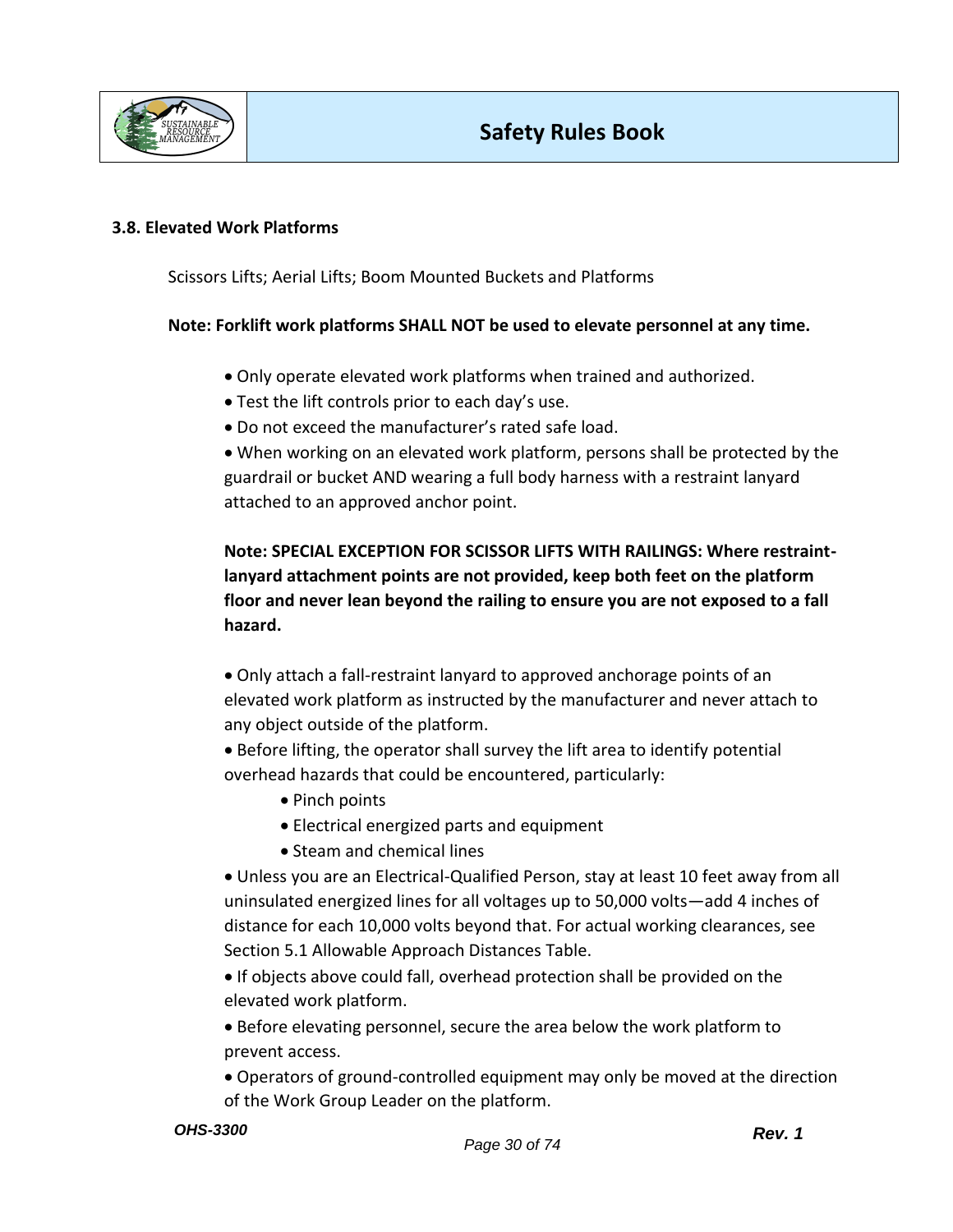### 3.8. Elevated Work Platforms

Scissors Lifts; Aerial Lifts; Boom Mounted Buckets and Platforms

**Note: Forklift work platforms SHALL NOT be used to elevate personnel at any time.**

- Only operate elevated work platforms when trained and authorized.
- Test the lift controls prior to each day's use.
- Do not exceed the manufacturer's rated safe load.
- When working on an elevated work platform, persons shall be protected by the guardrail or bucket AND wearing a full body harness with a restraint lanyard attached to an approved anchor point.

**Note: SPECIAL EXCEPTION FOR SCISSOR LIFTS WITH RAILINGS: Where restraint-lanyard attachment points are not provided, keep both feet on the platform floor and never lean beyond the railing to ensure you are not exposed to a fall hazard.**

- Only attach a fall-restraint lanyard to approved anchorage points of an elevated work platform as instructed by the manufacturer and never attach to any object outside of the platform.
- Before lifting, the operator shall survey the lift area to identify potential overhead hazards that could be encountered, particularly:
  - Pinch points
  - Electrical energized parts and equipment
  - Steam and chemical lines
- Unless you are an Electrical-Qualified Person, stay at least 10 feet away from all uninsulated energized lines for all voltages up to 50,000 volts—add 4 inches of distance for each 10,000 volts beyond that. For actual working clearances, see Section 5.1 Allowable Approach Distances Table.
- If objects above could fall, overhead protection shall be provided on the elevated work platform.
- Before elevating personnel, secure the area below the work platform to prevent access.
- Operators of ground-controlled equipment may only be moved at the direction of the Work Group Leader on the platform.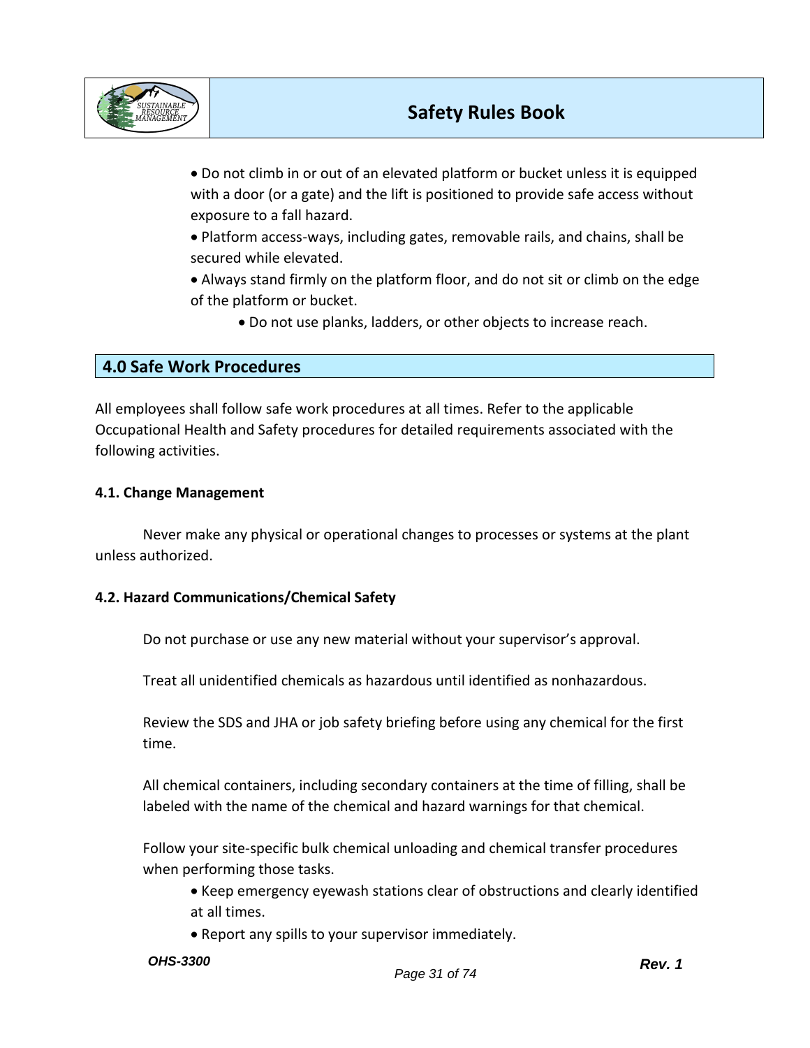- Do not climb in or out of an elevated platform or bucket unless it is equipped with a door (or a gate) and the lift is positioned to provide safe access without exposure to a fall hazard.
- Platform access-ways, including gates, removable rails, and chains, shall be secured while elevated.
- Always stand firmly on the platform floor, and do not sit or climb on the edge of the platform or bucket.
    - Do not use planks, ladders, or other objects to increase reach.

## 4.0 Safe Work Procedures

All employees shall follow safe work procedures at all times. Refer to the applicable Occupational Health and Safety procedures for detailed requirements associated with the following activities.

### 4.1. Change Management

Never make any physical or operational changes to processes or systems at the plant unless authorized.

### 4.2. Hazard Communications/Chemical Safety

Do not purchase or use any new material without your supervisor's approval.

Treat all unidentified chemicals as hazardous until identified as nonhazardous.

Review the SDS and JHA or job safety briefing before using any chemical for the first time.

All chemical containers, including secondary containers at the time of filling, shall be labeled with the name of the chemical and hazard warnings for that chemical.

Follow your site-specific bulk chemical unloading and chemical transfer procedures when performing those tasks.

- Keep emergency eyewash stations clear of obstructions and clearly identified at all times.
- Report any spills to your supervisor immediately.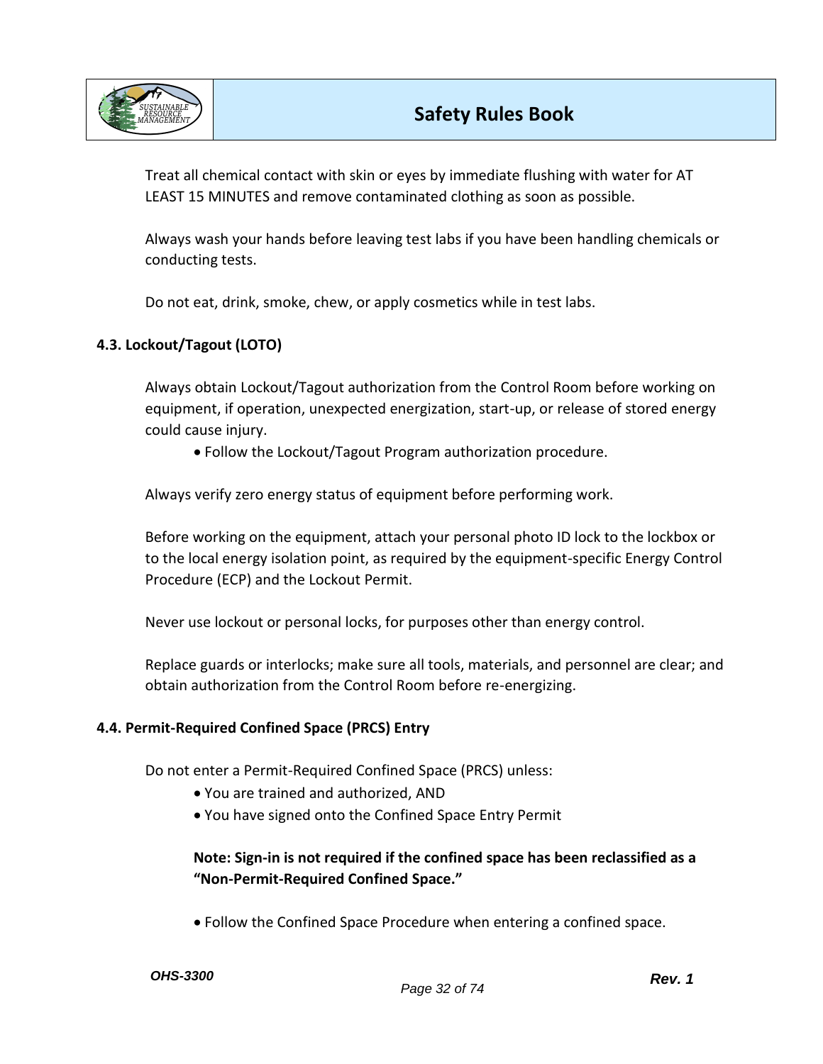Treat all chemical contact with skin or eyes by immediate flushing with water for AT LEAST 15 MINUTES and remove contaminated clothing as soon as possible.

Always wash your hands before leaving test labs if you have been handling chemicals or conducting tests.

Do not eat, drink, smoke, chew, or apply cosmetics while in test labs.

### 4.3. Lockout/Tagout (LOTO)

Always obtain Lockout/Tagout authorization from the Control Room before working on equipment, if operation, unexpected energization, start-up, or release of stored energy could cause injury.

- Follow the Lockout/Tagout Program authorization procedure.

Always verify zero energy status of equipment before performing work.

Before working on the equipment, attach your personal photo ID lock to the lockbox or to the local energy isolation point, as required by the equipment-specific Energy Control Procedure (ECP) and the Lockout Permit.

Never use lockout or personal locks, for purposes other than energy control.

Replace guards or interlocks; make sure all tools, materials, and personnel are clear; and obtain authorization from the Control Room before re-energizing.

### 4.4. Permit-Required Confined Space (PRCS) Entry

Do not enter a Permit-Required Confined Space (PRCS) unless:

- You are trained and authorized, AND
- You have signed onto the Confined Space Entry Permit

**Note: Sign-in is not required if the confined space has been reclassified as a "Non-Permit-Required Confined Space."**

- Follow the Confined Space Procedure when entering a confined space.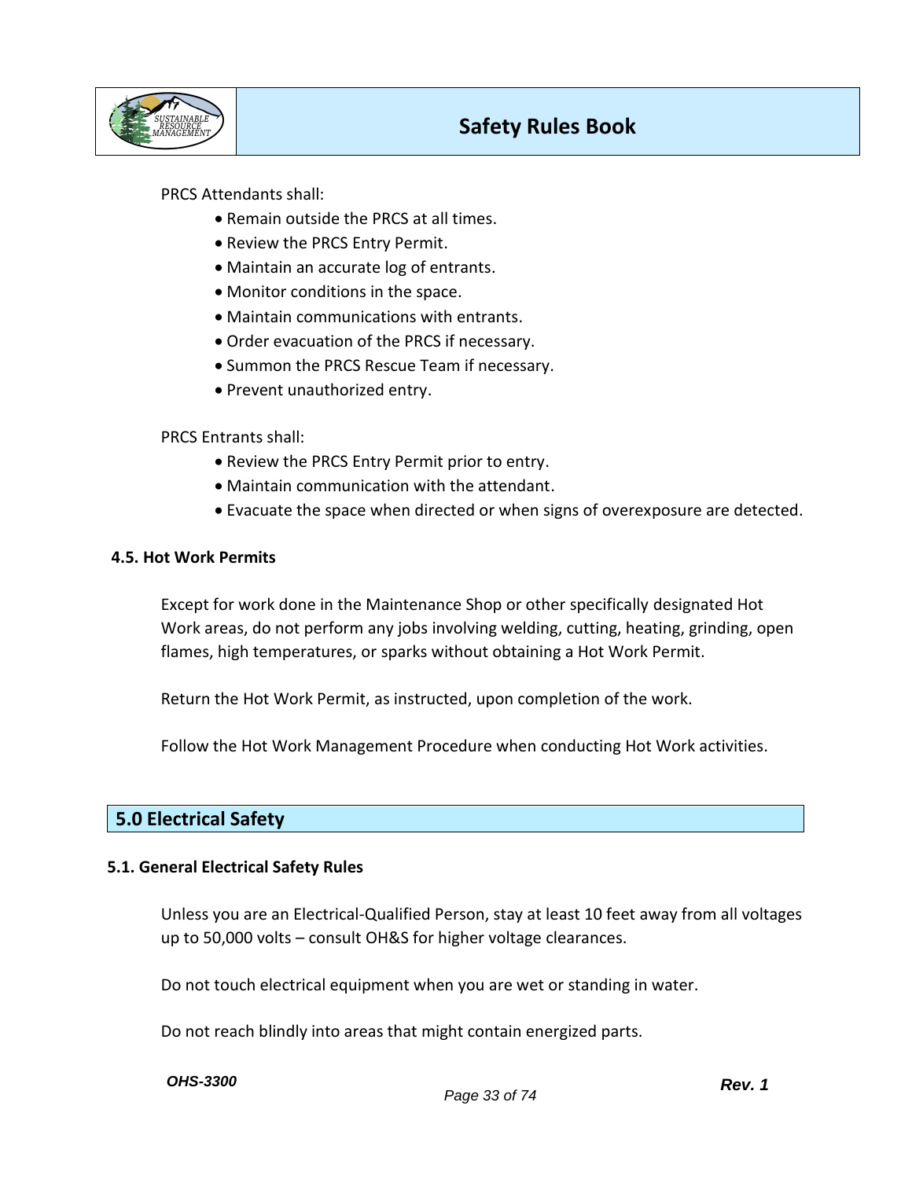PRCS Attendants shall:

- Remain outside the PRCS at all times.
- Review the PRCS Entry Permit.
- Maintain an accurate log of entrants.
- Monitor conditions in the space.
- Maintain communications with entrants.
- Order evacuation of the PRCS if necessary.
- Summon the PRCS Rescue Team if necessary.
- Prevent unauthorized entry.

PRCS Entrants shall:

- Review the PRCS Entry Permit prior to entry.
- Maintain communication with the attendant.
- Evacuate the space when directed or when signs of overexposure are detected.

### 4.5. Hot Work Permits

Except for work done in the Maintenance Shop or other specifically designated Hot Work areas, do not perform any jobs involving welding, cutting, heating, grinding, open flames, high temperatures, or sparks without obtaining a Hot Work Permit.

Return the Hot Work Permit, as instructed, upon completion of the work.

Follow the Hot Work Management Procedure when conducting Hot Work activities.

## 5.0 Electrical Safety

### 5.1. General Electrical Safety Rules

Unless you are an Electrical-Qualified Person, stay at least 10 feet away from all voltages up to 50,000 volts – consult OH&S for higher voltage clearances.

Do not touch electrical equipment when you are wet or standing in water.

Do not reach blindly into areas that might contain energized parts.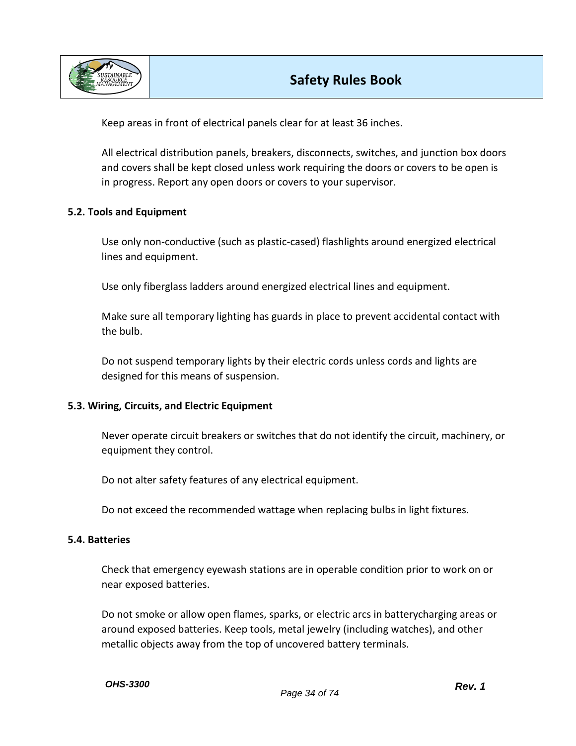Keep areas in front of electrical panels clear for at least 36 inches.

All electrical distribution panels, breakers, disconnects, switches, and junction box doors and covers shall be kept closed unless work requiring the doors or covers to be open is in progress. Report any open doors or covers to your supervisor.

### 5.2. Tools and Equipment

Use only non-conductive (such as plastic-cased) flashlights around energized electrical lines and equipment.

Use only fiberglass ladders around energized electrical lines and equipment.

Make sure all temporary lighting has guards in place to prevent accidental contact with the bulb.

Do not suspend temporary lights by their electric cords unless cords and lights are designed for this means of suspension.

### 5.3. Wiring, Circuits, and Electric Equipment

Never operate circuit breakers or switches that do not identify the circuit, machinery, or equipment they control.

Do not alter safety features of any electrical equipment.

Do not exceed the recommended wattage when replacing bulbs in light fixtures.

### 5.4. Batteries

Check that emergency eyewash stations are in operable condition prior to work on or near exposed batteries.

Do not smoke or allow open flames, sparks, or electric arcs in batterycharging areas or around exposed batteries. Keep tools, metal jewelry (including watches), and other metallic objects away from the top of uncovered battery terminals.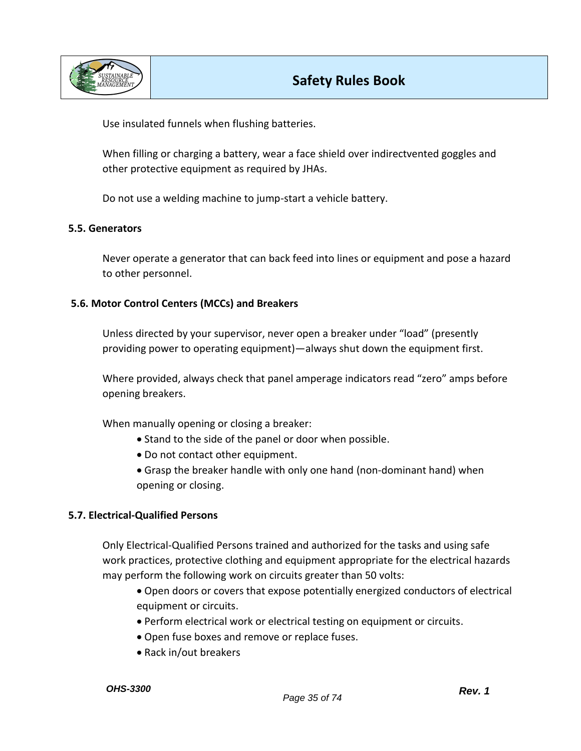Use insulated funnels when flushing batteries.

When filling or charging a battery, wear a face shield over indirectvented goggles and other protective equipment as required by JHAs.

Do not use a welding machine to jump-start a vehicle battery.

### 5.5. Generators

Never operate a generator that can back feed into lines or equipment and pose a hazard to other personnel.

### 5.6. Motor Control Centers (MCCs) and Breakers

Unless directed by your supervisor, never open a breaker under “load” (presently providing power to operating equipment)—always shut down the equipment first.

Where provided, always check that panel amperage indicators read “zero” amps before opening breakers.

When manually opening or closing a breaker:

- Stand to the side of the panel or door when possible.
- Do not contact other equipment.
- Grasp the breaker handle with only one hand (non-dominant hand) when opening or closing.

### 5.7. Electrical-Qualified Persons

Only Electrical-Qualified Persons trained and authorized for the tasks and using safe work practices, protective clothing and equipment appropriate for the electrical hazards may perform the following work on circuits greater than 50 volts:

- Open doors or covers that expose potentially energized conductors of electrical equipment or circuits.
- Perform electrical work or electrical testing on equipment or circuits.
- Open fuse boxes and remove or replace fuses.
- Rack in/out breakers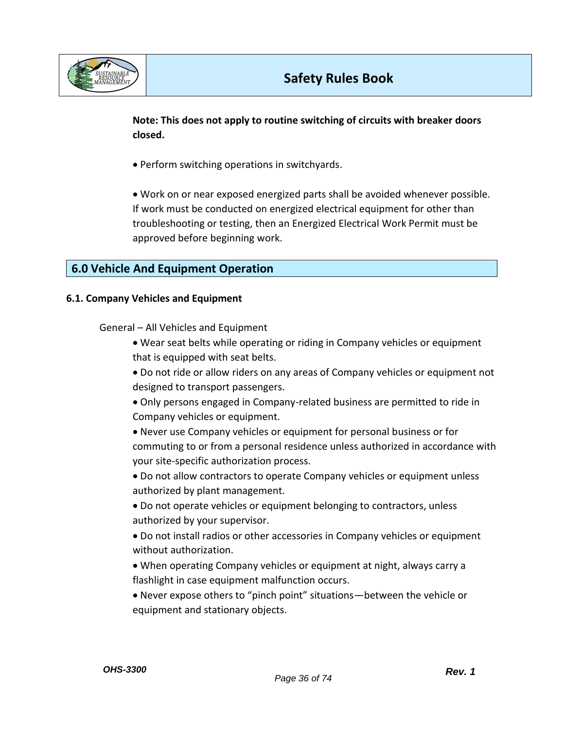**Note: This does not apply to routine switching of circuits with breaker doors closed.**

- Perform switching operations in switchyards.

- Work on or near exposed energized parts shall be avoided whenever possible. If work must be conducted on energized electrical equipment for other than troubleshooting or testing, then an Energized Electrical Work Permit must be approved before beginning work.

## 6.0 Vehicle And Equipment Operation

### 6.1. Company Vehicles and Equipment

General – All Vehicles and Equipment

- Wear seat belts while operating or riding in Company vehicles or equipment that is equipped with seat belts.
- Do not ride or allow riders on any areas of Company vehicles or equipment not designed to transport passengers.
- Only persons engaged in Company-related business are permitted to ride in Company vehicles or equipment.
- Never use Company vehicles or equipment for personal business or for commuting to or from a personal residence unless authorized in accordance with your site-specific authorization process.
- Do not allow contractors to operate Company vehicles or equipment unless authorized by plant management.
- Do not operate vehicles or equipment belonging to contractors, unless authorized by your supervisor.
- Do not install radios or other accessories in Company vehicles or equipment without authorization.
- When operating Company vehicles or equipment at night, always carry a flashlight in case equipment malfunction occurs.
- Never expose others to “pinch point” situations—between the vehicle or equipment and stationary objects.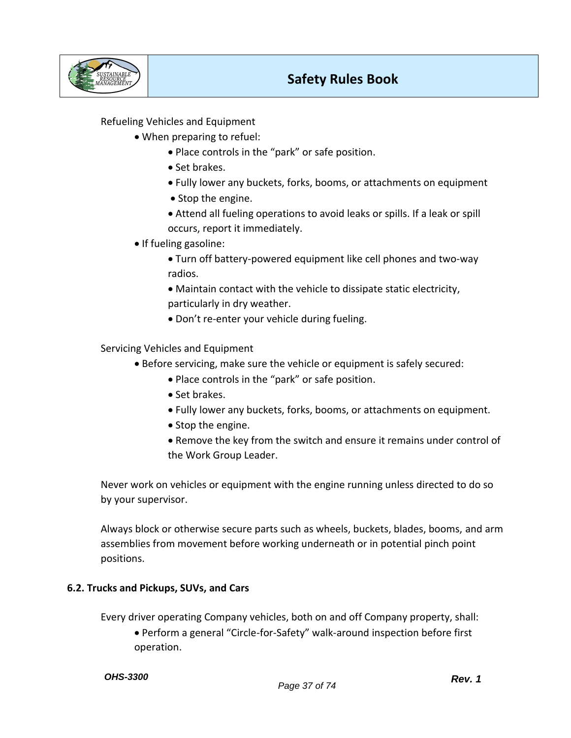Refueling Vehicles and Equipment

- When preparing to refuel:
  - Place controls in the “park” or safe position.
  - Set brakes.
  - Fully lower any buckets, forks, booms, or attachments on equipment
  - Stop the engine.
  - Attend all fueling operations to avoid leaks or spills. If a leak or spill occurs, report it immediately.
- If fueling gasoline:
  - Turn off battery-powered equipment like cell phones and two-way radios.
  - Maintain contact with the vehicle to dissipate static electricity, particularly in dry weather.
  - Don’t re-enter your vehicle during fueling.

Servicing Vehicles and Equipment

- Before servicing, make sure the vehicle or equipment is safely secured:
  - Place controls in the “park” or safe position.
  - Set brakes.
  - Fully lower any buckets, forks, booms, or attachments on equipment.
  - Stop the engine.
  - Remove the key from the switch and ensure it remains under control of the Work Group Leader.

Never work on vehicles or equipment with the engine running unless directed to do so by your supervisor.

Always block or otherwise secure parts such as wheels, buckets, blades, booms, and arm assemblies from movement before working underneath or in potential pinch point positions.

### 6.2. Trucks and Pickups, SUVs, and Cars

Every driver operating Company vehicles, both on and off Company property, shall:

- Perform a general “Circle-for-Safety” walk-around inspection before first operation.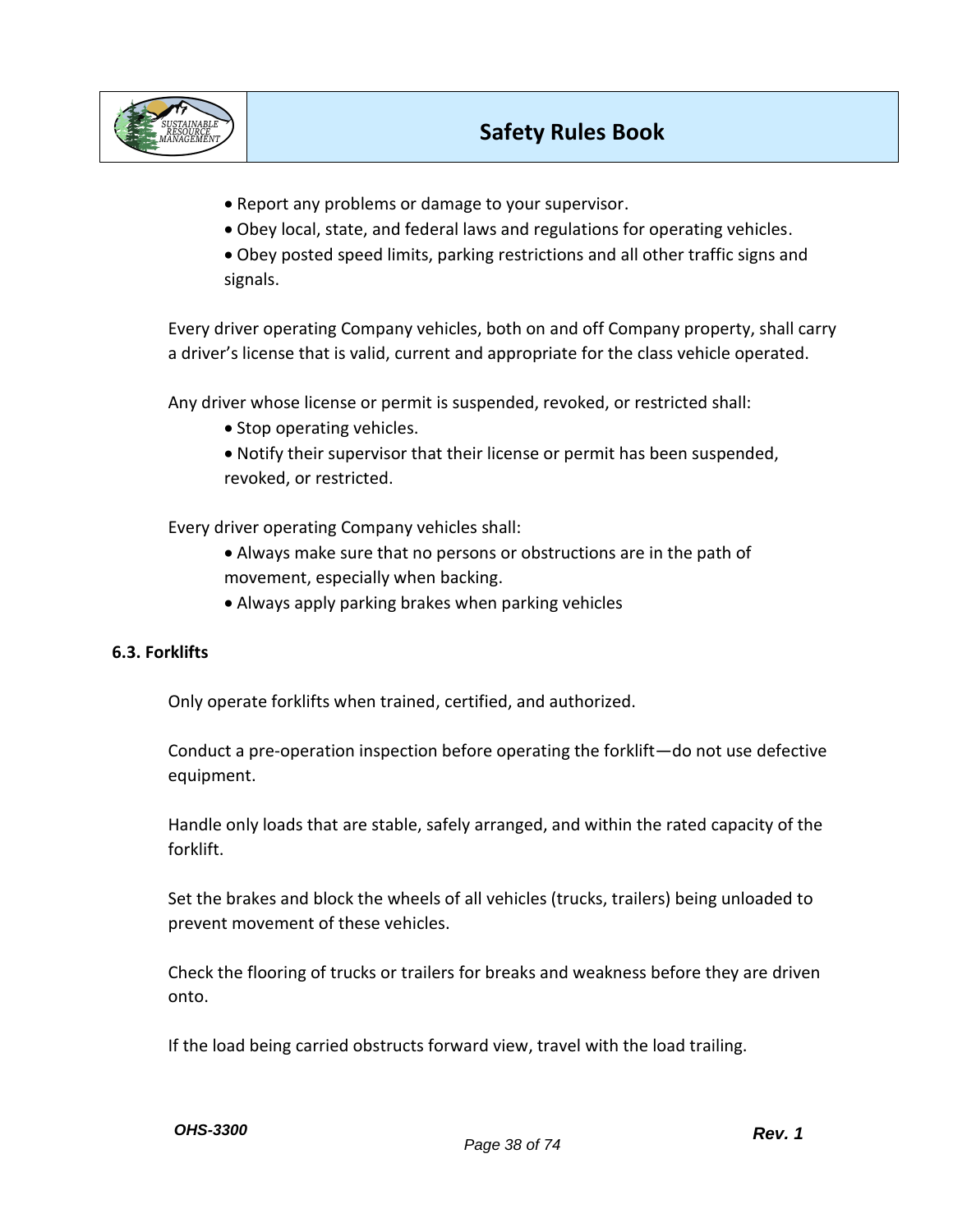- Report any problems or damage to your supervisor.
- Obey local, state, and federal laws and regulations for operating vehicles.
- Obey posted speed limits, parking restrictions and all other traffic signs and signals.

Every driver operating Company vehicles, both on and off Company property, shall carry a driver's license that is valid, current and appropriate for the class vehicle operated.

Any driver whose license or permit is suspended, revoked, or restricted shall:

- Stop operating vehicles.
- Notify their supervisor that their license or permit has been suspended, revoked, or restricted.

Every driver operating Company vehicles shall:

- Always make sure that no persons or obstructions are in the path of movement, especially when backing.
- Always apply parking brakes when parking vehicles

### 6.3. Forklifts

Only operate forklifts when trained, certified, and authorized.

Conduct a pre-operation inspection before operating the forklift—do not use defective equipment.

Handle only loads that are stable, safely arranged, and within the rated capacity of the forklift.

Set the brakes and block the wheels of all vehicles (trucks, trailers) being unloaded to prevent movement of these vehicles.

Check the flooring of trucks or trailers for breaks and weakness before they are driven onto.

If the load being carried obstructs forward view, travel with the load trailing.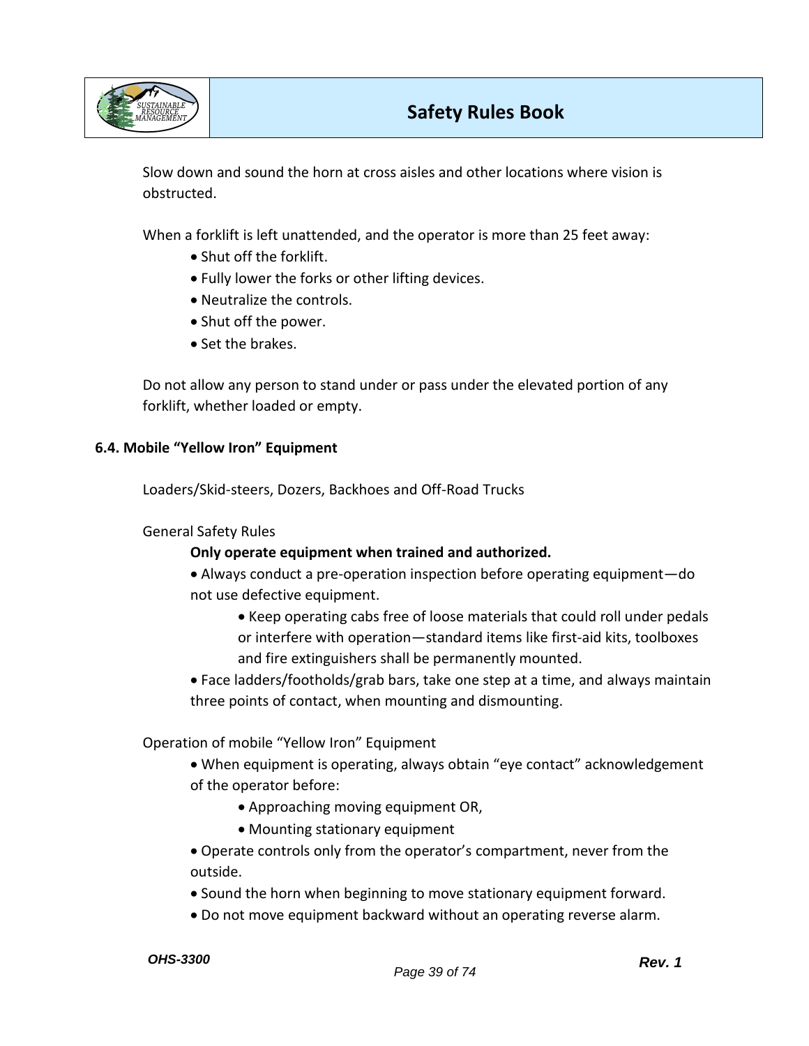Slow down and sound the horn at cross aisles and other locations where vision is obstructed.

When a forklift is left unattended, and the operator is more than 25 feet away:

- Shut off the forklift.
- Fully lower the forks or other lifting devices.
- Neutralize the controls.
- Shut off the power.
- Set the brakes.

Do not allow any person to stand under or pass under the elevated portion of any forklift, whether loaded or empty.

### 6.4. Mobile "Yellow Iron" Equipment

Loaders/Skid-steers, Dozers, Backhoes and Off-Road Trucks

General Safety Rules

**Only operate equipment when trained and authorized.**

- Always conduct a pre-operation inspection before operating equipment—do not use defective equipment.
  - Keep operating cabs free of loose materials that could roll under pedals or interfere with operation—standard items like first-aid kits, toolboxes and fire extinguishers shall be permanently mounted.
- Face ladders/footholds/grab bars, take one step at a time, and always maintain three points of contact, when mounting and dismounting.

Operation of mobile "Yellow Iron" Equipment

- When equipment is operating, always obtain "eye contact" acknowledgement of the operator before:
  - Approaching moving equipment OR,
  - Mounting stationary equipment
- Operate controls only from the operator's compartment, never from the outside.
- Sound the horn when beginning to move stationary equipment forward.
- Do not move equipment backward without an operating reverse alarm.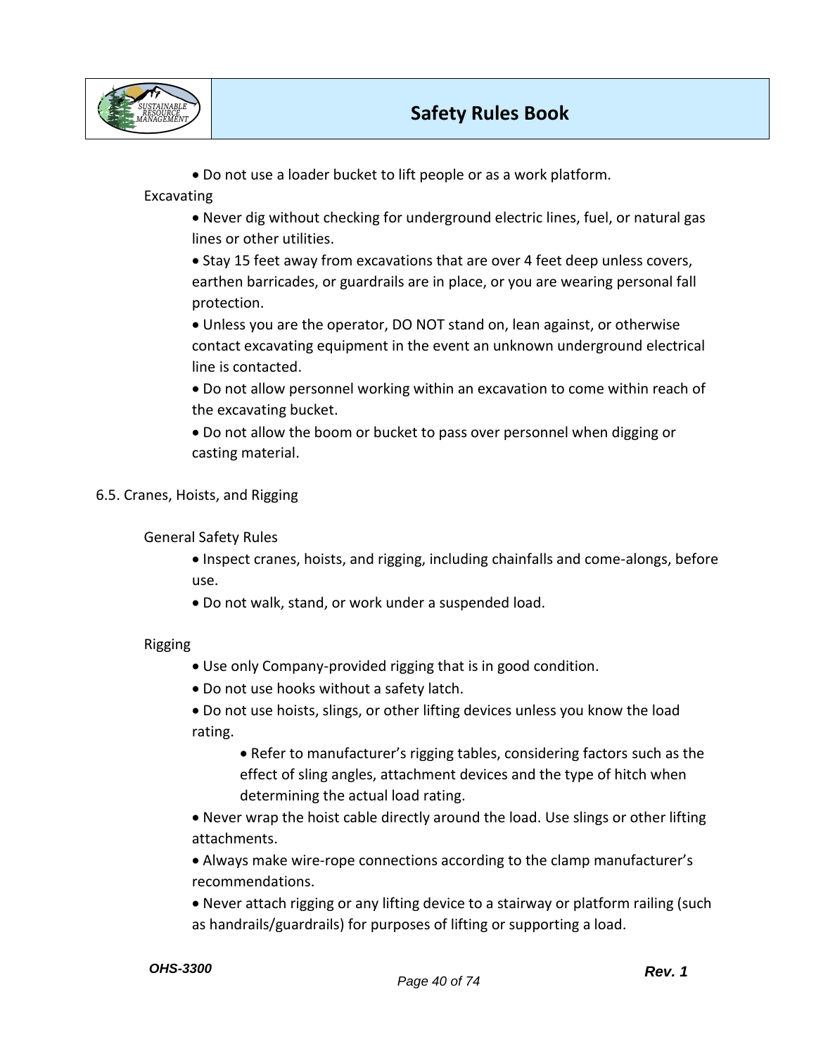- Do not use a loader bucket to lift people or as a work platform.

Excavating

- Never dig without checking for underground electric lines, fuel, or natural gas lines or other utilities.
- Stay 15 feet away from excavations that are over 4 feet deep unless covers, earthen barricades, or guardrails are in place, or you are wearing personal fall protection.
- Unless you are the operator, DO NOT stand on, lean against, or otherwise contact excavating equipment in the event an unknown underground electrical line is contacted.
- Do not allow personnel working within an excavation to come within reach of the excavating bucket.
- Do not allow the boom or bucket to pass over personnel when digging or casting material.

## 6.5. Cranes, Hoists, and Rigging

General Safety Rules

- Inspect cranes, hoists, and rigging, including chainfalls and come-alongs, before use.
- Do not walk, stand, or work under a suspended load.

Rigging

- Use only Company-provided rigging that is in good condition.
- Do not use hooks without a safety latch.
- Do not use hoists, slings, or other lifting devices unless you know the load rating.
    - Refer to manufacturer's rigging tables, considering factors such as the effect of sling angles, attachment devices and the type of hitch when determining the actual load rating.
- Never wrap the hoist cable directly around the load. Use slings or other lifting attachments.
- Always make wire-rope connections according to the clamp manufacturer's recommendations.
- Never attach rigging or any lifting device to a stairway or platform railing (such as handrails/guardrails) for purposes of lifting or supporting a load.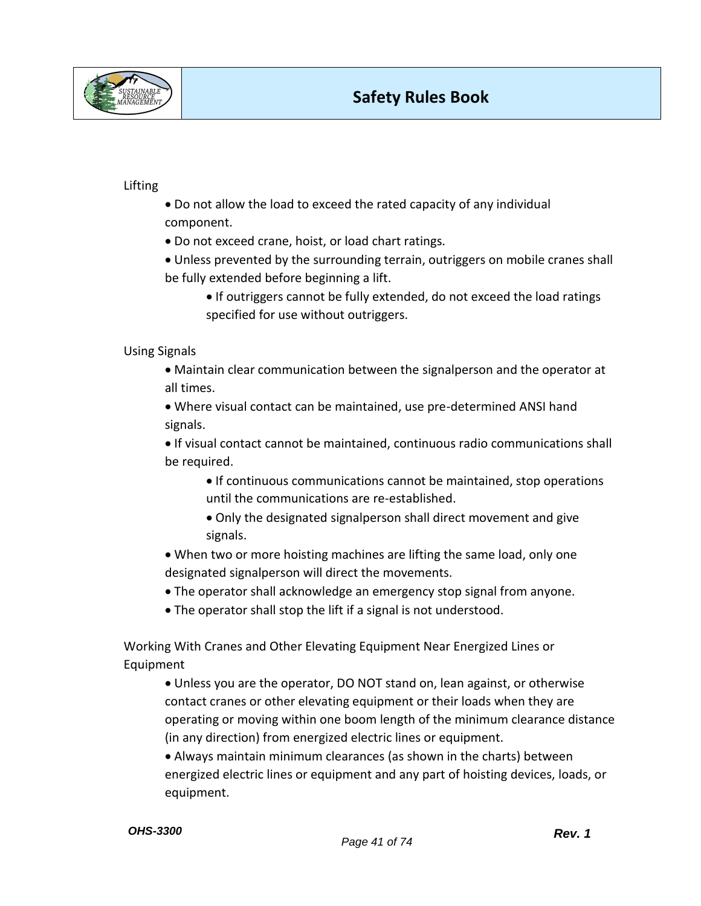Lifting

- Do not allow the load to exceed the rated capacity of any individual component.
- Do not exceed crane, hoist, or load chart ratings.
- Unless prevented by the surrounding terrain, outriggers on mobile cranes shall be fully extended before beginning a lift.
    - If outriggers cannot be fully extended, do not exceed the load ratings specified for use without outriggers.

Using Signals

- Maintain clear communication between the signalperson and the operator at all times.
- Where visual contact can be maintained, use pre-determined ANSI hand signals.
- If visual contact cannot be maintained, continuous radio communications shall be required.
    - If continuous communications cannot be maintained, stop operations until the communications are re-established.
    - Only the designated signalperson shall direct movement and give signals.
- When two or more hoisting machines are lifting the same load, only one designated signalperson will direct the movements.
- The operator shall acknowledge an emergency stop signal from anyone.
- The operator shall stop the lift if a signal is not understood.

Working With Cranes and Other Elevating Equipment Near Energized Lines or Equipment

- Unless you are the operator, DO NOT stand on, lean against, or otherwise contact cranes or other elevating equipment or their loads when they are operating or moving within one boom length of the minimum clearance distance (in any direction) from energized electric lines or equipment.
- Always maintain minimum clearances (as shown in the charts) between energized electric lines or equipment and any part of hoisting devices, loads, or equipment.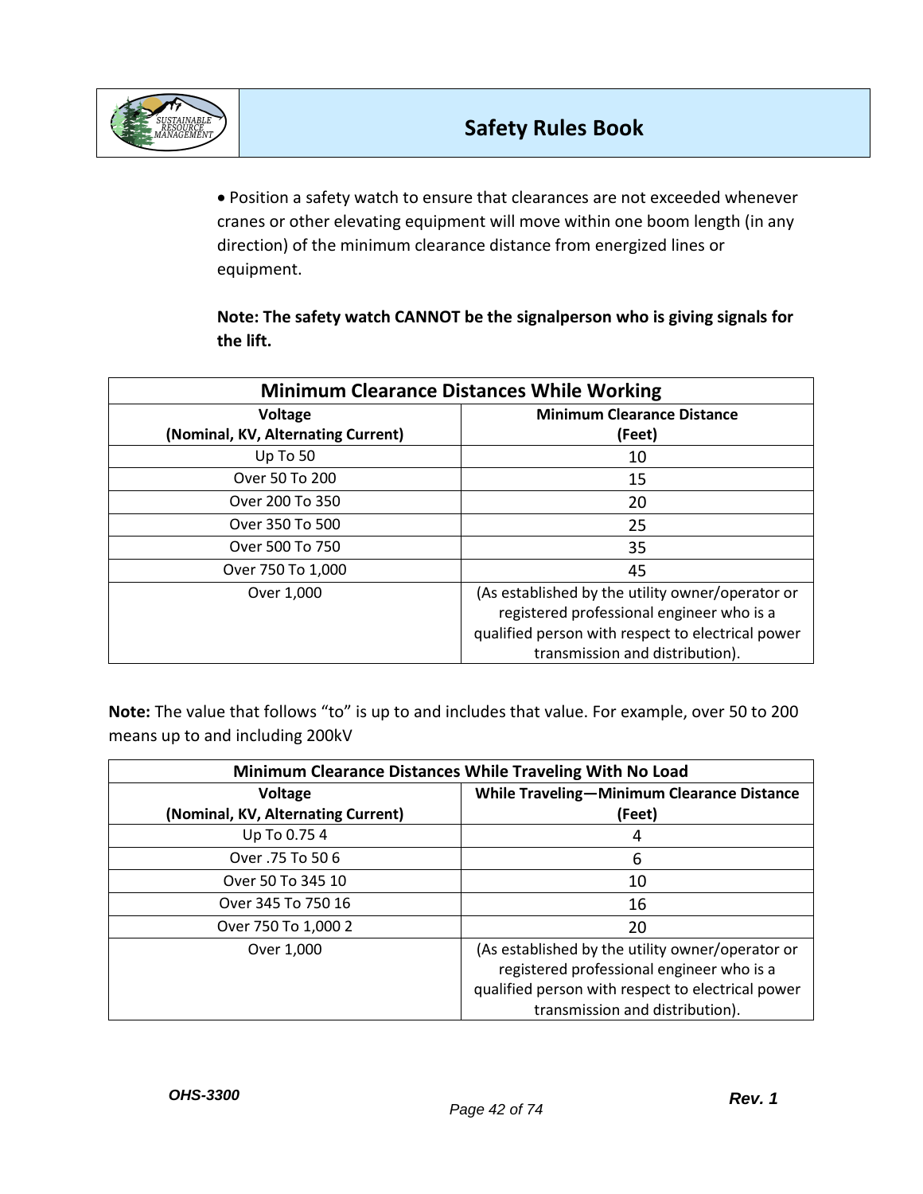- Position a safety watch to ensure that clearances are not exceeded whenever cranes or other elevating equipment will move within one boom length (in any direction) of the minimum clearance distance from energized lines or equipment.

**Note: The safety watch CANNOT be the signalperson who is giving signals for the lift.**

| **Minimum Clearance Distances While Working** | |
|---|---|
| **Voltage (Nominal, KV, Alternating Current)** | **Minimum Clearance Distance (Feet)** |
| Up To 50 | 10 |
| Over 50 To 200 | 15 |
| Over 200 To 350 | 20 |
| Over 350 To 500 | 25 |
| Over 500 To 750 | 35 |
| Over 750 To 1,000 | 45 |
| Over 1,000 | (As established by the utility owner/operator or registered professional engineer who is a qualified person with respect to electrical power transmission and distribution). |

**Note:** The value that follows "to" is up to and includes that value. For example, over 50 to 200 means up to and including 200kV

| **Minimum Clearance Distances While Traveling With No Load** | |
|---|---|
| **Voltage (Nominal, KV, Alternating Current)** | **While Traveling—Minimum Clearance Distance (Feet)** |
| Up To 0.75 4 | 4 |
| Over .75 To 50 6 | 6 |
| Over 50 To 345 10 | 10 |
| Over 345 To 750 16 | 16 |
| Over 750 To 1,000 2 | 20 |
| Over 1,000 | (As established by the utility owner/operator or registered professional engineer who is a qualified person with respect to electrical power transmission and distribution). |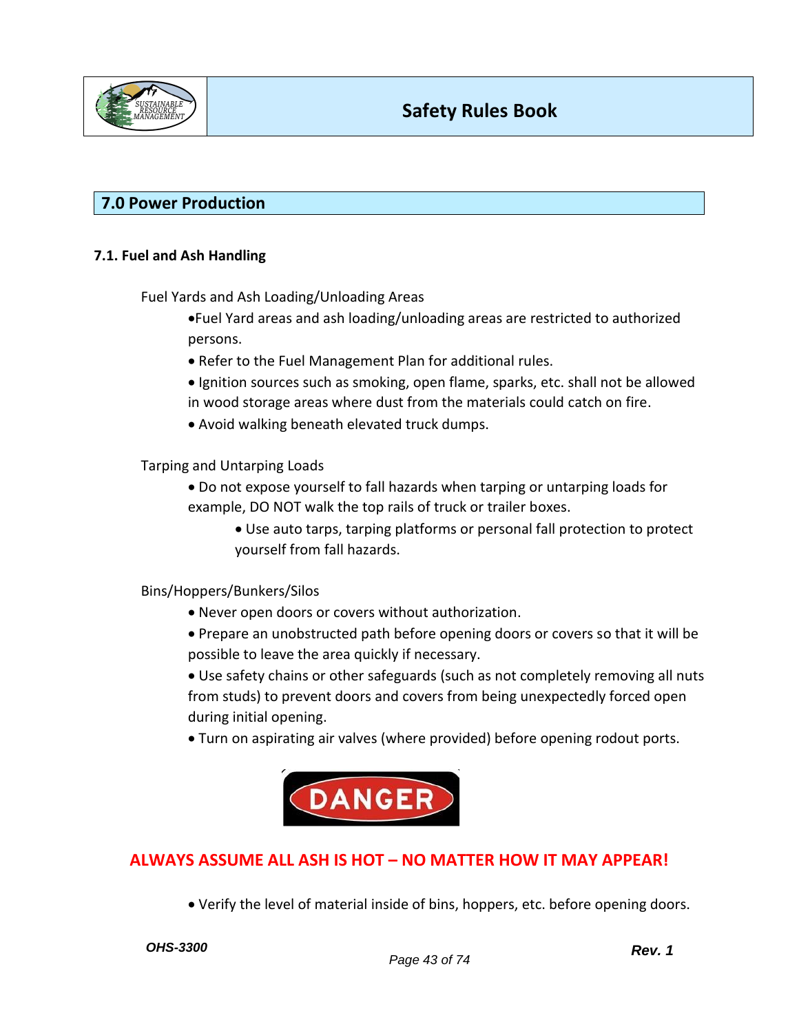## 7.0 Power Production

### 7.1. Fuel and Ash Handling

Fuel Yards and Ash Loading/Unloading Areas

- Fuel Yard areas and ash loading/unloading areas are restricted to authorized persons.
- Refer to the Fuel Management Plan for additional rules.
- Ignition sources such as smoking, open flame, sparks, etc. shall not be allowed in wood storage areas where dust from the materials could catch on fire.
- Avoid walking beneath elevated truck dumps.

Tarping and Untarping Loads

- Do not expose yourself to fall hazards when tarping or untarping loads for example, DO NOT walk the top rails of truck or trailer boxes.
  - Use auto tarps, tarping platforms or personal fall protection to protect yourself from fall hazards.

Bins/Hoppers/Bunkers/Silos

- Never open doors or covers without authorization.
- Prepare an unobstructed path before opening doors or covers so that it will be possible to leave the area quickly if necessary.
- Use safety chains or other safeguards (such as not completely removing all nuts from studs) to prevent doors and covers from being unexpectedly forced open during initial opening.
- Turn on aspirating air valves (where provided) before opening rodout ports.

DANGER

**ALWAYS ASSUME ALL ASH IS HOT – NO MATTER HOW IT MAY APPEAR!**

- Verify the level of material inside of bins, hoppers, etc. before opening doors.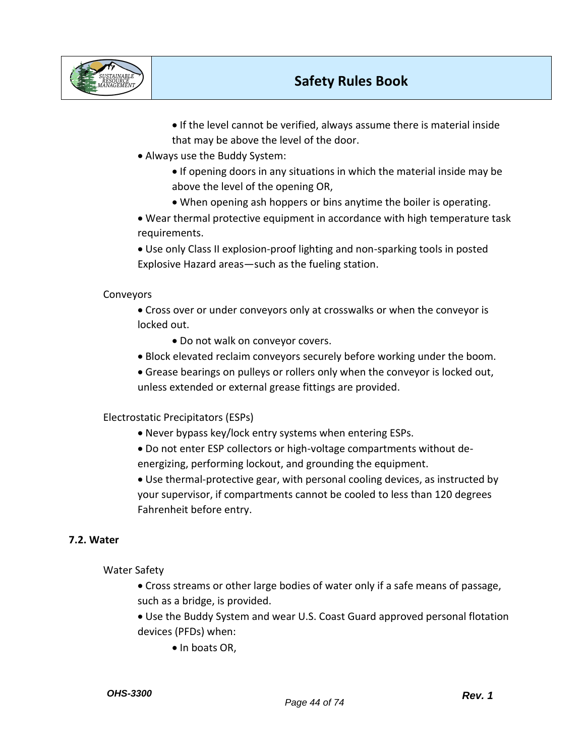- If the level cannot be verified, always assume there is material inside that may be above the level of the door.
- Always use the Buddy System:
  - If opening doors in any situations in which the material inside may be above the level of the opening OR,
  - When opening ash hoppers or bins anytime the boiler is operating.
- Wear thermal protective equipment in accordance with high temperature task requirements.
- Use only Class II explosion-proof lighting and non-sparking tools in posted Explosive Hazard areas—such as the fueling station.

Conveyors

- Cross over or under conveyors only at crosswalks or when the conveyor is locked out.
  - Do not walk on conveyor covers.
- Block elevated reclaim conveyors securely before working under the boom.
- Grease bearings on pulleys or rollers only when the conveyor is locked out, unless extended or external grease fittings are provided.

Electrostatic Precipitators (ESPs)

- Never bypass key/lock entry systems when entering ESPs.
- Do not enter ESP collectors or high-voltage compartments without de-energizing, performing lockout, and grounding the equipment.
- Use thermal-protective gear, with personal cooling devices, as instructed by your supervisor, if compartments cannot be cooled to less than 120 degrees Fahrenheit before entry.

### 7.2. Water

Water Safety

- Cross streams or other large bodies of water only if a safe means of passage, such as a bridge, is provided.
- Use the Buddy System and wear U.S. Coast Guard approved personal flotation devices (PFDs) when:
  - In boats OR,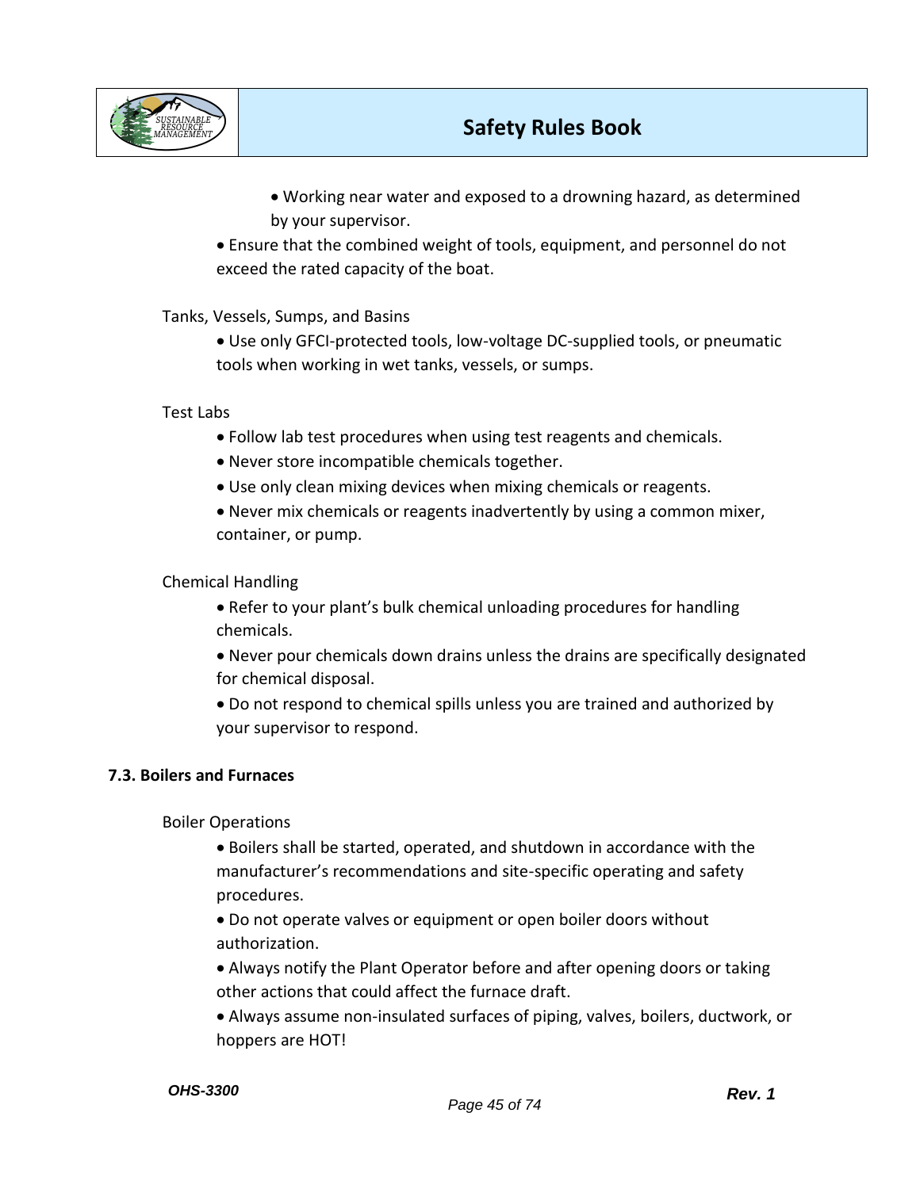- Working near water and exposed to a drowning hazard, as determined by your supervisor.

- Ensure that the combined weight of tools, equipment, and personnel do not exceed the rated capacity of the boat.

Tanks, Vessels, Sumps, and Basins

- Use only GFCI-protected tools, low-voltage DC-supplied tools, or pneumatic tools when working in wet tanks, vessels, or sumps.

Test Labs

- Follow lab test procedures when using test reagents and chemicals.
- Never store incompatible chemicals together.
- Use only clean mixing devices when mixing chemicals or reagents.
- Never mix chemicals or reagents inadvertently by using a common mixer, container, or pump.

Chemical Handling

- Refer to your plant's bulk chemical unloading procedures for handling chemicals.
- Never pour chemicals down drains unless the drains are specifically designated for chemical disposal.
- Do not respond to chemical spills unless you are trained and authorized by your supervisor to respond.

### 7.3. Boilers and Furnaces

Boiler Operations

- Boilers shall be started, operated, and shutdown in accordance with the manufacturer's recommendations and site-specific operating and safety procedures.
- Do not operate valves or equipment or open boiler doors without authorization.
- Always notify the Plant Operator before and after opening doors or taking other actions that could affect the furnace draft.
- Always assume non-insulated surfaces of piping, valves, boilers, ductwork, or hoppers are HOT!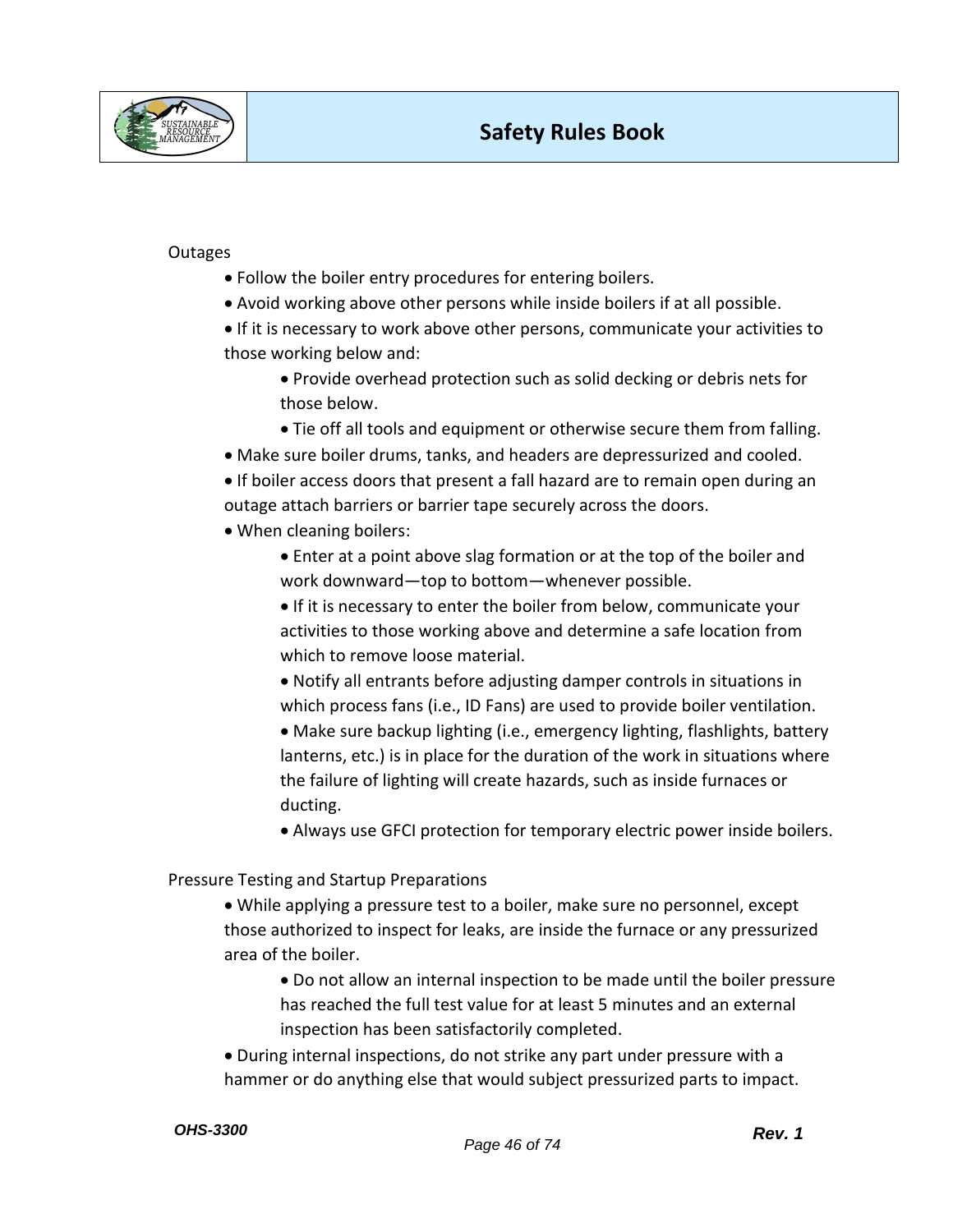Outages

- Follow the boiler entry procedures for entering boilers.
- Avoid working above other persons while inside boilers if at all possible.
- If it is necessary to work above other persons, communicate your activities to those working below and:
    - Provide overhead protection such as solid decking or debris nets for those below.
    - Tie off all tools and equipment or otherwise secure them from falling.
- Make sure boiler drums, tanks, and headers are depressurized and cooled.
- If boiler access doors that present a fall hazard are to remain open during an outage attach barriers or barrier tape securely across the doors.
- When cleaning boilers:
    - Enter at a point above slag formation or at the top of the boiler and work downward—top to bottom—whenever possible.
    - If it is necessary to enter the boiler from below, communicate your activities to those working above and determine a safe location from which to remove loose material.
    - Notify all entrants before adjusting damper controls in situations in which process fans (i.e., ID Fans) are used to provide boiler ventilation.
    - Make sure backup lighting (i.e., emergency lighting, flashlights, battery lanterns, etc.) is in place for the duration of the work in situations where the failure of lighting will create hazards, such as inside furnaces or ducting.
    - Always use GFCI protection for temporary electric power inside boilers.

Pressure Testing and Startup Preparations

- While applying a pressure test to a boiler, make sure no personnel, except those authorized to inspect for leaks, are inside the furnace or any pressurized area of the boiler.
    - Do not allow an internal inspection to be made until the boiler pressure has reached the full test value for at least 5 minutes and an external inspection has been satisfactorily completed.
- During internal inspections, do not strike any part under pressure with a hammer or do anything else that would subject pressurized parts to impact.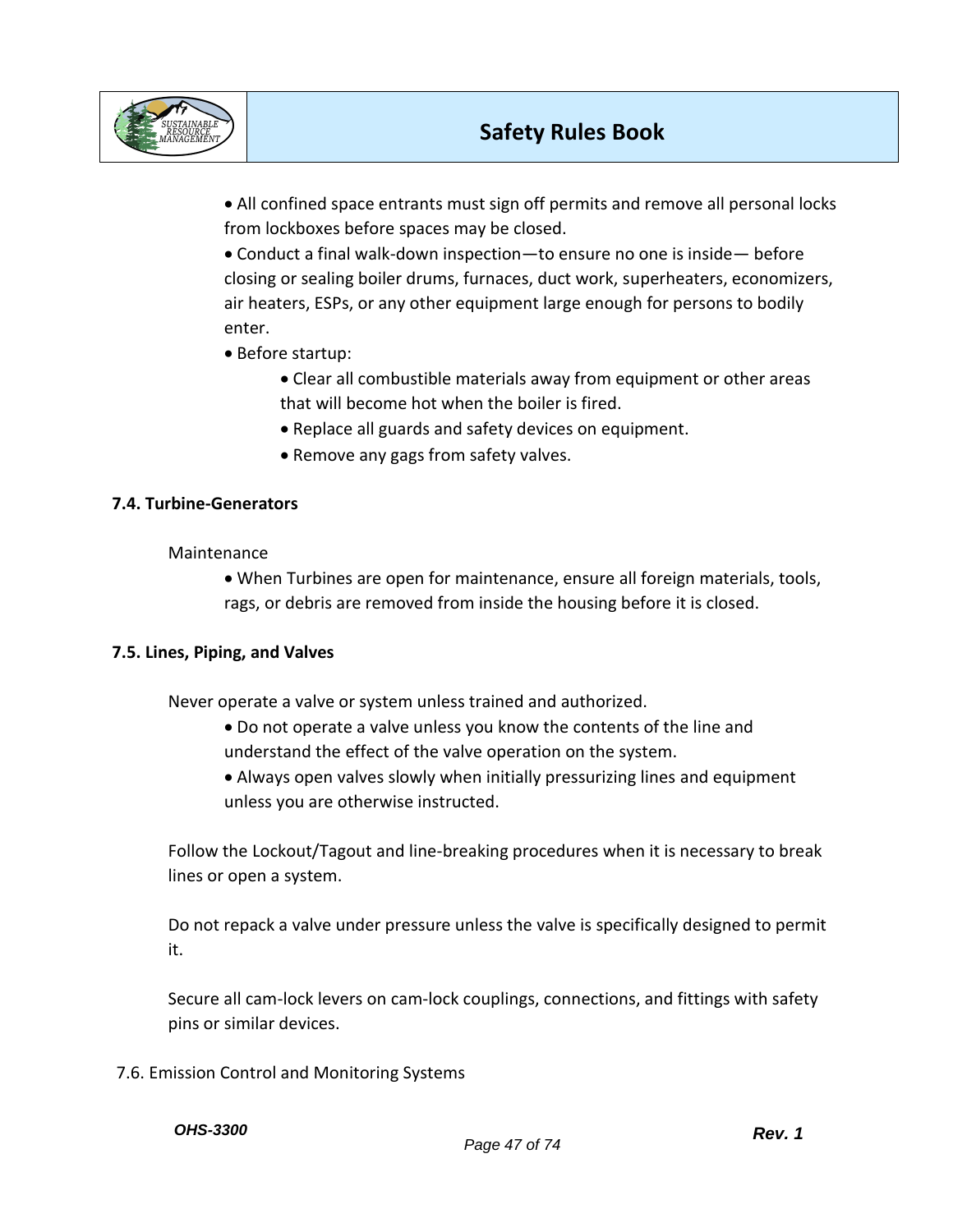- All confined space entrants must sign off permits and remove all personal locks from lockboxes before spaces may be closed.
- Conduct a final walk-down inspection—to ensure no one is inside— before closing or sealing boiler drums, furnaces, duct work, superheaters, economizers, air heaters, ESPs, or any other equipment large enough for persons to bodily enter.
- Before startup:
  - Clear all combustible materials away from equipment or other areas that will become hot when the boiler is fired.
  - Replace all guards and safety devices on equipment.
  - Remove any gags from safety valves.

**7.4. Turbine-Generators**

Maintenance

- When Turbines are open for maintenance, ensure all foreign materials, tools, rags, or debris are removed from inside the housing before it is closed.

**7.5. Lines, Piping, and Valves**

Never operate a valve or system unless trained and authorized.

- Do not operate a valve unless you know the contents of the line and understand the effect of the valve operation on the system.
- Always open valves slowly when initially pressurizing lines and equipment unless you are otherwise instructed.

Follow the Lockout/Tagout and line-breaking procedures when it is necessary to break lines or open a system.

Do not repack a valve under pressure unless the valve is specifically designed to permit it.

Secure all cam-lock levers on cam-lock couplings, connections, and fittings with safety pins or similar devices.

7.6. Emission Control and Monitoring Systems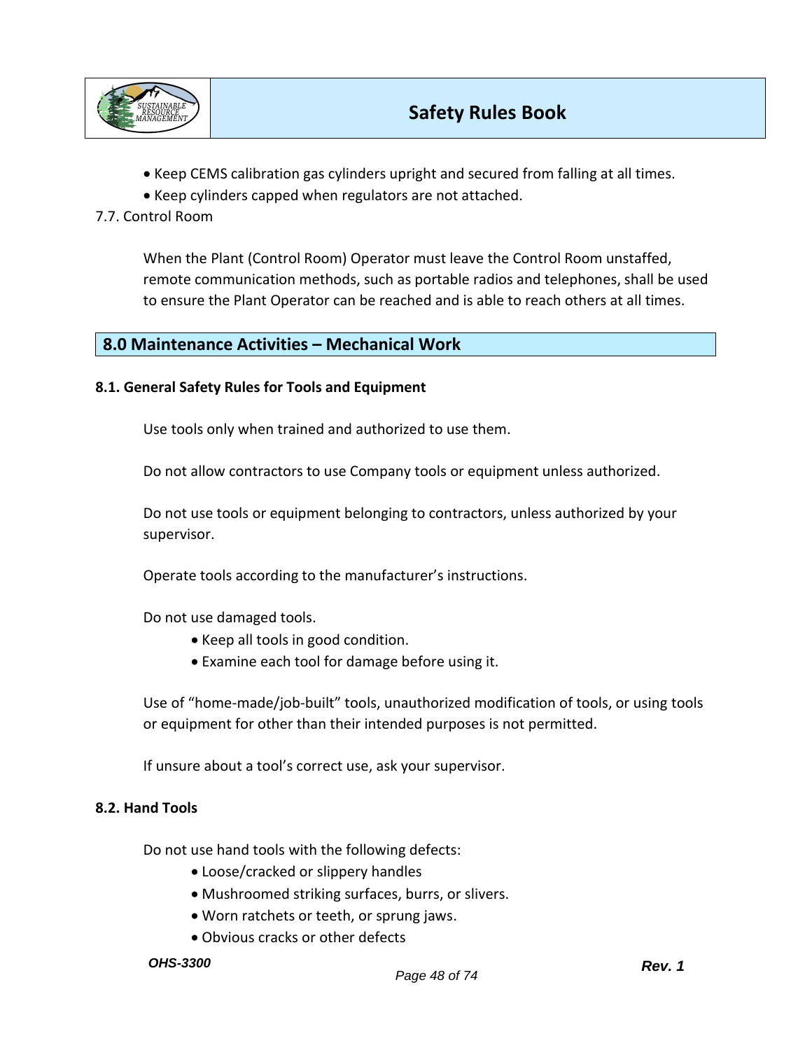- Keep CEMS calibration gas cylinders upright and secured from falling at all times.
- Keep cylinders capped when regulators are not attached.

7.7. Control Room

When the Plant (Control Room) Operator must leave the Control Room unstaffed, remote communication methods, such as portable radios and telephones, shall be used to ensure the Plant Operator can be reached and is able to reach others at all times.

## 8.0 Maintenance Activities – Mechanical Work

### 8.1. General Safety Rules for Tools and Equipment

Use tools only when trained and authorized to use them.

Do not allow contractors to use Company tools or equipment unless authorized.

Do not use tools or equipment belonging to contractors, unless authorized by your supervisor.

Operate tools according to the manufacturer's instructions.

Do not use damaged tools.

- Keep all tools in good condition.
- Examine each tool for damage before using it.

Use of "home-made/job-built" tools, unauthorized modification of tools, or using tools or equipment for other than their intended purposes is not permitted.

If unsure about a tool's correct use, ask your supervisor.

### 8.2. Hand Tools

Do not use hand tools with the following defects:

- Loose/cracked or slippery handles
- Mushroomed striking surfaces, burrs, or slivers.
- Worn ratchets or teeth, or sprung jaws.
- Obvious cracks or other defects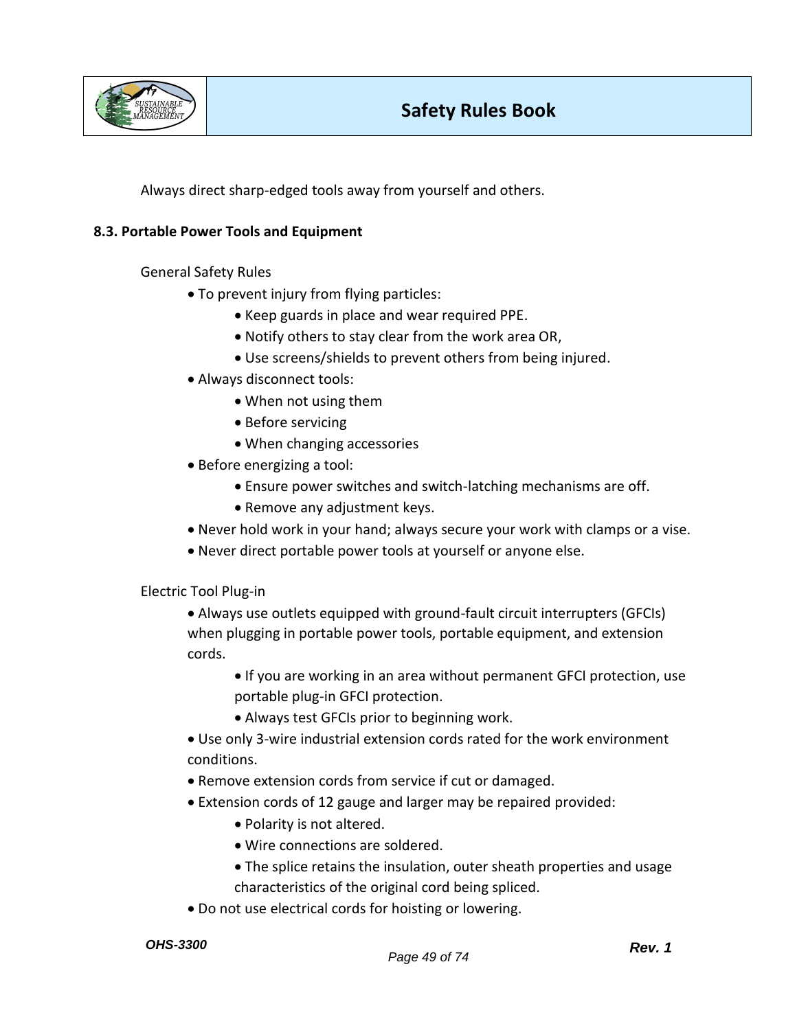Always direct sharp-edged tools away from yourself and others.

### 8.3. Portable Power Tools and Equipment

General Safety Rules

- To prevent injury from flying particles:
  - Keep guards in place and wear required PPE.
  - Notify others to stay clear from the work area OR,
  - Use screens/shields to prevent others from being injured.
- Always disconnect tools:
  - When not using them
  - Before servicing
  - When changing accessories
- Before energizing a tool:
  - Ensure power switches and switch-latching mechanisms are off.
  - Remove any adjustment keys.
- Never hold work in your hand; always secure your work with clamps or a vise.
- Never direct portable power tools at yourself or anyone else.

Electric Tool Plug-in

- Always use outlets equipped with ground-fault circuit interrupters (GFCIs) when plugging in portable power tools, portable equipment, and extension cords.
  - If you are working in an area without permanent GFCI protection, use portable plug-in GFCI protection.
  - Always test GFCIs prior to beginning work.
- Use only 3-wire industrial extension cords rated for the work environment conditions.
- Remove extension cords from service if cut or damaged.
- Extension cords of 12 gauge and larger may be repaired provided:
  - Polarity is not altered.
  - Wire connections are soldered.
  - The splice retains the insulation, outer sheath properties and usage characteristics of the original cord being spliced.
- Do not use electrical cords for hoisting or lowering.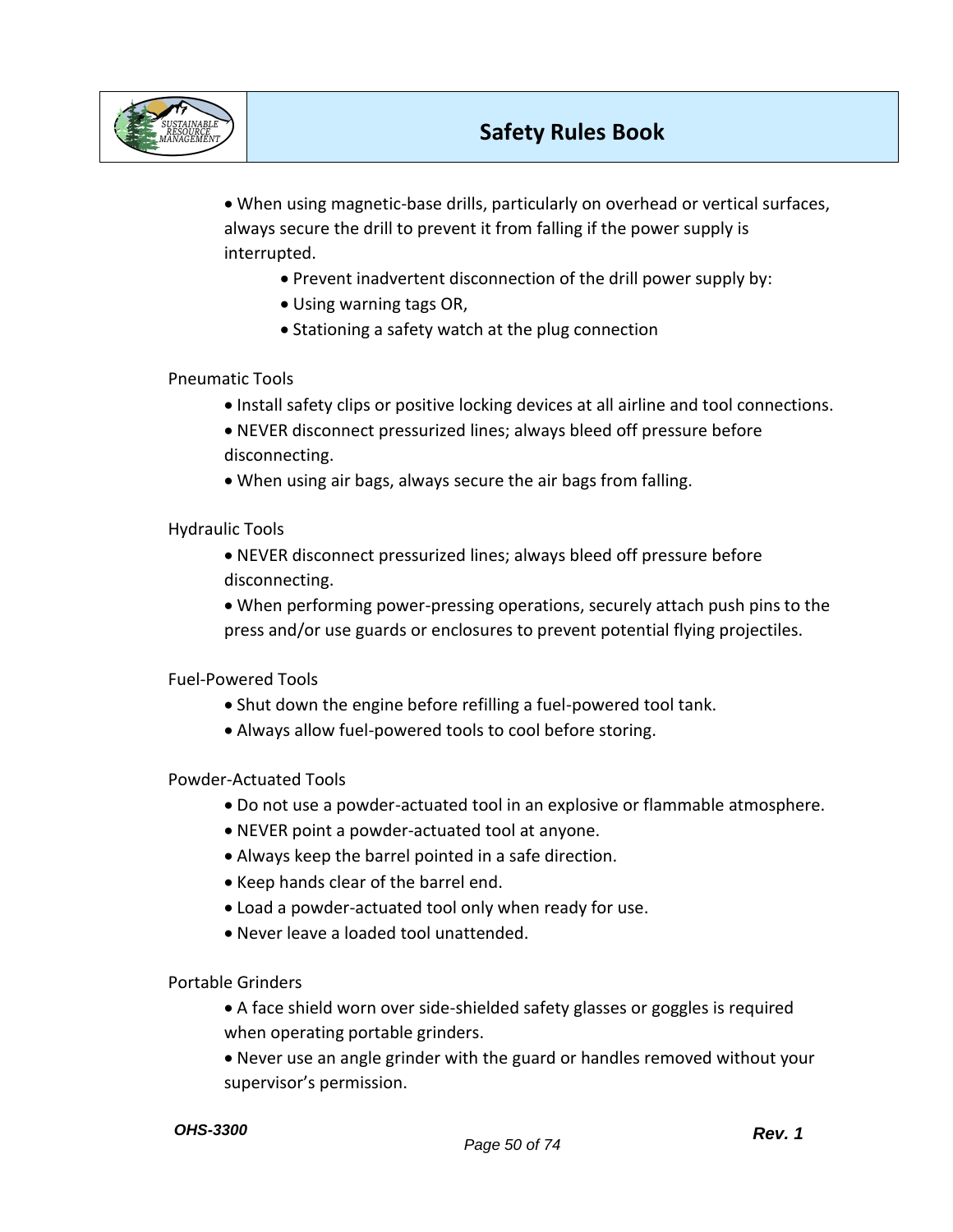- When using magnetic-base drills, particularly on overhead or vertical surfaces, always secure the drill to prevent it from falling if the power supply is interrupted.
  - Prevent inadvertent disconnection of the drill power supply by:
  - Using warning tags OR,
  - Stationing a safety watch at the plug connection

Pneumatic Tools

- Install safety clips or positive locking devices at all airline and tool connections.
- NEVER disconnect pressurized lines; always bleed off pressure before disconnecting.
- When using air bags, always secure the air bags from falling.

Hydraulic Tools

- NEVER disconnect pressurized lines; always bleed off pressure before disconnecting.
- When performing power-pressing operations, securely attach push pins to the press and/or use guards or enclosures to prevent potential flying projectiles.

Fuel-Powered Tools

- Shut down the engine before refilling a fuel-powered tool tank.
- Always allow fuel-powered tools to cool before storing.

Powder-Actuated Tools

- Do not use a powder-actuated tool in an explosive or flammable atmosphere.
- NEVER point a powder-actuated tool at anyone.
- Always keep the barrel pointed in a safe direction.
- Keep hands clear of the barrel end.
- Load a powder-actuated tool only when ready for use.
- Never leave a loaded tool unattended.

Portable Grinders

- A face shield worn over side-shielded safety glasses or goggles is required when operating portable grinders.
- Never use an angle grinder with the guard or handles removed without your supervisor's permission.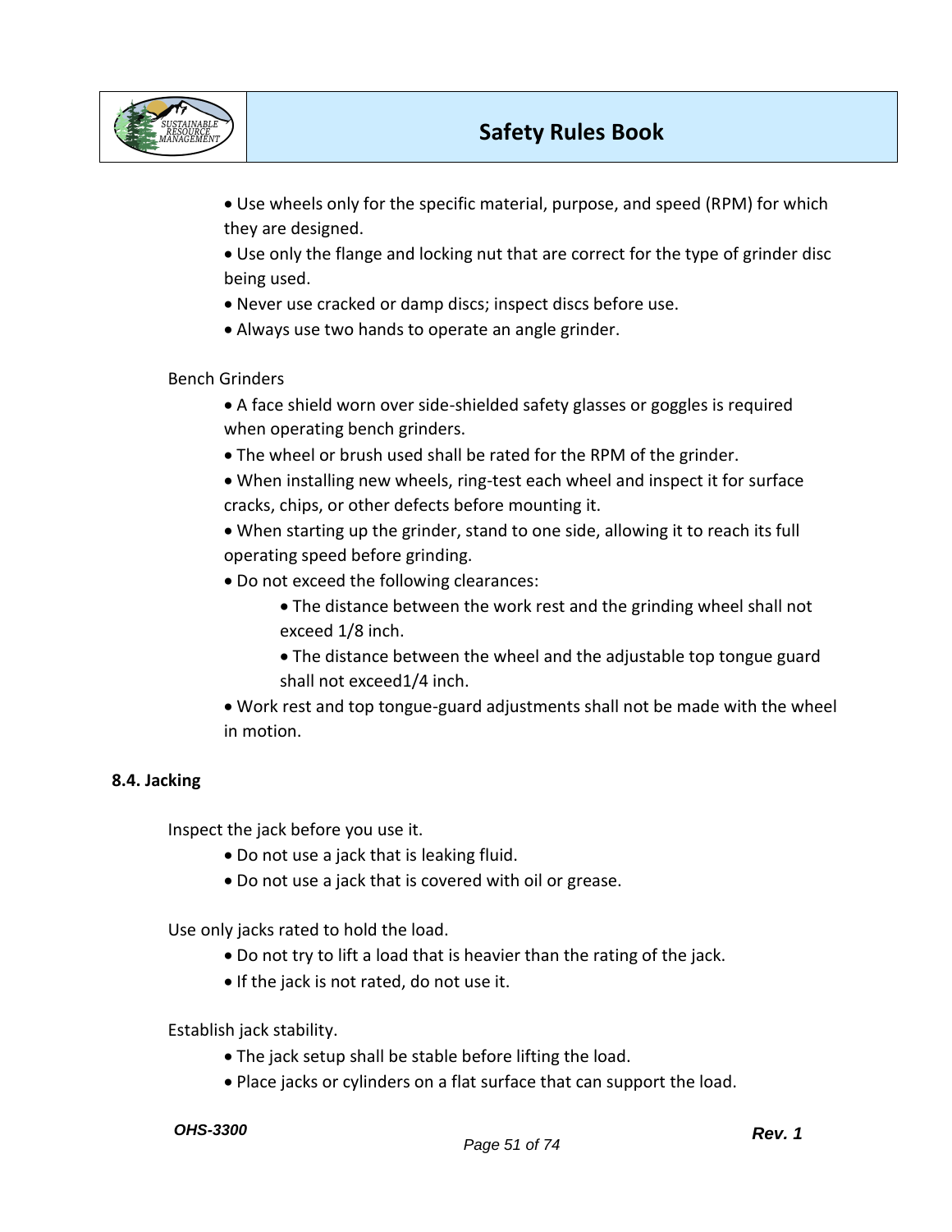- Use wheels only for the specific material, purpose, and speed (RPM) for which they are designed.
- Use only the flange and locking nut that are correct for the type of grinder disc being used.
- Never use cracked or damp discs; inspect discs before use.
- Always use two hands to operate an angle grinder.

Bench Grinders

- A face shield worn over side-shielded safety glasses or goggles is required when operating bench grinders.
- The wheel or brush used shall be rated for the RPM of the grinder.
- When installing new wheels, ring-test each wheel and inspect it for surface cracks, chips, or other defects before mounting it.
- When starting up the grinder, stand to one side, allowing it to reach its full operating speed before grinding.
- Do not exceed the following clearances:
  - The distance between the work rest and the grinding wheel shall not exceed 1/8 inch.
  - The distance between the wheel and the adjustable top tongue guard shall not exceed1/4 inch.
- Work rest and top tongue-guard adjustments shall not be made with the wheel in motion.

**8.4. Jacking**

Inspect the jack before you use it.

- Do not use a jack that is leaking fluid.
- Do not use a jack that is covered with oil or grease.

Use only jacks rated to hold the load.

- Do not try to lift a load that is heavier than the rating of the jack.
- If the jack is not rated, do not use it.

Establish jack stability.

- The jack setup shall be stable before lifting the load.
- Place jacks or cylinders on a flat surface that can support the load.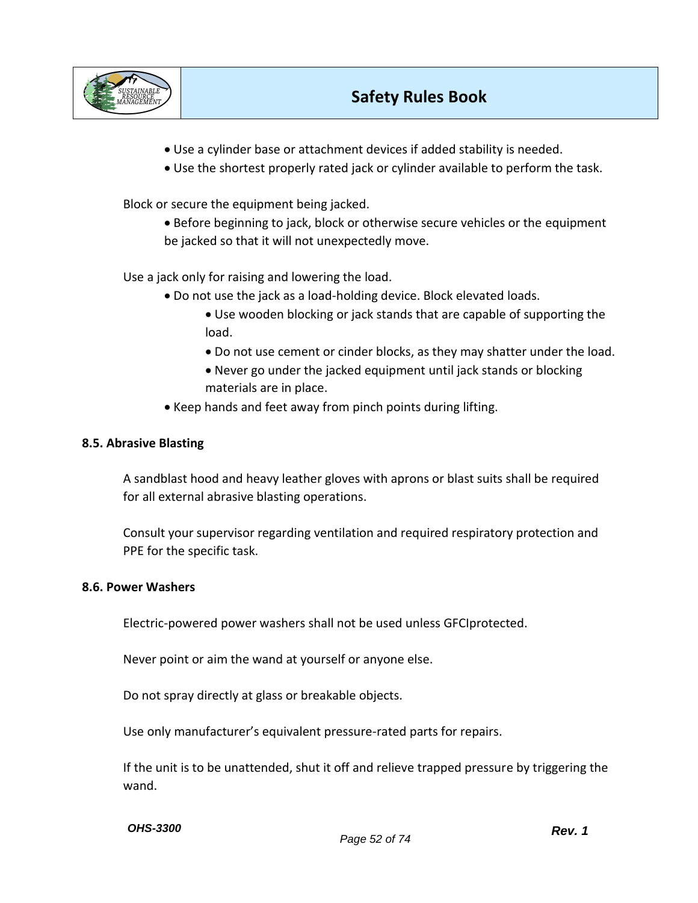- Use a cylinder base or attachment devices if added stability is needed.
- Use the shortest properly rated jack or cylinder available to perform the task.

Block or secure the equipment being jacked.

- Before beginning to jack, block or otherwise secure vehicles or the equipment be jacked so that it will not unexpectedly move.

Use a jack only for raising and lowering the load.

- Do not use the jack as a load-holding device. Block elevated loads.
  - Use wooden blocking or jack stands that are capable of supporting the load.
  - Do not use cement or cinder blocks, as they may shatter under the load.
  - Never go under the jacked equipment until jack stands or blocking materials are in place.
- Keep hands and feet away from pinch points during lifting.

### 8.5. Abrasive Blasting

A sandblast hood and heavy leather gloves with aprons or blast suits shall be required for all external abrasive blasting operations.

Consult your supervisor regarding ventilation and required respiratory protection and PPE for the specific task.

### 8.6. Power Washers

Electric-powered power washers shall not be used unless GFCIprotected.

Never point or aim the wand at yourself or anyone else.

Do not spray directly at glass or breakable objects.

Use only manufacturer's equivalent pressure-rated parts for repairs.

If the unit is to be unattended, shut it off and relieve trapped pressure by triggering the wand.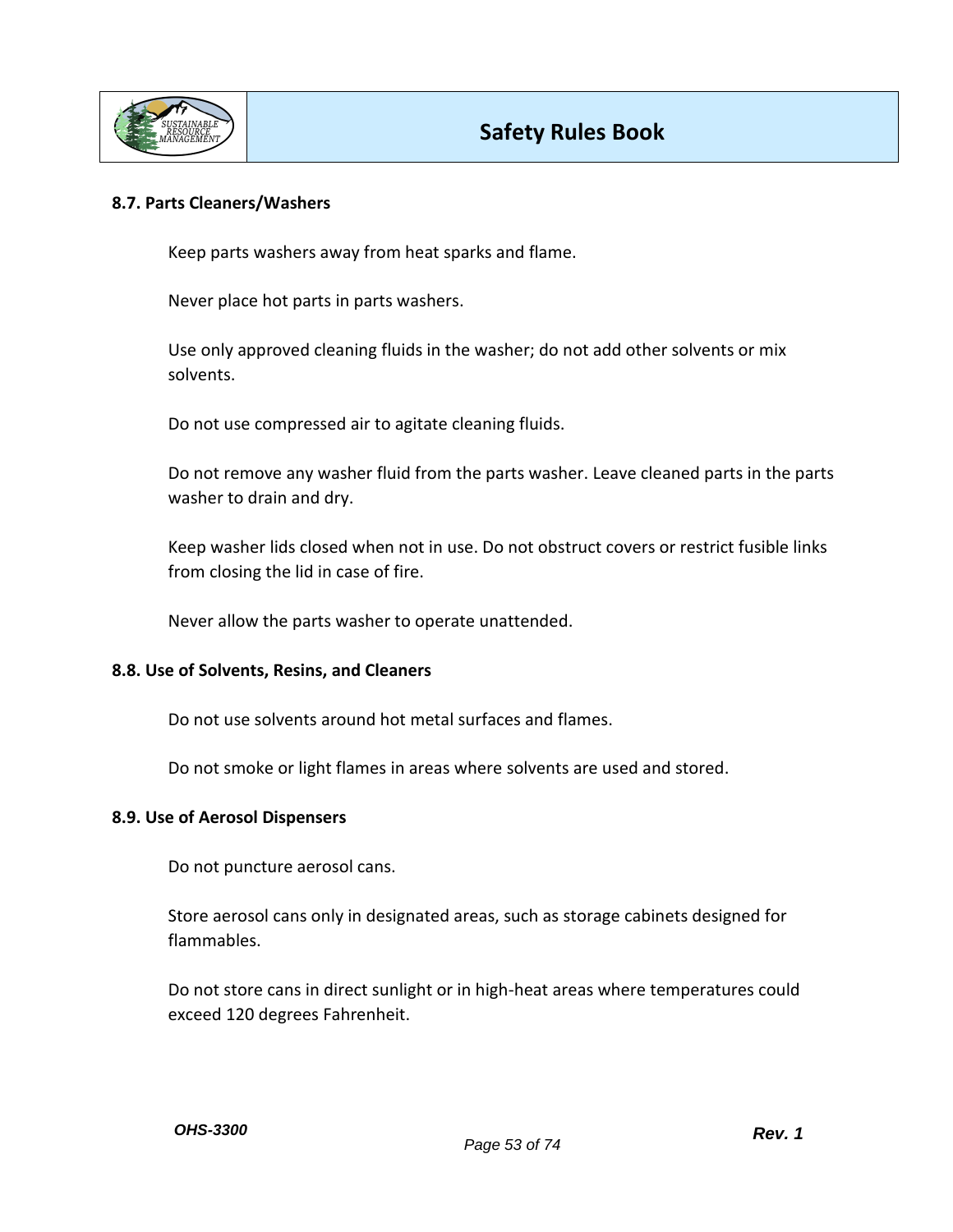### 8.7. Parts Cleaners/Washers

Keep parts washers away from heat sparks and flame.

Never place hot parts in parts washers.

Use only approved cleaning fluids in the washer; do not add other solvents or mix solvents.

Do not use compressed air to agitate cleaning fluids.

Do not remove any washer fluid from the parts washer. Leave cleaned parts in the parts washer to drain and dry.

Keep washer lids closed when not in use. Do not obstruct covers or restrict fusible links from closing the lid in case of fire.

Never allow the parts washer to operate unattended.

### 8.8. Use of Solvents, Resins, and Cleaners

Do not use solvents around hot metal surfaces and flames.

Do not smoke or light flames in areas where solvents are used and stored.

### 8.9. Use of Aerosol Dispensers

Do not puncture aerosol cans.

Store aerosol cans only in designated areas, such as storage cabinets designed for flammables.

Do not store cans in direct sunlight or in high-heat areas where temperatures could exceed 120 degrees Fahrenheit.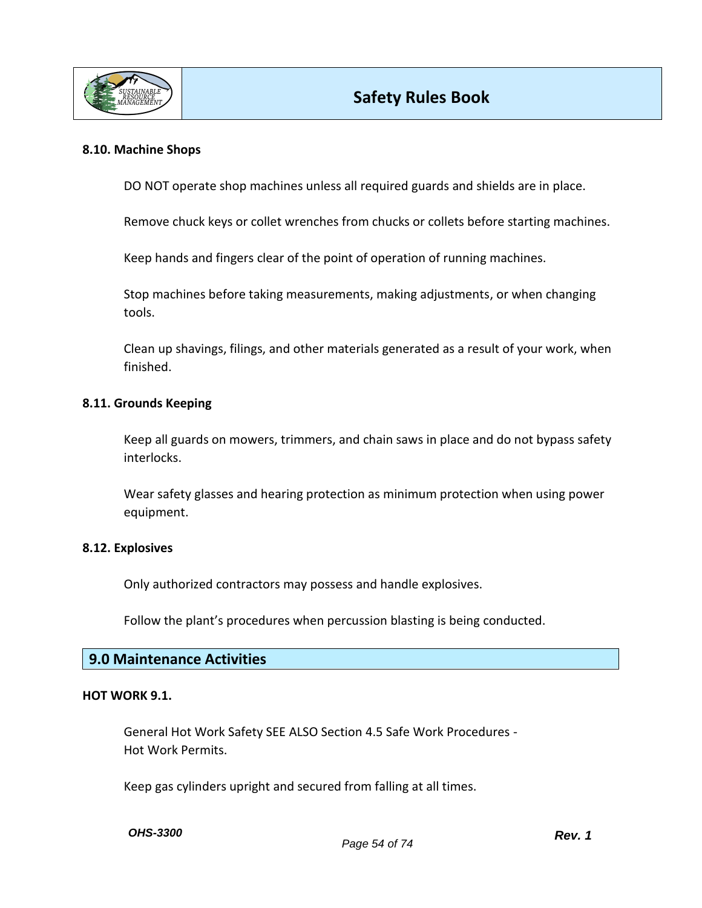### 8.10. Machine Shops

DO NOT operate shop machines unless all required guards and shields are in place.

Remove chuck keys or collet wrenches from chucks or collets before starting machines.

Keep hands and fingers clear of the point of operation of running machines.

Stop machines before taking measurements, making adjustments, or when changing tools.

Clean up shavings, filings, and other materials generated as a result of your work, when finished.

### 8.11. Grounds Keeping

Keep all guards on mowers, trimmers, and chain saws in place and do not bypass safety interlocks.

Wear safety glasses and hearing protection as minimum protection when using power equipment.

### 8.12. Explosives

Only authorized contractors may possess and handle explosives.

Follow the plant's procedures when percussion blasting is being conducted.

## 9.0 Maintenance Activities

### HOT WORK 9.1.

General Hot Work Safety SEE ALSO Section 4.5 Safe Work Procedures - Hot Work Permits.

Keep gas cylinders upright and secured from falling at all times.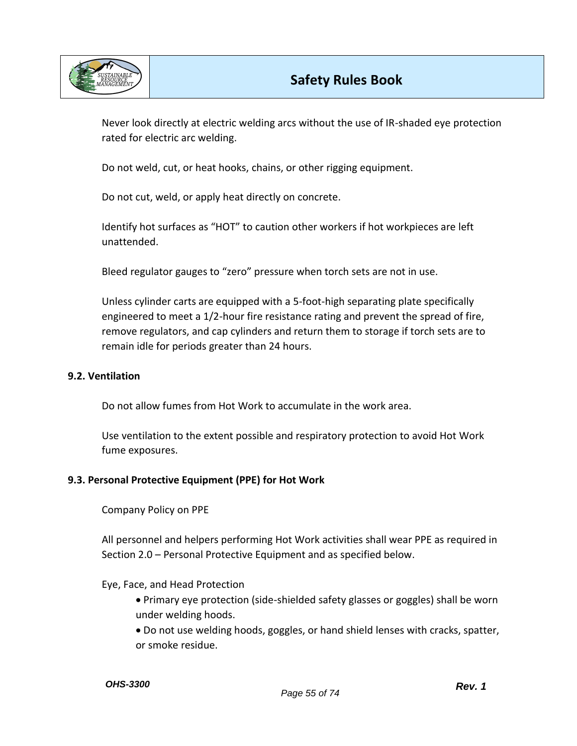Never look directly at electric welding arcs without the use of IR-shaded eye protection rated for electric arc welding.

Do not weld, cut, or heat hooks, chains, or other rigging equipment.

Do not cut, weld, or apply heat directly on concrete.

Identify hot surfaces as “HOT” to caution other workers if hot workpieces are left unattended.

Bleed regulator gauges to “zero” pressure when torch sets are not in use.

Unless cylinder carts are equipped with a 5-foot-high separating plate specifically engineered to meet a 1/2-hour fire resistance rating and prevent the spread of fire, remove regulators, and cap cylinders and return them to storage if torch sets are to remain idle for periods greater than 24 hours.

### 9.2. Ventilation

Do not allow fumes from Hot Work to accumulate in the work area.

Use ventilation to the extent possible and respiratory protection to avoid Hot Work fume exposures.

### 9.3. Personal Protective Equipment (PPE) for Hot Work

Company Policy on PPE

All personnel and helpers performing Hot Work activities shall wear PPE as required in Section 2.0 – Personal Protective Equipment and as specified below.

Eye, Face, and Head Protection

- Primary eye protection (side-shielded safety glasses or goggles) shall be worn under welding hoods.
- Do not use welding hoods, goggles, or hand shield lenses with cracks, spatter, or smoke residue.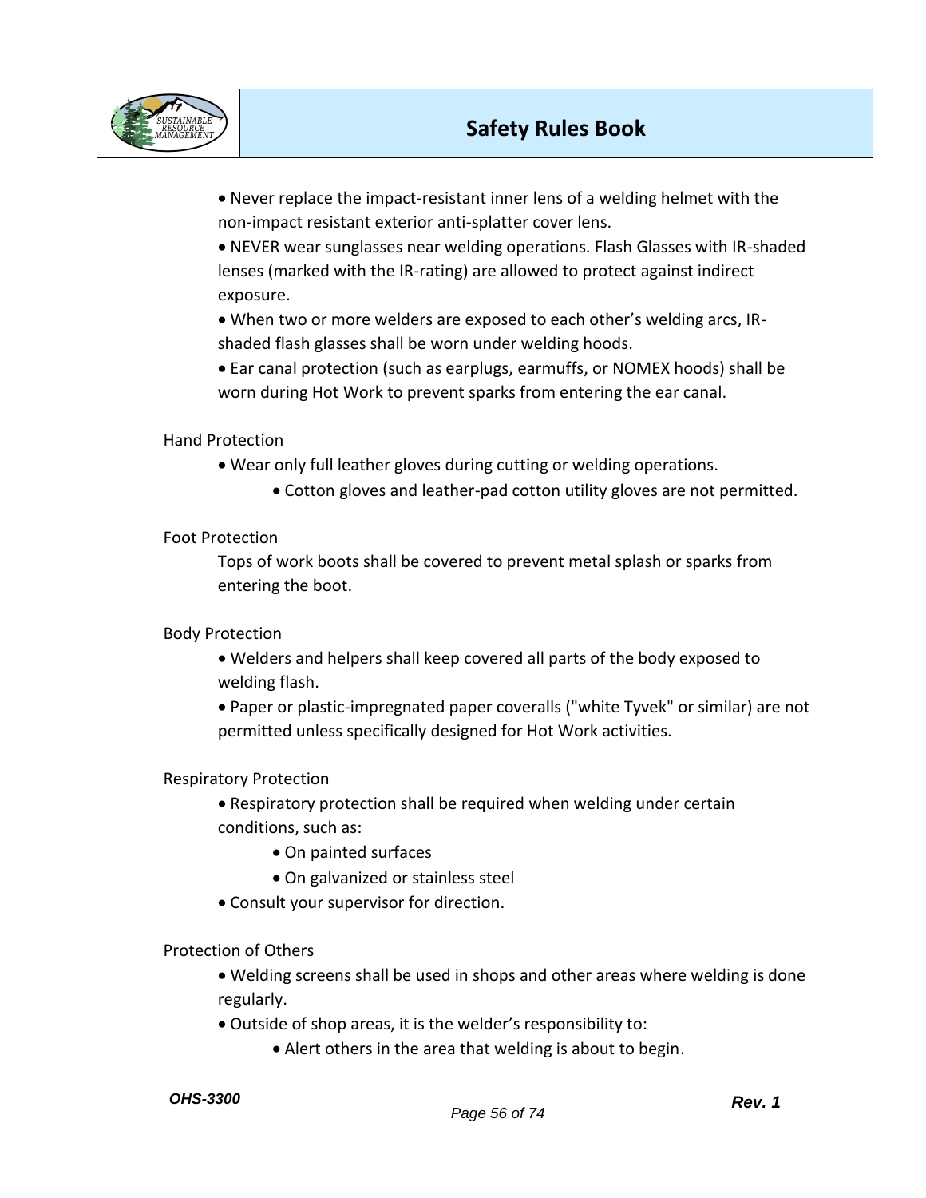- Never replace the impact-resistant inner lens of a welding helmet with the non-impact resistant exterior anti-splatter cover lens.
- NEVER wear sunglasses near welding operations. Flash Glasses with IR-shaded lenses (marked with the IR-rating) are allowed to protect against indirect exposure.
- When two or more welders are exposed to each other's welding arcs, IR-shaded flash glasses shall be worn under welding hoods.
- Ear canal protection (such as earplugs, earmuffs, or NOMEX hoods) shall be worn during Hot Work to prevent sparks from entering the ear canal.

Hand Protection

- Wear only full leather gloves during cutting or welding operations.
    - Cotton gloves and leather-pad cotton utility gloves are not permitted.

Foot Protection

Tops of work boots shall be covered to prevent metal splash or sparks from entering the boot.

Body Protection

- Welders and helpers shall keep covered all parts of the body exposed to welding flash.
- Paper or plastic-impregnated paper coveralls ("white Tyvek" or similar) are not permitted unless specifically designed for Hot Work activities.

Respiratory Protection

- Respiratory protection shall be required when welding under certain conditions, such as:
    - On painted surfaces
    - On galvanized or stainless steel
- Consult your supervisor for direction.

Protection of Others

- Welding screens shall be used in shops and other areas where welding is done regularly.
- Outside of shop areas, it is the welder's responsibility to:
    - Alert others in the area that welding is about to begin.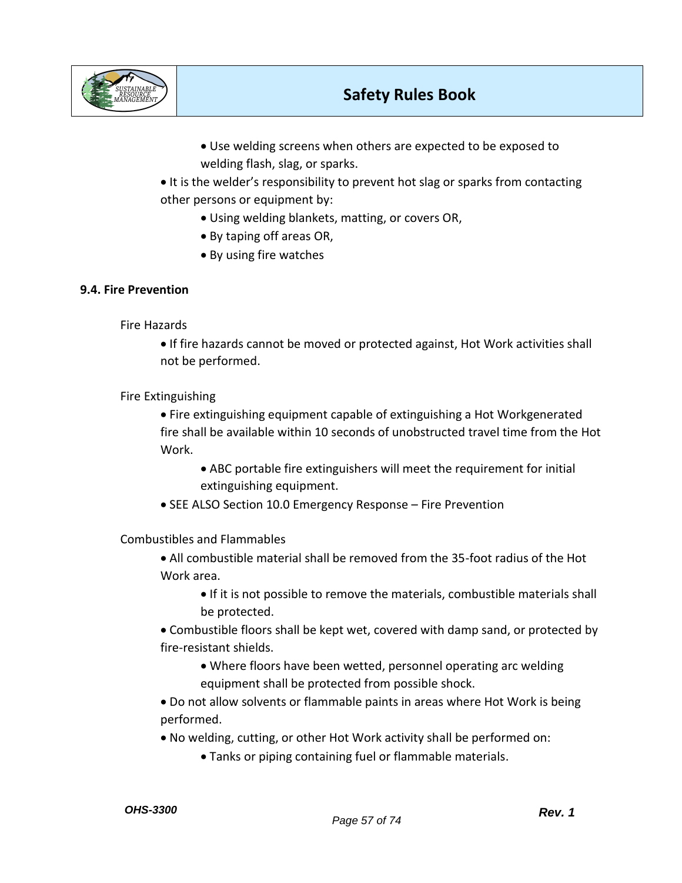- Use welding screens when others are expected to be exposed to welding flash, slag, or sparks.

- It is the welder's responsibility to prevent hot slag or sparks from contacting other persons or equipment by:
  - Using welding blankets, matting, or covers OR,
  - By taping off areas OR,
  - By using fire watches

### 9.4. Fire Prevention

Fire Hazards

- If fire hazards cannot be moved or protected against, Hot Work activities shall not be performed.

Fire Extinguishing

- Fire extinguishing equipment capable of extinguishing a Hot Workgenerated fire shall be available within 10 seconds of unobstructed travel time from the Hot Work.
  - ABC portable fire extinguishers will meet the requirement for initial extinguishing equipment.
- SEE ALSO Section 10.0 Emergency Response – Fire Prevention

Combustibles and Flammables

- All combustible material shall be removed from the 35-foot radius of the Hot Work area.
  - If it is not possible to remove the materials, combustible materials shall be protected.
- Combustible floors shall be kept wet, covered with damp sand, or protected by fire-resistant shields.
  - Where floors have been wetted, personnel operating arc welding equipment shall be protected from possible shock.
- Do not allow solvents or flammable paints in areas where Hot Work is being performed.
- No welding, cutting, or other Hot Work activity shall be performed on:
  - Tanks or piping containing fuel or flammable materials.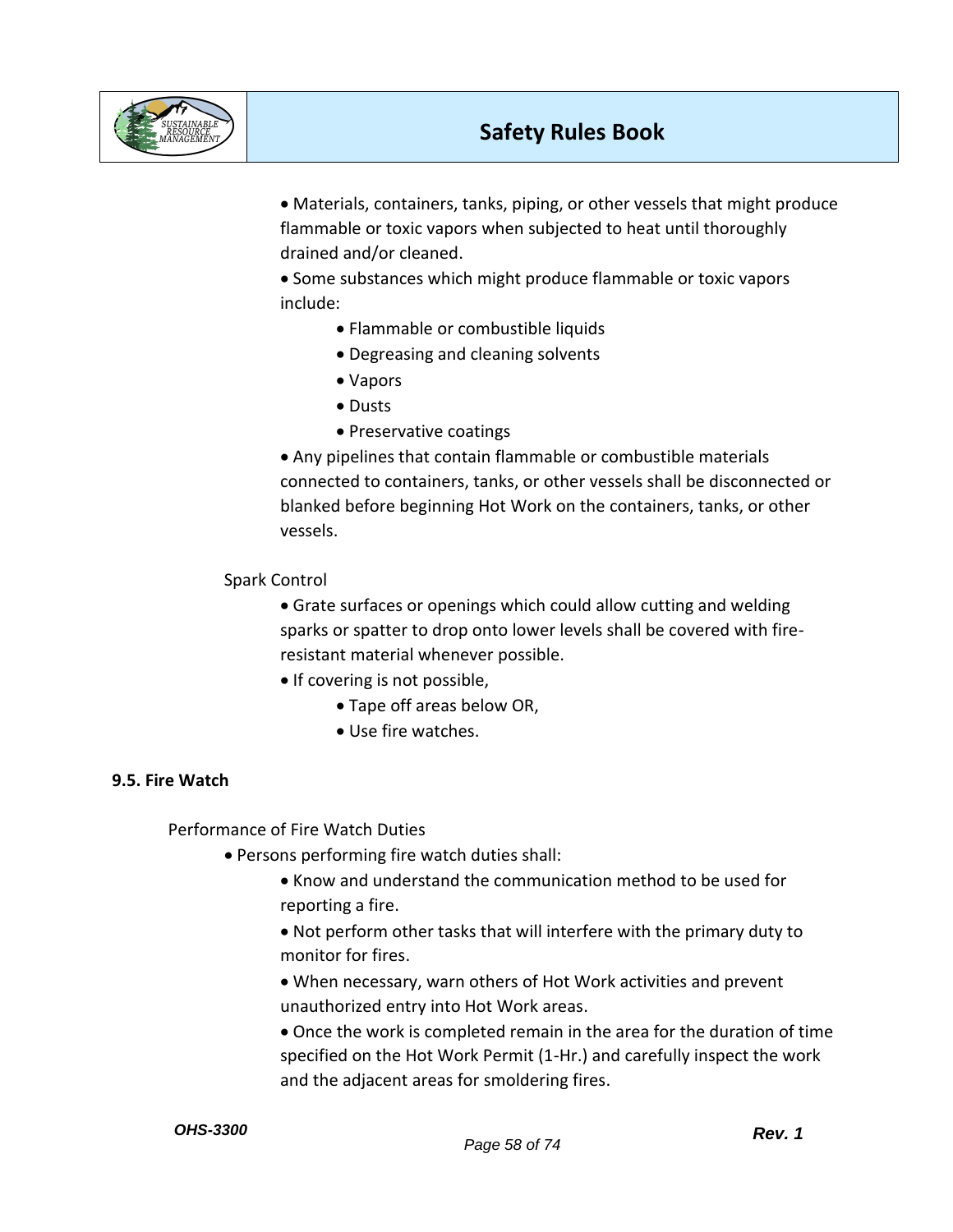- Materials, containers, tanks, piping, or other vessels that might produce flammable or toxic vapors when subjected to heat until thoroughly drained and/or cleaned.
- Some substances which might produce flammable or toxic vapors include:
    - Flammable or combustible liquids
    - Degreasing and cleaning solvents
    - Vapors
    - Dusts
    - Preservative coatings
- Any pipelines that contain flammable or combustible materials connected to containers, tanks, or other vessels shall be disconnected or blanked before beginning Hot Work on the containers, tanks, or other vessels.

Spark Control

- Grate surfaces or openings which could allow cutting and welding sparks or spatter to drop onto lower levels shall be covered with fire-resistant material whenever possible.
- If covering is not possible,
    - Tape off areas below OR,
    - Use fire watches.

**9.5. Fire Watch**

Performance of Fire Watch Duties

- Persons performing fire watch duties shall:
    - Know and understand the communication method to be used for reporting a fire.
    - Not perform other tasks that will interfere with the primary duty to monitor for fires.
    - When necessary, warn others of Hot Work activities and prevent unauthorized entry into Hot Work areas.
    - Once the work is completed remain in the area for the duration of time specified on the Hot Work Permit (1-Hr.) and carefully inspect the work and the adjacent areas for smoldering fires.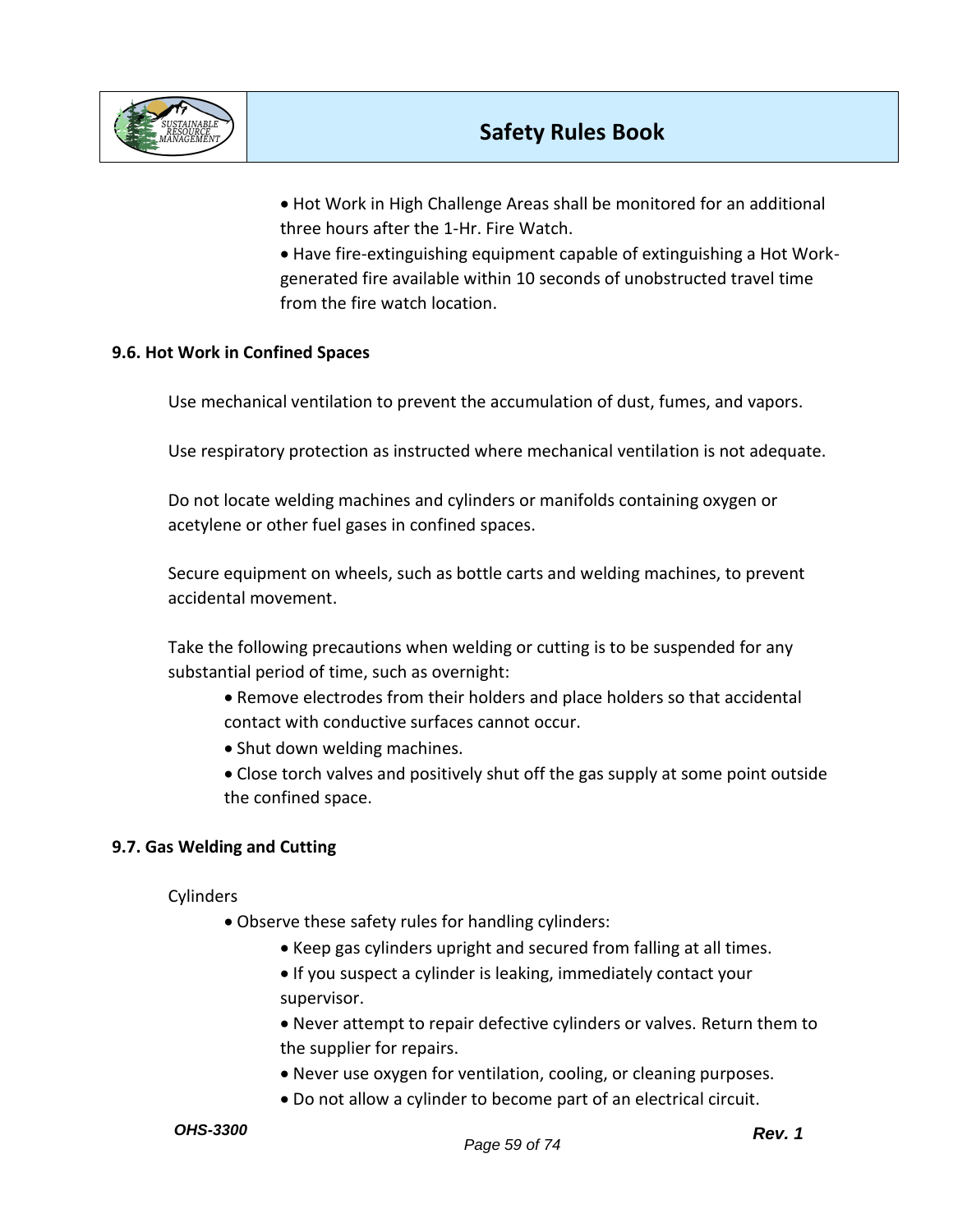- Hot Work in High Challenge Areas shall be monitored for an additional three hours after the 1-Hr. Fire Watch.
- Have fire-extinguishing equipment capable of extinguishing a Hot Work-generated fire available within 10 seconds of unobstructed travel time from the fire watch location.

### 9.6. Hot Work in Confined Spaces

Use mechanical ventilation to prevent the accumulation of dust, fumes, and vapors.

Use respiratory protection as instructed where mechanical ventilation is not adequate.

Do not locate welding machines and cylinders or manifolds containing oxygen or acetylene or other fuel gases in confined spaces.

Secure equipment on wheels, such as bottle carts and welding machines, to prevent accidental movement.

Take the following precautions when welding or cutting is to be suspended for any substantial period of time, such as overnight:

- Remove electrodes from their holders and place holders so that accidental contact with conductive surfaces cannot occur.
- Shut down welding machines.
- Close torch valves and positively shut off the gas supply at some point outside the confined space.

### 9.7. Gas Welding and Cutting

Cylinders

- Observe these safety rules for handling cylinders:
  - Keep gas cylinders upright and secured from falling at all times.
  - If you suspect a cylinder is leaking, immediately contact your supervisor.
  - Never attempt to repair defective cylinders or valves. Return them to the supplier for repairs.
  - Never use oxygen for ventilation, cooling, or cleaning purposes.
  - Do not allow a cylinder to become part of an electrical circuit.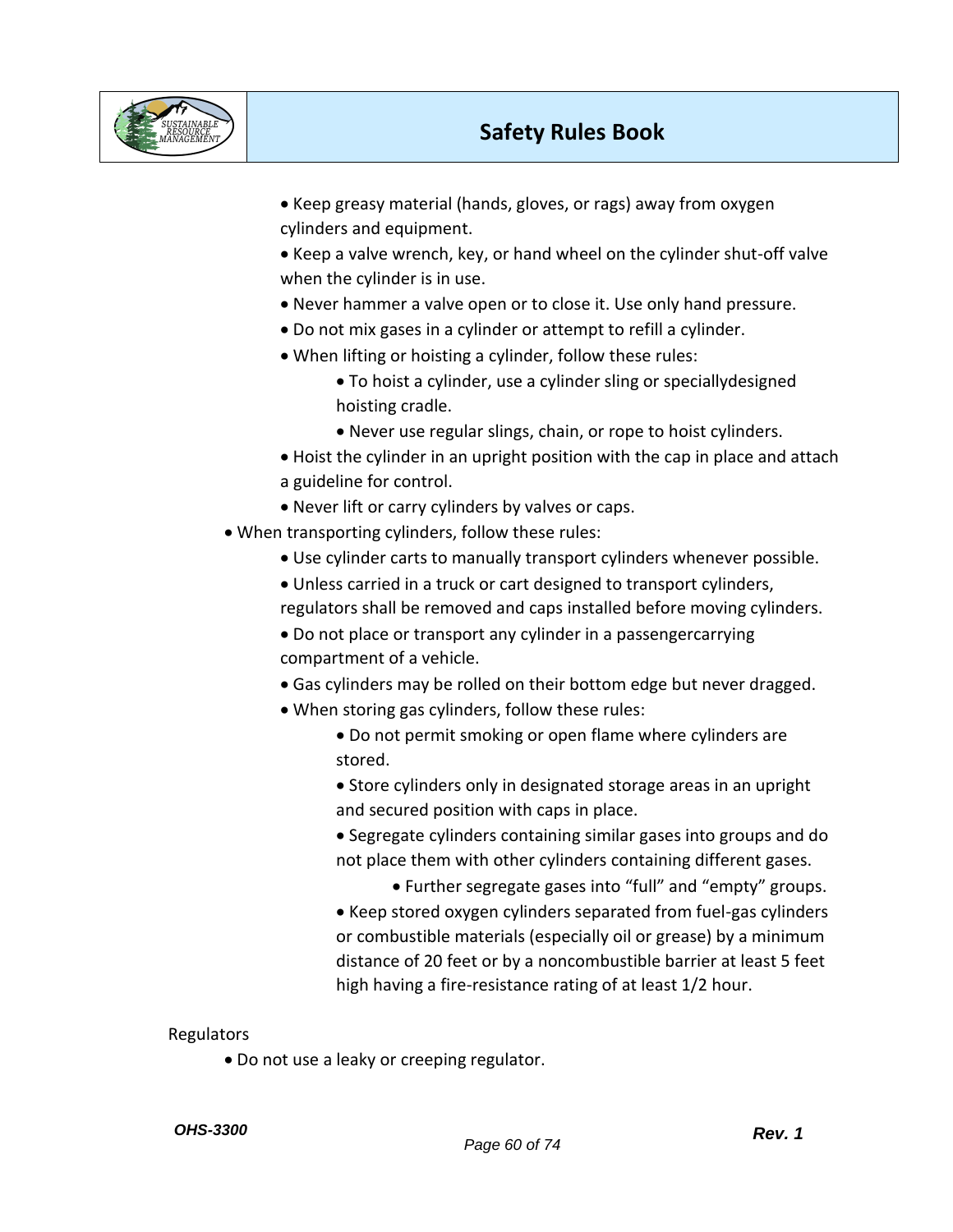- Keep greasy material (hands, gloves, or rags) away from oxygen cylinders and equipment.
- Keep a valve wrench, key, or hand wheel on the cylinder shut-off valve when the cylinder is in use.
- Never hammer a valve open or to close it. Use only hand pressure.
- Do not mix gases in a cylinder or attempt to refill a cylinder.
- When lifting or hoisting a cylinder, follow these rules:
  - To hoist a cylinder, use a cylinder sling or speciallydesigned hoisting cradle.
  - Never use regular slings, chain, or rope to hoist cylinders.
- Hoist the cylinder in an upright position with the cap in place and attach a guideline for control.
- Never lift or carry cylinders by valves or caps.

- When transporting cylinders, follow these rules:
  - Use cylinder carts to manually transport cylinders whenever possible.
  - Unless carried in a truck or cart designed to transport cylinders, regulators shall be removed and caps installed before moving cylinders.
  - Do not place or transport any cylinder in a passengercarrying compartment of a vehicle.
  - Gas cylinders may be rolled on their bottom edge but never dragged.
  - When storing gas cylinders, follow these rules:
    - Do not permit smoking or open flame where cylinders are stored.
    - Store cylinders only in designated storage areas in an upright and secured position with caps in place.
    - Segregate cylinders containing similar gases into groups and do not place them with other cylinders containing different gases.
      - Further segregate gases into “full” and “empty” groups.
    - Keep stored oxygen cylinders separated from fuel-gas cylinders or combustible materials (especially oil or grease) by a minimum distance of 20 feet or by a noncombustible barrier at least 5 feet high having a fire-resistance rating of at least 1/2 hour.

Regulators

- Do not use a leaky or creeping regulator.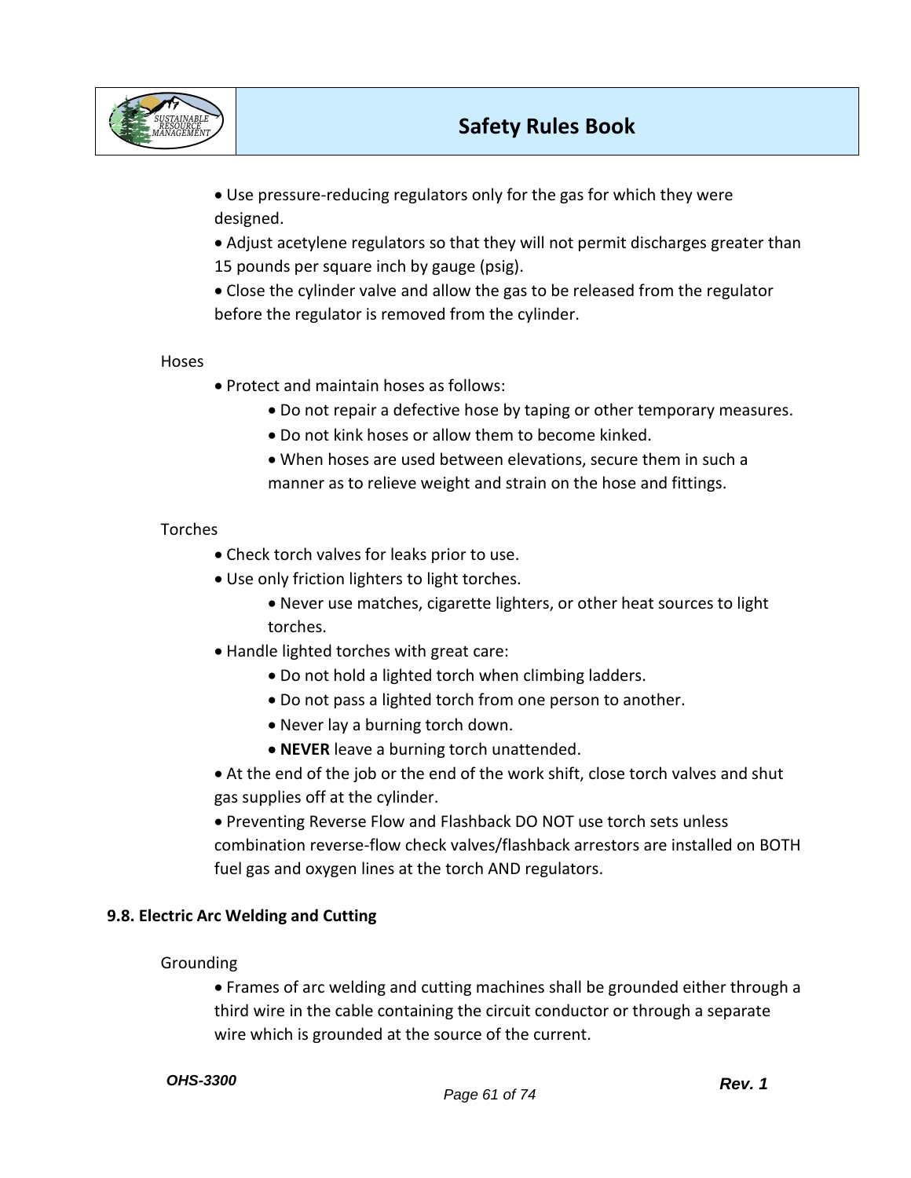- Use pressure-reducing regulators only for the gas for which they were designed.
- Adjust acetylene regulators so that they will not permit discharges greater than 15 pounds per square inch by gauge (psig).
- Close the cylinder valve and allow the gas to be released from the regulator before the regulator is removed from the cylinder.

Hoses

- Protect and maintain hoses as follows:
  - Do not repair a defective hose by taping or other temporary measures.
  - Do not kink hoses or allow them to become kinked.
  - When hoses are used between elevations, secure them in such a manner as to relieve weight and strain on the hose and fittings.

Torches

- Check torch valves for leaks prior to use.
- Use only friction lighters to light torches.
  - Never use matches, cigarette lighters, or other heat sources to light torches.
- Handle lighted torches with great care:
  - Do not hold a lighted torch when climbing ladders.
  - Do not pass a lighted torch from one person to another.
  - Never lay a burning torch down.
  - **NEVER** leave a burning torch unattended.
- At the end of the job or the end of the work shift, close torch valves and shut gas supplies off at the cylinder.
- Preventing Reverse Flow and Flashback DO NOT use torch sets unless combination reverse-flow check valves/flashback arrestors are installed on BOTH fuel gas and oxygen lines at the torch AND regulators.

### 9.8. Electric Arc Welding and Cutting

Grounding

- Frames of arc welding and cutting machines shall be grounded either through a third wire in the cable containing the circuit conductor or through a separate wire which is grounded at the source of the current.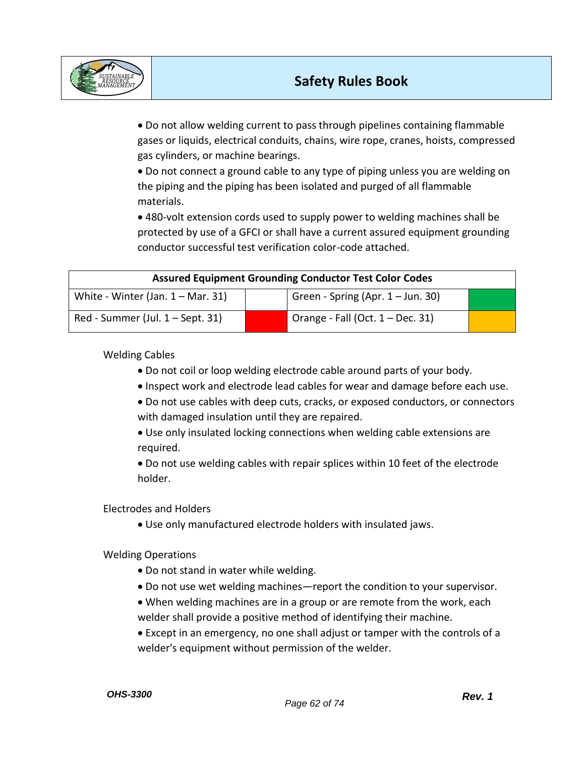- Do not allow welding current to pass through pipelines containing flammable gases or liquids, electrical conduits, chains, wire rope, cranes, hoists, compressed gas cylinders, or machine bearings.
- Do not connect a ground cable to any type of piping unless you are welding on the piping and the piping has been isolated and purged of all flammable materials.
- 480-volt extension cords used to supply power to welding machines shall be protected by use of a GFCI or shall have a current assured equipment grounding conductor successful test verification color-code attached.

| Assured Equipment Grounding Conductor Test Color Codes | | | |
|---|---|---|---|
| White - Winter (Jan. 1 – Mar. 31) | | Green - Spring (Apr. 1 – Jun. 30) | |
| Red - Summer (Jul. 1 – Sept. 31) | | Orange - Fall (Oct. 1 – Dec. 31) | |

Welding Cables

- Do not coil or loop welding electrode cable around parts of your body.
- Inspect work and electrode lead cables for wear and damage before each use.
- Do not use cables with deep cuts, cracks, or exposed conductors, or connectors with damaged insulation until they are repaired.
- Use only insulated locking connections when welding cable extensions are required.
- Do not use welding cables with repair splices within 10 feet of the electrode holder.

Electrodes and Holders

- Use only manufactured electrode holders with insulated jaws.

Welding Operations

- Do not stand in water while welding.
- Do not use wet welding machines—report the condition to your supervisor.
- When welding machines are in a group or are remote from the work, each welder shall provide a positive method of identifying their machine.
- Except in an emergency, no one shall adjust or tamper with the controls of a welder's equipment without permission of the welder.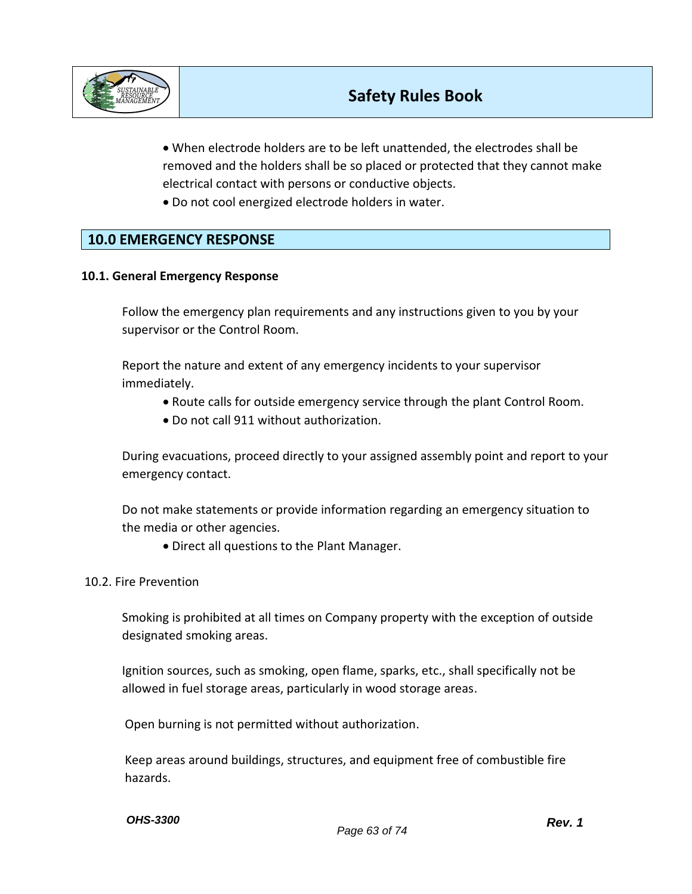- When electrode holders are to be left unattended, the electrodes shall be removed and the holders shall be so placed or protected that they cannot make electrical contact with persons or conductive objects.
- Do not cool energized electrode holders in water.

## 10.0 EMERGENCY RESPONSE

### 10.1. General Emergency Response

Follow the emergency plan requirements and any instructions given to you by your supervisor or the Control Room.

Report the nature and extent of any emergency incidents to your supervisor immediately.

- Route calls for outside emergency service through the plant Control Room.
- Do not call 911 without authorization.

During evacuations, proceed directly to your assigned assembly point and report to your emergency contact.

Do not make statements or provide information regarding an emergency situation to the media or other agencies.

- Direct all questions to the Plant Manager.

### 10.2. Fire Prevention

Smoking is prohibited at all times on Company property with the exception of outside designated smoking areas.

Ignition sources, such as smoking, open flame, sparks, etc., shall specifically not be allowed in fuel storage areas, particularly in wood storage areas.

Open burning is not permitted without authorization.

Keep areas around buildings, structures, and equipment free of combustible fire hazards.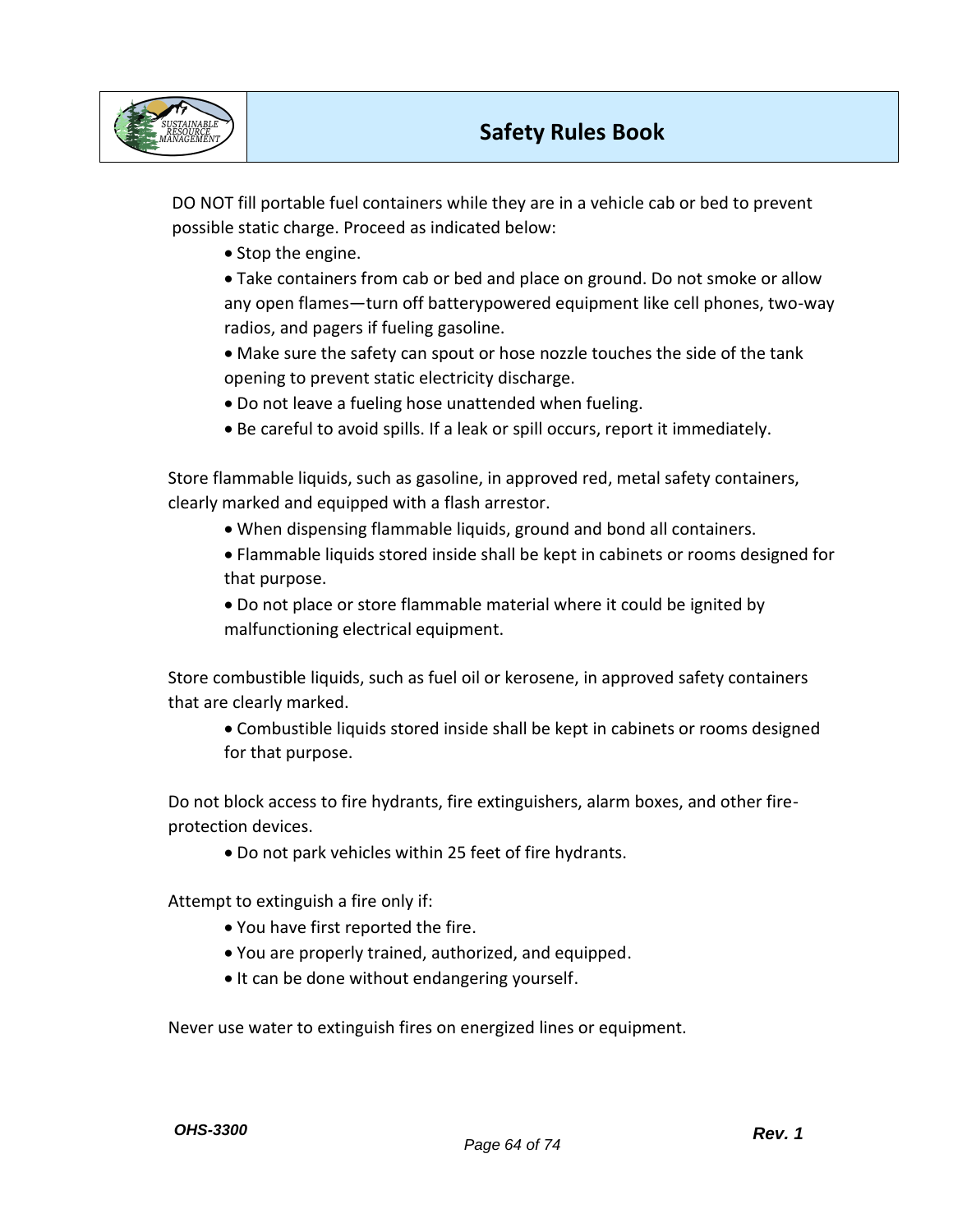DO NOT fill portable fuel containers while they are in a vehicle cab or bed to prevent possible static charge. Proceed as indicated below:

- Stop the engine.
- Take containers from cab or bed and place on ground. Do not smoke or allow any open flames—turn off batterypowered equipment like cell phones, two-way radios, and pagers if fueling gasoline.
- Make sure the safety can spout or hose nozzle touches the side of the tank opening to prevent static electricity discharge.
- Do not leave a fueling hose unattended when fueling.
- Be careful to avoid spills. If a leak or spill occurs, report it immediately.

Store flammable liquids, such as gasoline, in approved red, metal safety containers, clearly marked and equipped with a flash arrestor.

- When dispensing flammable liquids, ground and bond all containers.
- Flammable liquids stored inside shall be kept in cabinets or rooms designed for that purpose.
- Do not place or store flammable material where it could be ignited by malfunctioning electrical equipment.

Store combustible liquids, such as fuel oil or kerosene, in approved safety containers that are clearly marked.

- Combustible liquids stored inside shall be kept in cabinets or rooms designed for that purpose.

Do not block access to fire hydrants, fire extinguishers, alarm boxes, and other fire-protection devices.

- Do not park vehicles within 25 feet of fire hydrants.

Attempt to extinguish a fire only if:

- You have first reported the fire.
- You are properly trained, authorized, and equipped.
- It can be done without endangering yourself.

Never use water to extinguish fires on energized lines or equipment.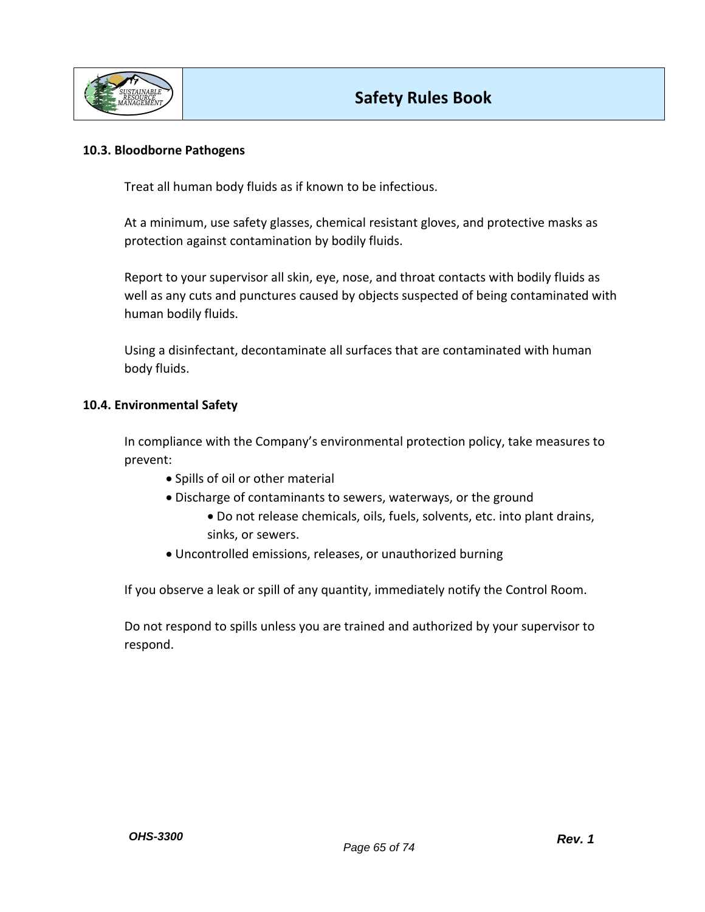### 10.3. Bloodborne Pathogens

Treat all human body fluids as if known to be infectious.

At a minimum, use safety glasses, chemical resistant gloves, and protective masks as protection against contamination by bodily fluids.

Report to your supervisor all skin, eye, nose, and throat contacts with bodily fluids as well as any cuts and punctures caused by objects suspected of being contaminated with human bodily fluids.

Using a disinfectant, decontaminate all surfaces that are contaminated with human body fluids.

### 10.4. Environmental Safety

In compliance with the Company's environmental protection policy, take measures to prevent:

- Spills of oil or other material
- Discharge of contaminants to sewers, waterways, or the ground
  - Do not release chemicals, oils, fuels, solvents, etc. into plant drains, sinks, or sewers.
- Uncontrolled emissions, releases, or unauthorized burning

If you observe a leak or spill of any quantity, immediately notify the Control Room.

Do not respond to spills unless you are trained and authorized by your supervisor to respond.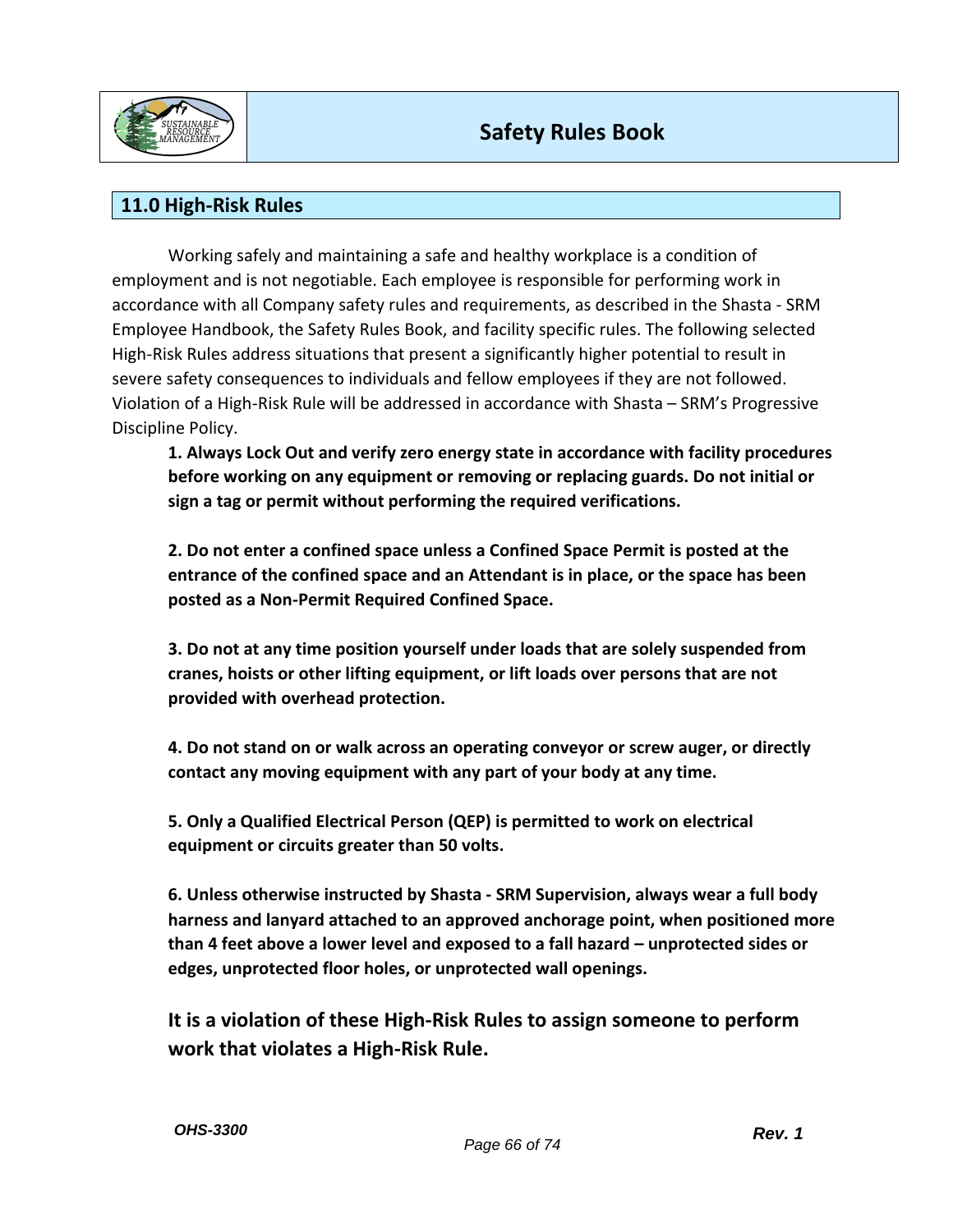## 11.0 High-Risk Rules

Working safely and maintaining a safe and healthy workplace is a condition of employment and is not negotiable. Each employee is responsible for performing work in accordance with all Company safety rules and requirements, as described in the Shasta - SRM Employee Handbook, the Safety Rules Book, and facility specific rules. The following selected High-Risk Rules address situations that present a significantly higher potential to result in severe safety consequences to individuals and fellow employees if they are not followed. Violation of a High-Risk Rule will be addressed in accordance with Shasta – SRM's Progressive Discipline Policy.

**1. Always Lock Out and verify zero energy state in accordance with facility procedures before working on any equipment or removing or replacing guards. Do not initial or sign a tag or permit without performing the required verifications.**

**2. Do not enter a confined space unless a Confined Space Permit is posted at the entrance of the confined space and an Attendant is in place, or the space has been posted as a Non-Permit Required Confined Space.**

**3. Do not at any time position yourself under loads that are solely suspended from cranes, hoists or other lifting equipment, or lift loads over persons that are not provided with overhead protection.**

**4. Do not stand on or walk across an operating conveyor or screw auger, or directly contact any moving equipment with any part of your body at any time.**

**5. Only a Qualified Electrical Person (QEP) is permitted to work on electrical equipment or circuits greater than 50 volts.**

**6. Unless otherwise instructed by Shasta - SRM Supervision, always wear a full body harness and lanyard attached to an approved anchorage point, when positioned more than 4 feet above a lower level and exposed to a fall hazard – unprotected sides or edges, unprotected floor holes, or unprotected wall openings.**

**It is a violation of these High-Risk Rules to assign someone to perform work that violates a High-Risk Rule.**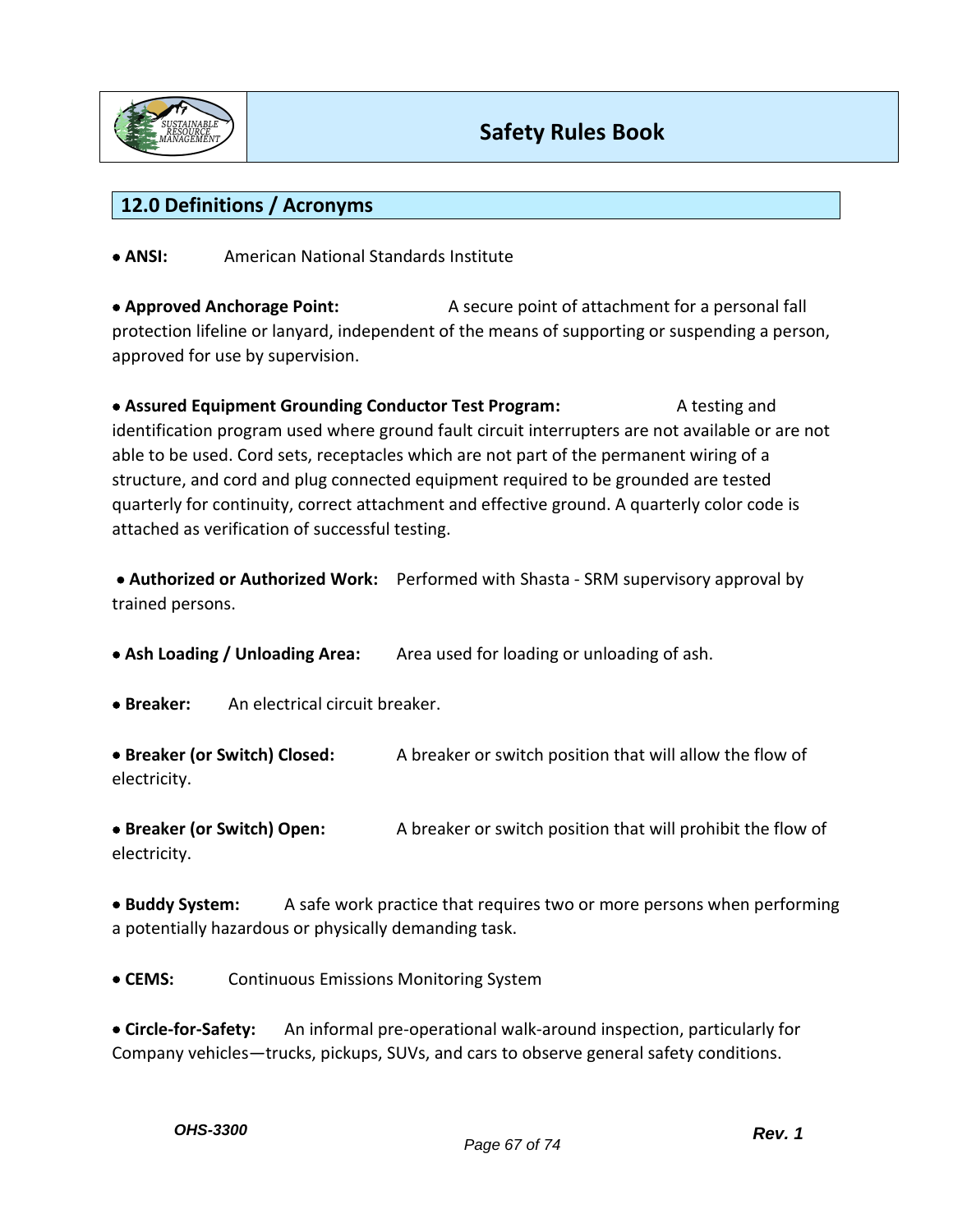## 12.0 Definitions / Acronyms

- **ANSI:** American National Standards Institute

- **Approved Anchorage Point:** A secure point of attachment for a personal fall protection lifeline or lanyard, independent of the means of supporting or suspending a person, approved for use by supervision.

- **Assured Equipment Grounding Conductor Test Program:** A testing and identification program used where ground fault circuit interrupters are not available or are not able to be used. Cord sets, receptacles which are not part of the permanent wiring of a structure, and cord and plug connected equipment required to be grounded are tested quarterly for continuity, correct attachment and effective ground. A quarterly color code is attached as verification of successful testing.

- **Authorized or Authorized Work:** Performed with Shasta - SRM supervisory approval by trained persons.

- **Ash Loading / Unloading Area:** Area used for loading or unloading of ash.

- **Breaker:** An electrical circuit breaker.

- **Breaker (or Switch) Closed:** A breaker or switch position that will allow the flow of electricity.

- **Breaker (or Switch) Open:** A breaker or switch position that will prohibit the flow of electricity.

- **Buddy System:** A safe work practice that requires two or more persons when performing a potentially hazardous or physically demanding task.

- **CEMS:** Continuous Emissions Monitoring System

- **Circle-for-Safety:** An informal pre-operational walk-around inspection, particularly for Company vehicles—trucks, pickups, SUVs, and cars to observe general safety conditions.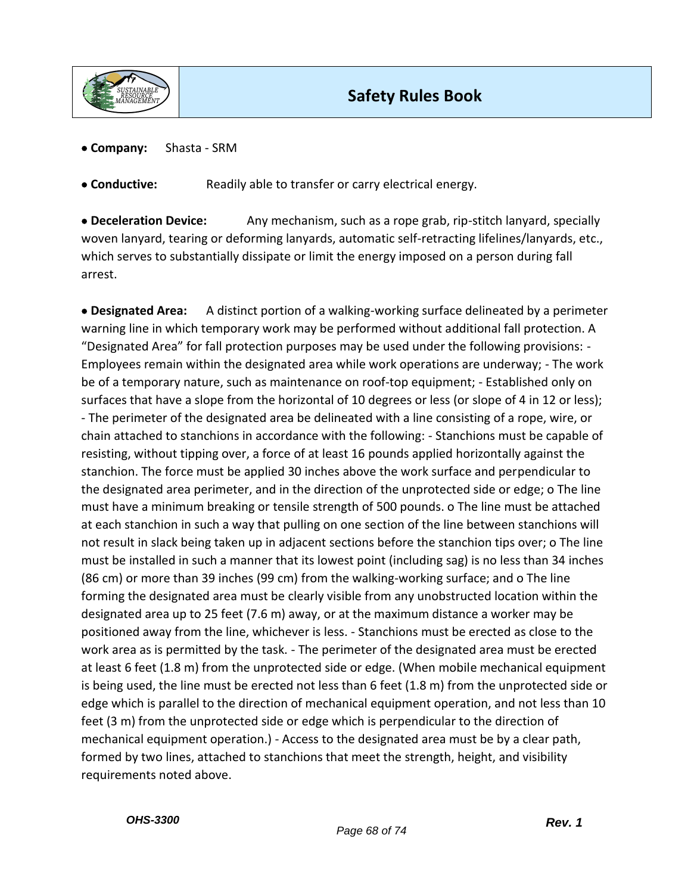- **Company:** Shasta - SRM

- **Conductive:** Readily able to transfer or carry electrical energy.

- **Deceleration Device:** Any mechanism, such as a rope grab, rip-stitch lanyard, specially woven lanyard, tearing or deforming lanyards, automatic self-retracting lifelines/lanyards, etc., which serves to substantially dissipate or limit the energy imposed on a person during fall arrest.

- **Designated Area:** A distinct portion of a walking-working surface delineated by a perimeter warning line in which temporary work may be performed without additional fall protection. A "Designated Area" for fall protection purposes may be used under the following provisions: - Employees remain within the designated area while work operations are underway; - The work be of a temporary nature, such as maintenance on roof-top equipment; - Established only on surfaces that have a slope from the horizontal of 10 degrees or less (or slope of 4 in 12 or less); - The perimeter of the designated area be delineated with a line consisting of a rope, wire, or chain attached to stanchions in accordance with the following: - Stanchions must be capable of resisting, without tipping over, a force of at least 16 pounds applied horizontally against the stanchion. The force must be applied 30 inches above the work surface and perpendicular to the designated area perimeter, and in the direction of the unprotected side or edge; o The line must have a minimum breaking or tensile strength of 500 pounds. o The line must be attached at each stanchion in such a way that pulling on one section of the line between stanchions will not result in slack being taken up in adjacent sections before the stanchion tips over; o The line must be installed in such a manner that its lowest point (including sag) is no less than 34 inches (86 cm) or more than 39 inches (99 cm) from the walking-working surface; and o The line forming the designated area must be clearly visible from any unobstructed location within the designated area up to 25 feet (7.6 m) away, or at the maximum distance a worker may be positioned away from the line, whichever is less. - Stanchions must be erected as close to the work area as is permitted by the task. - The perimeter of the designated area must be erected at least 6 feet (1.8 m) from the unprotected side or edge. (When mobile mechanical equipment is being used, the line must be erected not less than 6 feet (1.8 m) from the unprotected side or edge which is parallel to the direction of mechanical equipment operation, and not less than 10 feet (3 m) from the unprotected side or edge which is perpendicular to the direction of mechanical equipment operation.) - Access to the designated area must be by a clear path, formed by two lines, attached to stanchions that meet the strength, height, and visibility requirements noted above.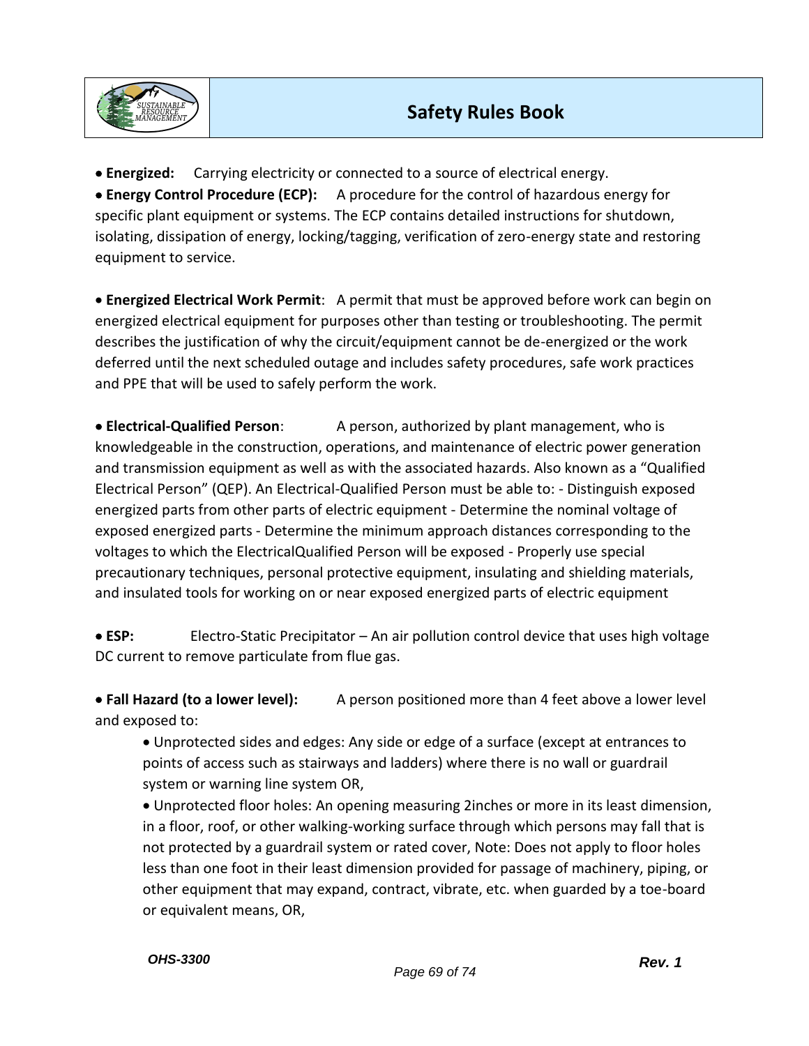- **Energized:** Carrying electricity or connected to a source of electrical energy.
- **Energy Control Procedure (ECP):** A procedure for the control of hazardous energy for specific plant equipment or systems. The ECP contains detailed instructions for shutdown, isolating, dissipation of energy, locking/tagging, verification of zero-energy state and restoring equipment to service.

- **Energized Electrical Work Permit**: A permit that must be approved before work can begin on energized electrical equipment for purposes other than testing or troubleshooting. The permit describes the justification of why the circuit/equipment cannot be de-energized or the work deferred until the next scheduled outage and includes safety procedures, safe work practices and PPE that will be used to safely perform the work.

- **Electrical-Qualified Person**: A person, authorized by plant management, who is knowledgeable in the construction, operations, and maintenance of electric power generation and transmission equipment as well as with the associated hazards. Also known as a "Qualified Electrical Person" (QEP). An Electrical-Qualified Person must be able to: - Distinguish exposed energized parts from other parts of electric equipment - Determine the nominal voltage of exposed energized parts - Determine the minimum approach distances corresponding to the voltages to which the ElectricalQualified Person will be exposed - Properly use special precautionary techniques, personal protective equipment, insulating and shielding materials, and insulated tools for working on or near exposed energized parts of electric equipment

- **ESP:** Electro-Static Precipitator – An air pollution control device that uses high voltage DC current to remove particulate from flue gas.

- **Fall Hazard (to a lower level):** A person positioned more than 4 feet above a lower level and exposed to:
  - Unprotected sides and edges: Any side or edge of a surface (except at entrances to points of access such as stairways and ladders) where there is no wall or guardrail system or warning line system OR,
  - Unprotected floor holes: An opening measuring 2inches or more in its least dimension, in a floor, roof, or other walking-working surface through which persons may fall that is not protected by a guardrail system or rated cover, Note: Does not apply to floor holes less than one foot in their least dimension provided for passage of machinery, piping, or other equipment that may expand, contract, vibrate, etc. when guarded by a toe-board or equivalent means, OR,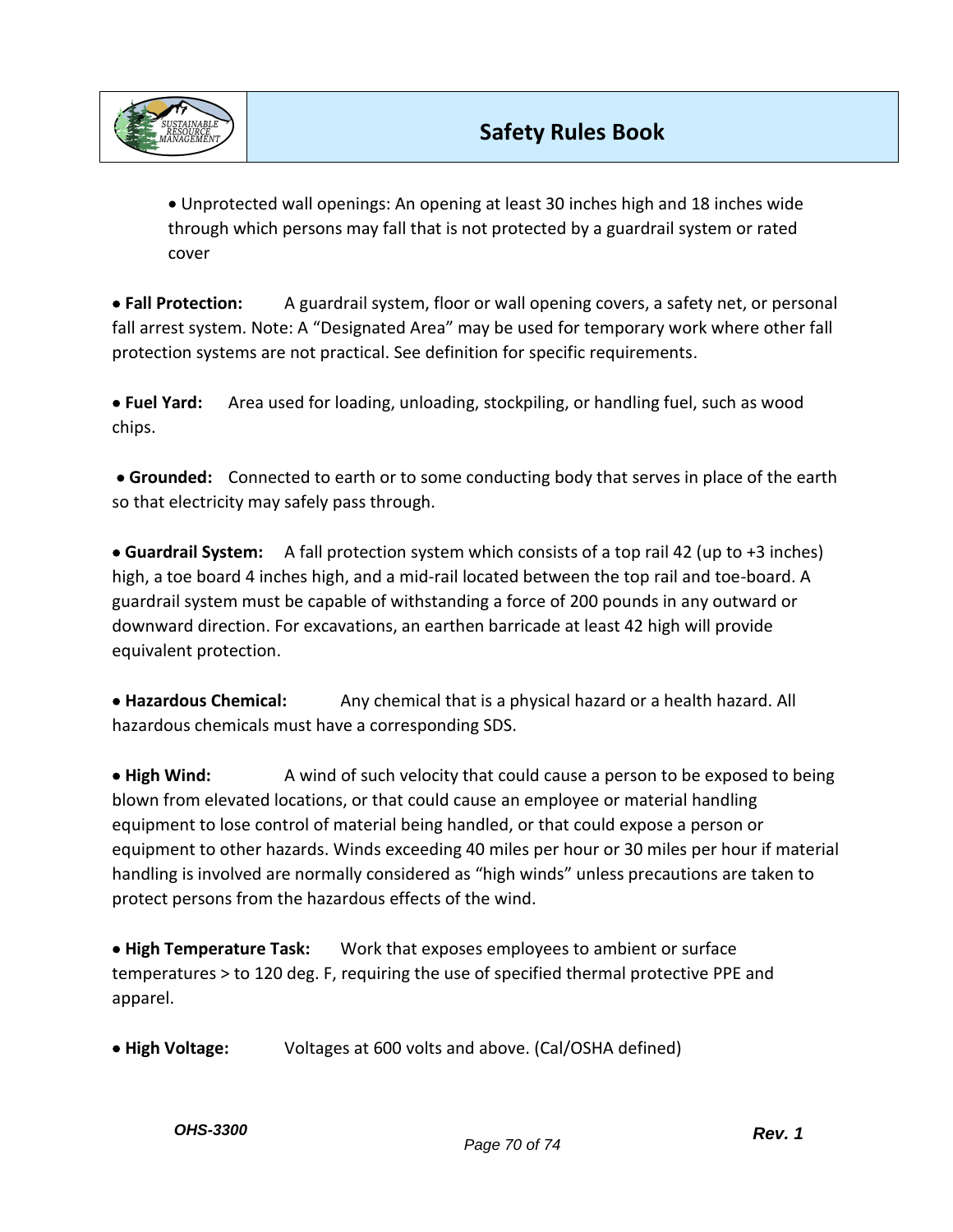- Unprotected wall openings: An opening at least 30 inches high and 18 inches wide through which persons may fall that is not protected by a guardrail system or rated cover

- **Fall Protection:** A guardrail system, floor or wall opening covers, a safety net, or personal fall arrest system. Note: A "Designated Area" may be used for temporary work where other fall protection systems are not practical. See definition for specific requirements.

- **Fuel Yard:** Area used for loading, unloading, stockpiling, or handling fuel, such as wood chips.

- **Grounded:** Connected to earth or to some conducting body that serves in place of the earth so that electricity may safely pass through.

- **Guardrail System:** A fall protection system which consists of a top rail 42 (up to +3 inches) high, a toe board 4 inches high, and a mid-rail located between the top rail and toe-board. A guardrail system must be capable of withstanding a force of 200 pounds in any outward or downward direction. For excavations, an earthen barricade at least 42 high will provide equivalent protection.

- **Hazardous Chemical:** Any chemical that is a physical hazard or a health hazard. All hazardous chemicals must have a corresponding SDS.

- **High Wind:** A wind of such velocity that could cause a person to be exposed to being blown from elevated locations, or that could cause an employee or material handling equipment to lose control of material being handled, or that could expose a person or equipment to other hazards. Winds exceeding 40 miles per hour or 30 miles per hour if material handling is involved are normally considered as "high winds" unless precautions are taken to protect persons from the hazardous effects of the wind.

- **High Temperature Task:** Work that exposes employees to ambient or surface temperatures > to 120 deg. F, requiring the use of specified thermal protective PPE and apparel.

- **High Voltage:** Voltages at 600 volts and above. (Cal/OSHA defined)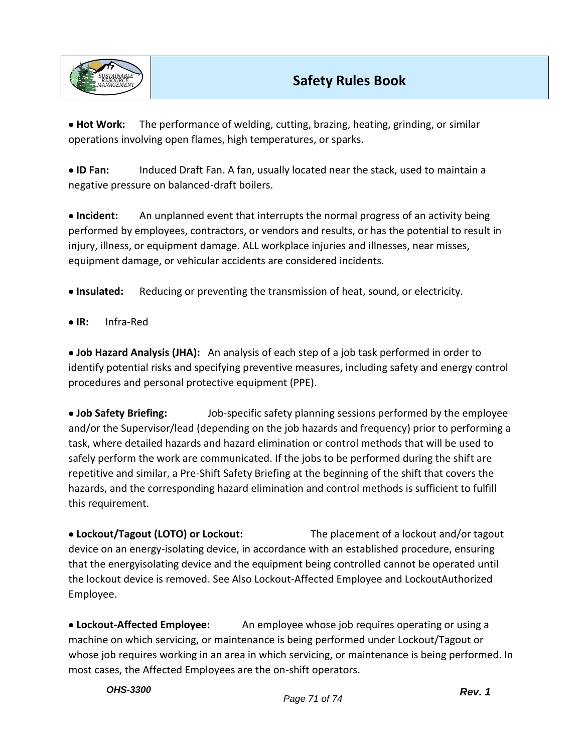- **Hot Work:** The performance of welding, cutting, brazing, heating, grinding, or similar operations involving open flames, high temperatures, or sparks.

- **ID Fan:** Induced Draft Fan. A fan, usually located near the stack, used to maintain a negative pressure on balanced-draft boilers.

- **Incident:** An unplanned event that interrupts the normal progress of an activity being performed by employees, contractors, or vendors and results, or has the potential to result in injury, illness, or equipment damage. ALL workplace injuries and illnesses, near misses, equipment damage, or vehicular accidents are considered incidents.

- **Insulated:** Reducing or preventing the transmission of heat, sound, or electricity.

- **IR:** Infra-Red

- **Job Hazard Analysis (JHA):** An analysis of each step of a job task performed in order to identify potential risks and specifying preventive measures, including safety and energy control procedures and personal protective equipment (PPE).

- **Job Safety Briefing:** Job-specific safety planning sessions performed by the employee and/or the Supervisor/lead (depending on the job hazards and frequency) prior to performing a task, where detailed hazards and hazard elimination or control methods that will be used to safely perform the work are communicated. If the jobs to be performed during the shift are repetitive and similar, a Pre-Shift Safety Briefing at the beginning of the shift that covers the hazards, and the corresponding hazard elimination and control methods is sufficient to fulfill this requirement.

- **Lockout/Tagout (LOTO) or Lockout:** The placement of a lockout and/or tagout device on an energy-isolating device, in accordance with an established procedure, ensuring that the energyisolating device and the equipment being controlled cannot be operated until the lockout device is removed. See Also Lockout-Affected Employee and LockoutAuthorized Employee.

- **Lockout-Affected Employee:** An employee whose job requires operating or using a machine on which servicing, or maintenance is being performed under Lockout/Tagout or whose job requires working in an area in which servicing, or maintenance is being performed. In most cases, the Affected Employees are the on-shift operators.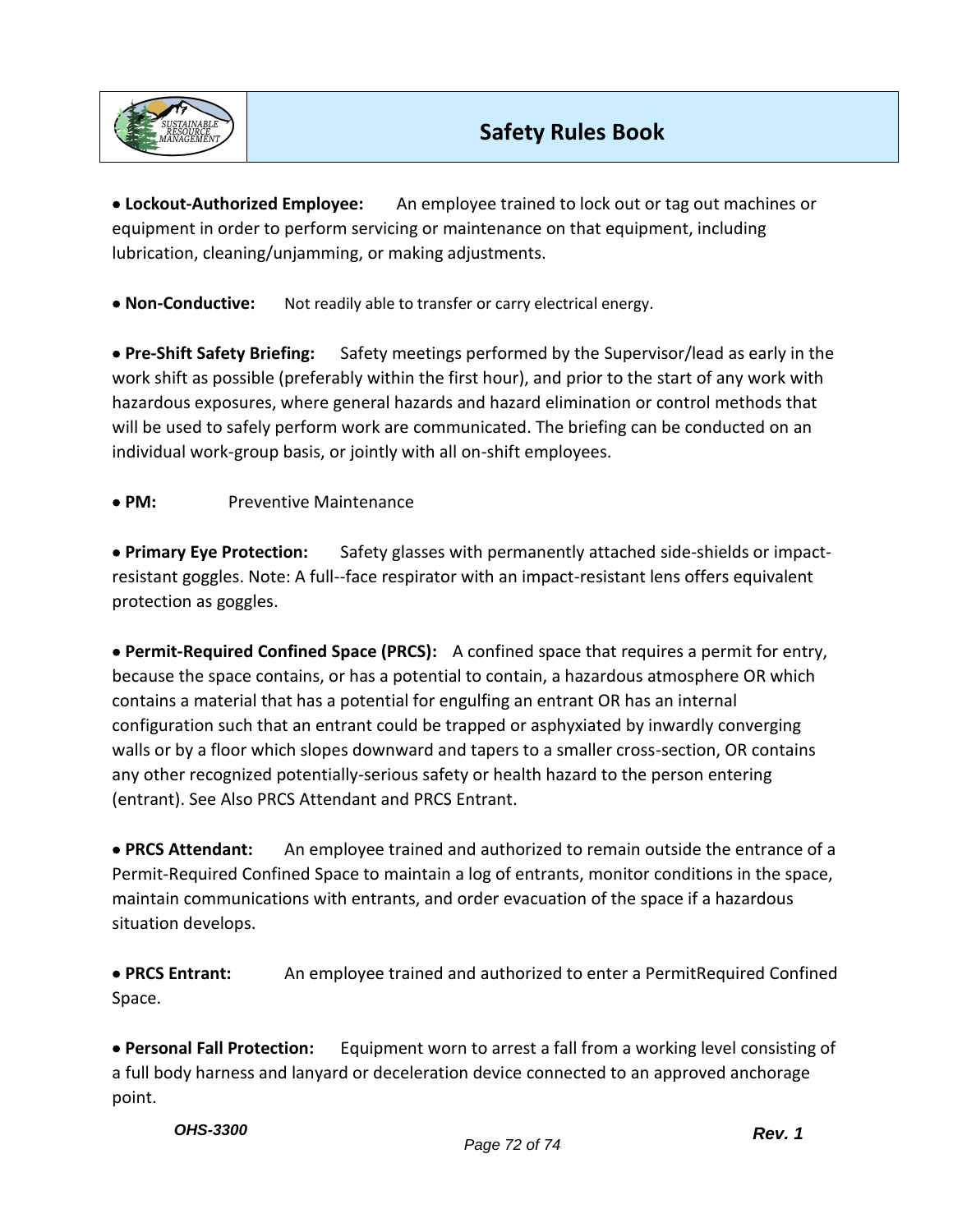- **Lockout-Authorized Employee:** An employee trained to lock out or tag out machines or equipment in order to perform servicing or maintenance on that equipment, including lubrication, cleaning/unjamming, or making adjustments.

- **Non-Conductive:** Not readily able to transfer or carry electrical energy.

- **Pre-Shift Safety Briefing:** Safety meetings performed by the Supervisor/lead as early in the work shift as possible (preferably within the first hour), and prior to the start of any work with hazardous exposures, where general hazards and hazard elimination or control methods that will be used to safely perform work are communicated. The briefing can be conducted on an individual work-group basis, or jointly with all on-shift employees.

- **PM:** Preventive Maintenance

- **Primary Eye Protection:** Safety glasses with permanently attached side-shields or impact-resistant goggles. Note: A full--face respirator with an impact-resistant lens offers equivalent protection as goggles.

- **Permit-Required Confined Space (PRCS):** A confined space that requires a permit for entry, because the space contains, or has a potential to contain, a hazardous atmosphere OR which contains a material that has a potential for engulfing an entrant OR has an internal configuration such that an entrant could be trapped or asphyxiated by inwardly converging walls or by a floor which slopes downward and tapers to a smaller cross-section, OR contains any other recognized potentially-serious safety or health hazard to the person entering (entrant). See Also PRCS Attendant and PRCS Entrant.

- **PRCS Attendant:** An employee trained and authorized to remain outside the entrance of a Permit-Required Confined Space to maintain a log of entrants, monitor conditions in the space, maintain communications with entrants, and order evacuation of the space if a hazardous situation develops.

- **PRCS Entrant:** An employee trained and authorized to enter a PermitRequired Confined Space.

- **Personal Fall Protection:** Equipment worn to arrest a fall from a working level consisting of a full body harness and lanyard or deceleration device connected to an approved anchorage point.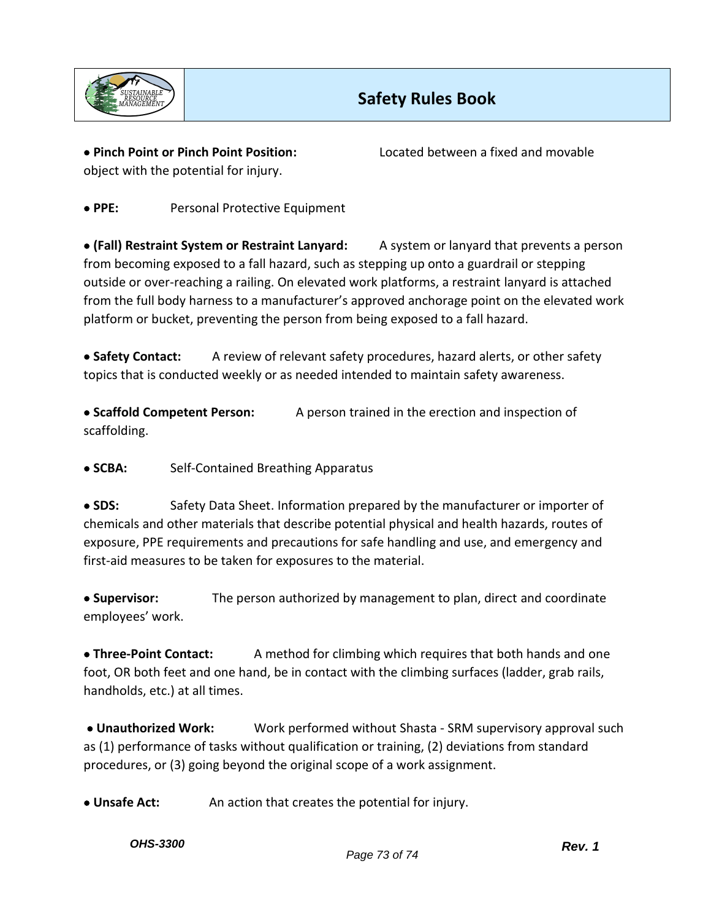- **Pinch Point or Pinch Point Position:** Located between a fixed and movable object with the potential for injury.

- **PPE:** Personal Protective Equipment

- **(Fall) Restraint System or Restraint Lanyard:** A system or lanyard that prevents a person from becoming exposed to a fall hazard, such as stepping up onto a guardrail or stepping outside or over-reaching a railing. On elevated work platforms, a restraint lanyard is attached from the full body harness to a manufacturer's approved anchorage point on the elevated work platform or bucket, preventing the person from being exposed to a fall hazard.

- **Safety Contact:** A review of relevant safety procedures, hazard alerts, or other safety topics that is conducted weekly or as needed intended to maintain safety awareness.

- **Scaffold Competent Person:** A person trained in the erection and inspection of scaffolding.

- **SCBA:** Self-Contained Breathing Apparatus

- **SDS:** Safety Data Sheet. Information prepared by the manufacturer or importer of chemicals and other materials that describe potential physical and health hazards, routes of exposure, PPE requirements and precautions for safe handling and use, and emergency and first-aid measures to be taken for exposures to the material.

- **Supervisor:** The person authorized by management to plan, direct and coordinate employees' work.

- **Three-Point Contact:** A method for climbing which requires that both hands and one foot, OR both feet and one hand, be in contact with the climbing surfaces (ladder, grab rails, handholds, etc.) at all times.

- **Unauthorized Work:** Work performed without Shasta - SRM supervisory approval such as (1) performance of tasks without qualification or training, (2) deviations from standard procedures, or (3) going beyond the original scope of a work assignment.

- **Unsafe Act:** An action that creates the potential for injury.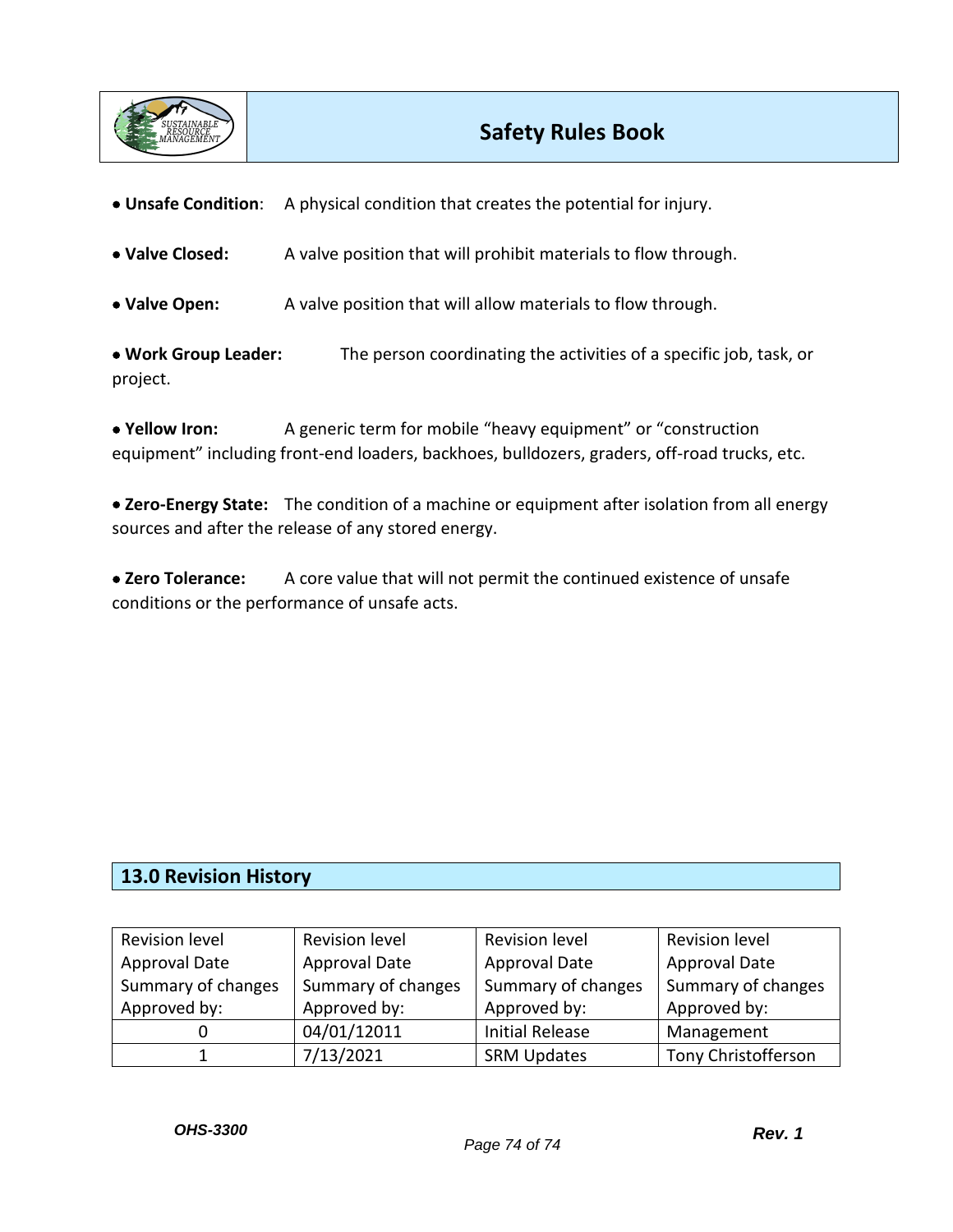- **Unsafe Condition**: A physical condition that creates the potential for injury.

- **Valve Closed:** A valve position that will prohibit materials to flow through.

- **Valve Open:** A valve position that will allow materials to flow through.

- **Work Group Leader:** The person coordinating the activities of a specific job, task, or project.

- **Yellow Iron:** A generic term for mobile "heavy equipment" or "construction equipment" including front-end loaders, backhoes, bulldozers, graders, off-road trucks, etc.

- **Zero-Energy State:** The condition of a machine or equipment after isolation from all energy sources and after the release of any stored energy.

- **Zero Tolerance:** A core value that will not permit the continued existence of unsafe conditions or the performance of unsafe acts.

## 13.0 Revision History

| Revision level | Approval Date | Summary of changes | Approved by: |
|---|---|---|---|
| 0 | 04/01/12011 | Initial Release | Management |
| 1 | 7/13/2021 | SRM Updates | Tony Christofferson |